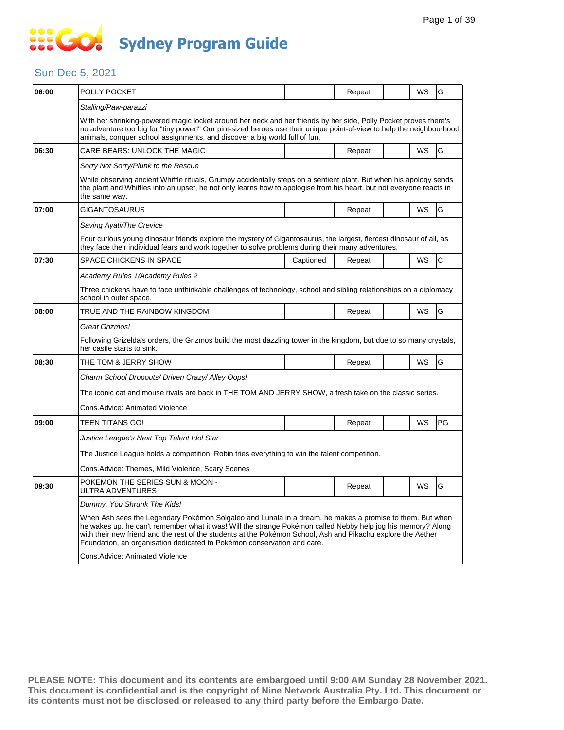# Sydney Program Guide

## Sun Dec 5, 2021

| Time | Program | Captioned | Repeat | | WS | Rating |
|---|---|---|---|---|---|---|
| 06:00 | POLLY POCKET | | Repeat | | WS | G |
| | *Stalling/Paw-parazzi* | | | | | |
| | With her shrinking-powered magic locket around her neck and her friends by her side, Polly Pocket proves there's no adventure too big for "tiny power!" Our pint-sized heroes use their unique point-of-view to help the neighbourhood animals, conquer school assignments, and discover a big world full of fun. | | | | | |
| 06:30 | CARE BEARS: UNLOCK THE MAGIC | | Repeat | | WS | G |
| | *Sorry Not Sorry/Plunk to the Rescue* | | | | | |
| | While observing ancient Whiffle rituals, Grumpy accidentally steps on a sentient plant. But when his apology sends the plant and Whiffles into an upset, he not only learns how to apologise from his heart, but not everyone reacts in the same way. | | | | | |
| 07:00 | GIGANTOSAURUS | | Repeat | | WS | G |
| | *Saving Ayati/The Crevice* | | | | | |
| | Four curious young dinosaur friends explore the mystery of Gigantosaurus, the largest, fiercest dinosaur of all, as they face their individual fears and work together to solve problems during their many adventures. | | | | | |
| 07:30 | SPACE CHICKENS IN SPACE | Captioned | Repeat | | WS | C |
| | *Academy Rules 1/Academy Rules 2* | | | | | |
| | Three chickens have to face unthinkable challenges of technology, school and sibling relationships on a diplomacy school in outer space. | | | | | |
| 08:00 | TRUE AND THE RAINBOW KINGDOM | | Repeat | | WS | G |
| | *Great Grizmos!* | | | | | |
| | Following Grizelda's orders, the Grizmos build the most dazzling tower in the kingdom, but due to so many crystals, her castle starts to sink. | | | | | |
| 08:30 | THE TOM & JERRY SHOW | | Repeat | | WS | G |
| | *Charm School Dropouts/ Driven Crazy/ Alley Oops!* | | | | | |
| | The iconic cat and mouse rivals are back in THE TOM AND JERRY SHOW, a fresh take on the classic series. | | | | | |
| | Cons.Advice: Animated Violence | | | | | |
| 09:00 | TEEN TITANS GO! | | Repeat | | WS | PG |
| | *Justice League's Next Top Talent Idol Star* | | | | | |
| | The Justice League holds a competition. Robin tries everything to win the talent competition. | | | | | |
| | Cons.Advice: Themes, Mild Violence, Scary Scenes | | | | | |
| 09:30 | POKEMON THE SERIES SUN & MOON - ULTRA ADVENTURES | | Repeat | | WS | G |
| | *Dummy, You Shrunk The Kids!* | | | | | |
| | When Ash sees the Legendary Pokémon Solgaleo and Lunala in a dream, he makes a promise to them. But when he wakes up, he can't remember what it was! Will the strange Pokémon called Nebby help jog his memory? Along with their new friend and the rest of the students at the Pokémon School, Ash and Pikachu explore the Aether Foundation, an organisation dedicated to Pokémon conservation and care. | | | | | |
| | Cons.Advice: Animated Violence | | | | | |

**PLEASE NOTE: This document and its contents are embargoed until 9:00 AM Sunday 28 November 2021. This document is confidential and is the copyright of Nine Network Australia Pty. Ltd. This document or its contents must not be disclosed or released to any third party before the Embargo Date.**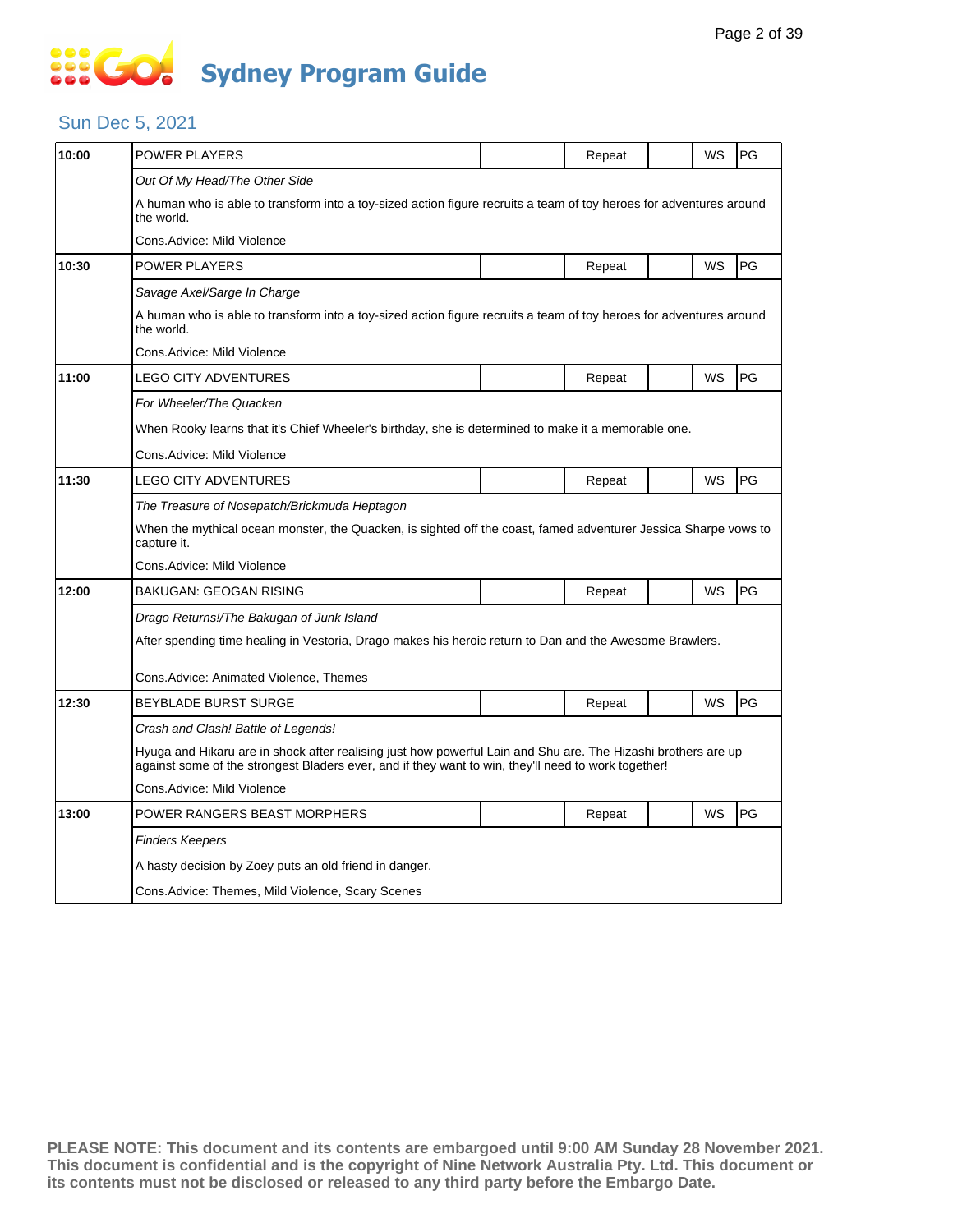# Sydney Program Guide

## Sun Dec 5, 2021

| Time | Program | | Status | | Format | Rating |
|---|---|---|---|---|---|---|
| 10:00 | POWER PLAYERS | | Repeat | | WS | PG |
| | *Out Of My Head/The Other Side* | | | | | |
| | A human who is able to transform into a toy-sized action figure recruits a team of toy heroes for adventures around the world. | | | | | |
| | Cons.Advice: Mild Violence | | | | | |
| 10:30 | POWER PLAYERS | | Repeat | | WS | PG |
| | *Savage Axel/Sarge In Charge* | | | | | |
| | A human who is able to transform into a toy-sized action figure recruits a team of toy heroes for adventures around the world. | | | | | |
| | Cons.Advice: Mild Violence | | | | | |
| 11:00 | LEGO CITY ADVENTURES | | Repeat | | WS | PG |
| | *For Wheeler/The Quacken* | | | | | |
| | When Rooky learns that it's Chief Wheeler's birthday, she is determined to make it a memorable one. | | | | | |
| | Cons.Advice: Mild Violence | | | | | |
| 11:30 | LEGO CITY ADVENTURES | | Repeat | | WS | PG |
| | *The Treasure of Nosepatch/Brickmuda Heptagon* | | | | | |
| | When the mythical ocean monster, the Quacken, is sighted off the coast, famed adventurer Jessica Sharpe vows to capture it. | | | | | |
| | Cons.Advice: Mild Violence | | | | | |
| 12:00 | BAKUGAN: GEOGAN RISING | | Repeat | | WS | PG |
| | *Drago Returns!/The Bakugan of Junk Island* | | | | | |
| | After spending time healing in Vestoria, Drago makes his heroic return to Dan and the Awesome Brawlers. | | | | | |
| | Cons.Advice: Animated Violence, Themes | | | | | |
| 12:30 | BEYBLADE BURST SURGE | | Repeat | | WS | PG |
| | *Crash and Clash! Battle of Legends!* | | | | | |
| | Hyuga and Hikaru are in shock after realising just how powerful Lain and Shu are. The Hizashi brothers are up against some of the strongest Bladers ever, and if they want to win, they'll need to work together! | | | | | |
| | Cons.Advice: Mild Violence | | | | | |
| 13:00 | POWER RANGERS BEAST MORPHERS | | Repeat | | WS | PG |
| | *Finders Keepers* | | | | | |
| | A hasty decision by Zoey puts an old friend in danger. | | | | | |
| | Cons.Advice: Themes, Mild Violence, Scary Scenes | | | | | |

**PLEASE NOTE: This document and its contents are embargoed until 9:00 AM Sunday 28 November 2021. This document is confidential and is the copyright of Nine Network Australia Pty. Ltd. This document or its contents must not be disclosed or released to any third party before the Embargo Date.**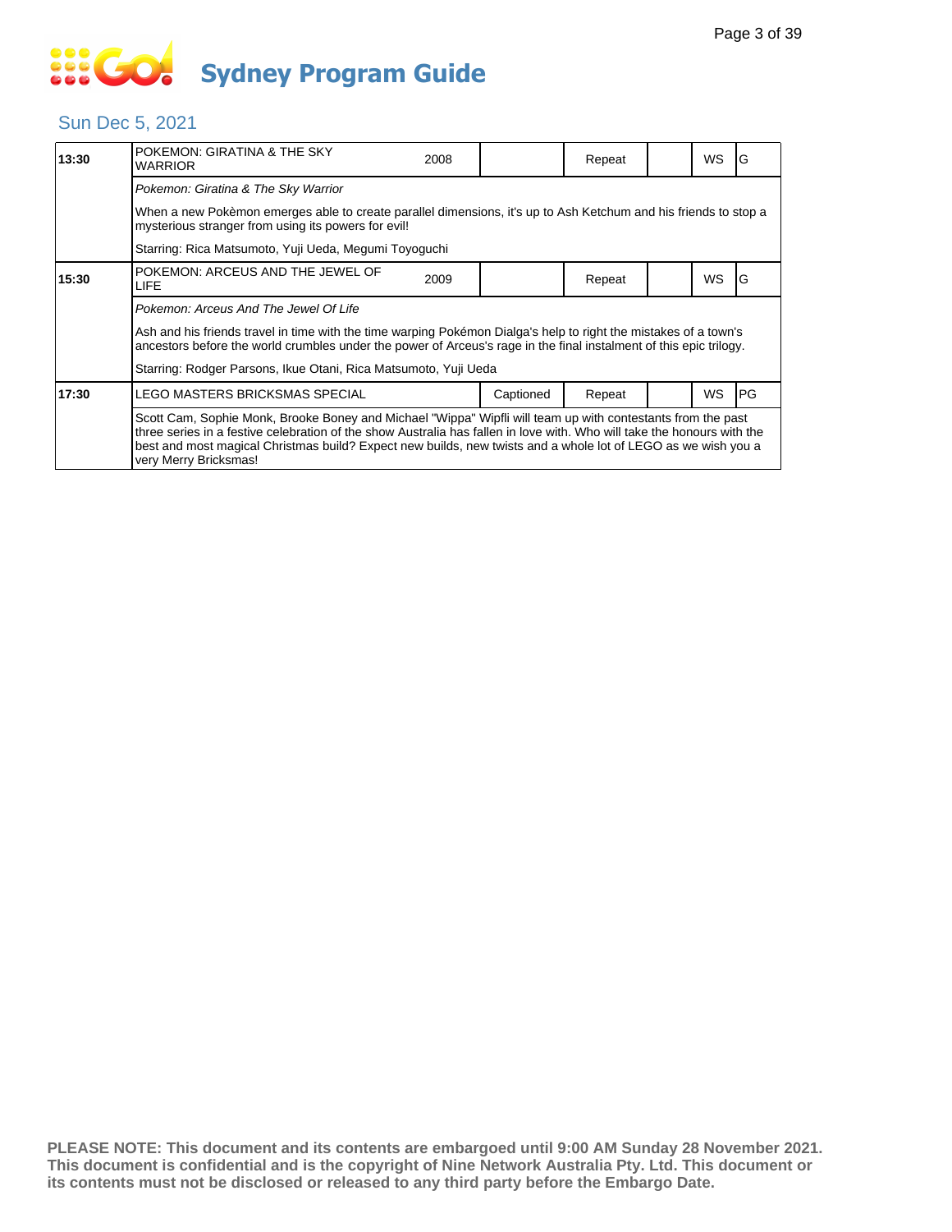# Sydney Program Guide

## Sun Dec 5, 2021

| Time | Program | Year | Captioned | Repeat | | WS | Rating |
|---|---|---|---|---|---|---|---|
| 13:30 | POKEMON: GIRATINA & THE SKY WARRIOR | 2008 | | Repeat | | WS | G |
| | *Pokemon: Giratina & The Sky Warrior*<br>When a new Pokèmon emerges able to create parallel dimensions, it's up to Ash Ketchum and his friends to stop a mysterious stranger from using its powers for evil!<br>Starring: Rica Matsumoto, Yuji Ueda, Megumi Toyoguchi | | | | | | |
| 15:30 | POKEMON: ARCEUS AND THE JEWEL OF LIFE | 2009 | | Repeat | | WS | G |
| | *Pokemon: Arceus And The Jewel Of Life*<br>Ash and his friends travel in time with the time warping Pokémon Dialga's help to right the mistakes of a town's ancestors before the world crumbles under the power of Arceus's rage in the final instalment of this epic trilogy.<br>Starring: Rodger Parsons, Ikue Otani, Rica Matsumoto, Yuji Ueda | | | | | | |
| 17:30 | LEGO MASTERS BRICKSMAS SPECIAL | | Captioned | Repeat | | WS | PG |
| | Scott Cam, Sophie Monk, Brooke Boney and Michael "Wippa" Wipfli will team up with contestants from the past three series in a festive celebration of the show Australia has fallen in love with. Who will take the honours with the best and most magical Christmas build? Expect new builds, new twists and a whole lot of LEGO as we wish you a very Merry Bricksmas! | | | | | | |

**PLEASE NOTE: This document and its contents are embargoed until 9:00 AM Sunday 28 November 2021. This document is confidential and is the copyright of Nine Network Australia Pty. Ltd. This document or its contents must not be disclosed or released to any third party before the Embargo Date.**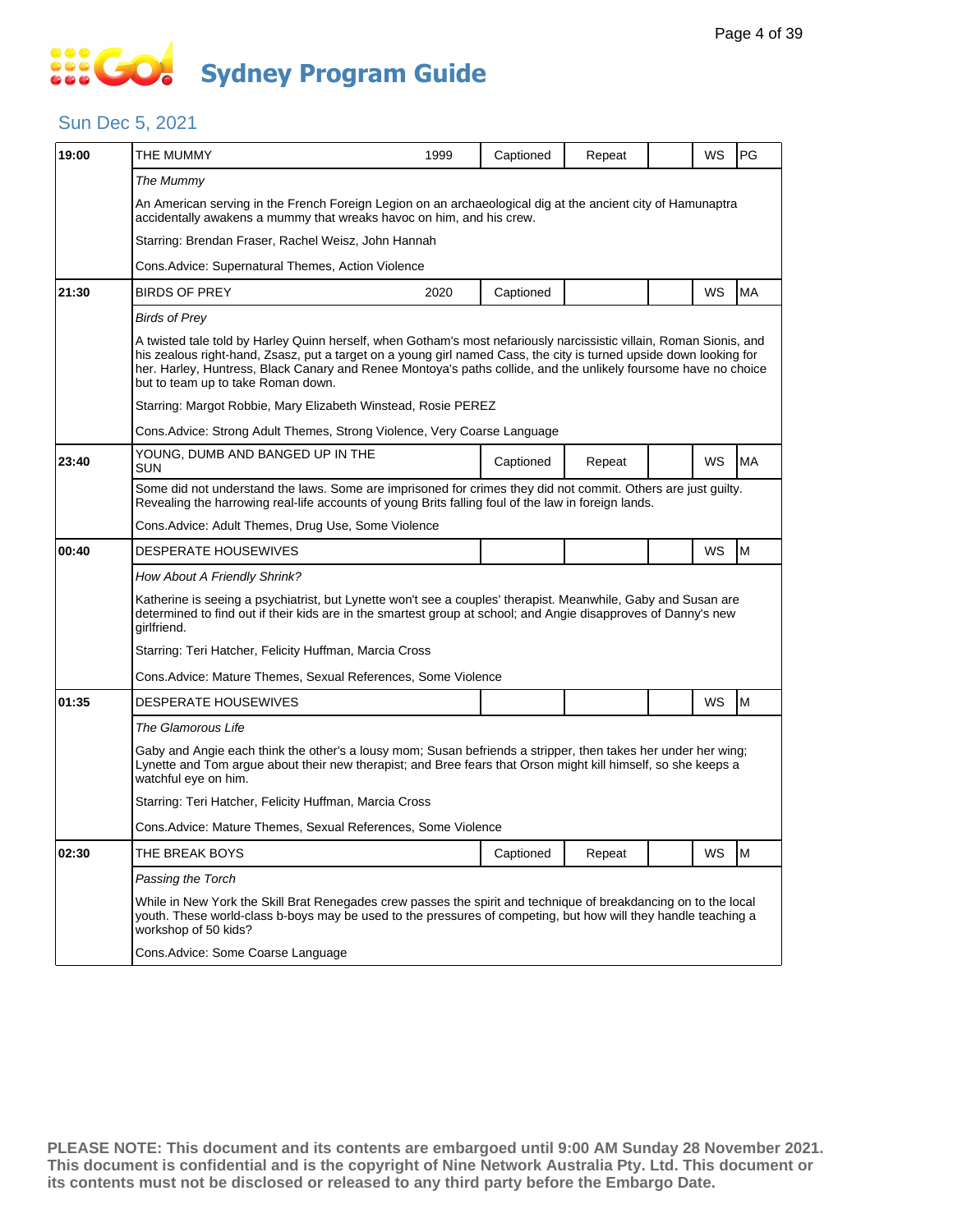# Sydney Program Guide

## Sun Dec 5, 2021

| Time | Title | Year | Captioned | Repeat | | WS | Rating |
|---|---|---|---|---|---|---|---|
| 19:00 | THE MUMMY | 1999 | Captioned | Repeat | | WS | PG |

*The Mummy*

An American serving in the French Foreign Legion on an archaeological dig at the ancient city of Hamunaptra accidentally awakens a mummy that wreaks havoc on him, and his crew.

Starring: Brendan Fraser, Rachel Weisz, John Hannah

Cons.Advice: Supernatural Themes, Action Violence

| Time | Title | Year | Captioned | Repeat | | WS | Rating |
|---|---|---|---|---|---|---|---|
| 21:30 | BIRDS OF PREY | 2020 | Captioned | | | WS | MA |

*Birds of Prey*

A twisted tale told by Harley Quinn herself, when Gotham's most nefariously narcissistic villain, Roman Sionis, and his zealous right-hand, Zsasz, put a target on a young girl named Cass, the city is turned upside down looking for her. Harley, Huntress, Black Canary and Renee Montoya's paths collide, and the unlikely foursome have no choice but to team up to take Roman down.

Starring: Margot Robbie, Mary Elizabeth Winstead, Rosie PEREZ

Cons.Advice: Strong Adult Themes, Strong Violence, Very Coarse Language

| Time | Title | Year | Captioned | Repeat | | WS | Rating |
|---|---|---|---|---|---|---|---|
| 23:40 | YOUNG, DUMB AND BANGED UP IN THE SUN | | Captioned | Repeat | | WS | MA |

Some did not understand the laws. Some are imprisoned for crimes they did not commit. Others are just guilty. Revealing the harrowing real-life accounts of young Brits falling foul of the law in foreign lands.

Cons.Advice: Adult Themes, Drug Use, Some Violence

| Time | Title | Year | Captioned | Repeat | | WS | Rating |
|---|---|---|---|---|---|---|---|
| 00:40 | DESPERATE HOUSEWIVES | | | | | WS | M |

*How About A Friendly Shrink?*

Katherine is seeing a psychiatrist, but Lynette won't see a couples' therapist. Meanwhile, Gaby and Susan are determined to find out if their kids are in the smartest group at school; and Angie disapproves of Danny's new girlfriend.

Starring: Teri Hatcher, Felicity Huffman, Marcia Cross

Cons.Advice: Mature Themes, Sexual References, Some Violence

| Time | Title | Year | Captioned | Repeat | | WS | Rating |
|---|---|---|---|---|---|---|---|
| 01:35 | DESPERATE HOUSEWIVES | | | | | WS | M |

*The Glamorous Life*

Gaby and Angie each think the other's a lousy mom; Susan befriends a stripper, then takes her under her wing; Lynette and Tom argue about their new therapist; and Bree fears that Orson might kill himself, so she keeps a watchful eye on him.

Starring: Teri Hatcher, Felicity Huffman, Marcia Cross

Cons.Advice: Mature Themes, Sexual References, Some Violence

| Time | Title | Year | Captioned | Repeat | | WS | Rating |
|---|---|---|---|---|---|---|---|
| 02:30 | THE BREAK BOYS | | Captioned | Repeat | | WS | M |

*Passing the Torch*

While in New York the Skill Brat Renegades crew passes the spirit and technique of breakdancing on to the local youth. These world-class b-boys may be used to the pressures of competing, but how will they handle teaching a workshop of 50 kids?

Cons.Advice: Some Coarse Language

**PLEASE NOTE: This document and its contents are embargoed until 9:00 AM Sunday 28 November 2021. This document is confidential and is the copyright of Nine Network Australia Pty. Ltd. This document or its contents must not be disclosed or released to any third party before the Embargo Date.**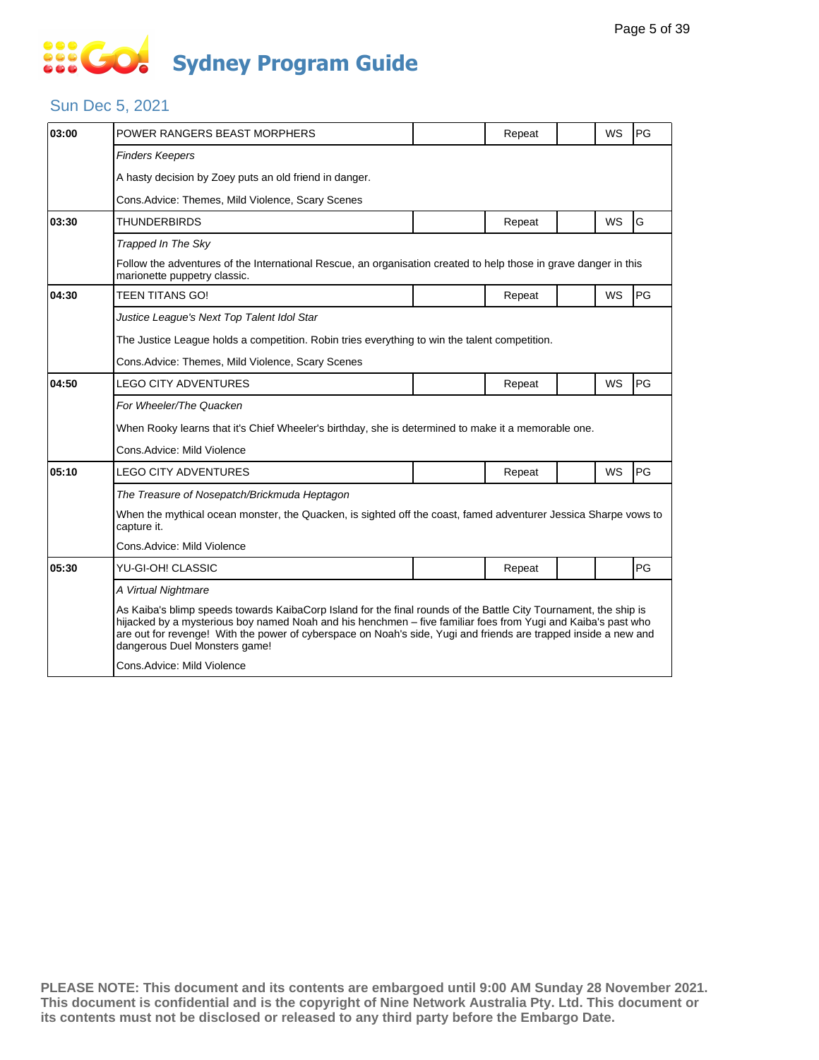# Sydney Program Guide

## Sun Dec 5, 2021

| Time | Program | | Status | | WS | Rating |
|---|---|---|---|---|---|---|
| 03:00 | POWER RANGERS BEAST MORPHERS | | Repeat | | WS | PG |
| | *Finders Keepers*<br>A hasty decision by Zoey puts an old friend in danger.<br>Cons.Advice: Themes, Mild Violence, Scary Scenes | | | | | |
| 03:30 | THUNDERBIRDS | | Repeat | | WS | G |
| | *Trapped In The Sky*<br>Follow the adventures of the International Rescue, an organisation created to help those in grave danger in this marionette puppetry classic. | | | | | |
| 04:30 | TEEN TITANS GO! | | Repeat | | WS | PG |
| | *Justice League's Next Top Talent Idol Star*<br>The Justice League holds a competition. Robin tries everything to win the talent competition.<br>Cons.Advice: Themes, Mild Violence, Scary Scenes | | | | | |
| 04:50 | LEGO CITY ADVENTURES | | Repeat | | WS | PG |
| | *For Wheeler/The Quacken*<br>When Rooky learns that it's Chief Wheeler's birthday, she is determined to make it a memorable one.<br>Cons.Advice: Mild Violence | | | | | |
| 05:10 | LEGO CITY ADVENTURES | | Repeat | | WS | PG |
| | *The Treasure of Nosepatch/Brickmuda Heptagon*<br>When the mythical ocean monster, the Quacken, is sighted off the coast, famed adventurer Jessica Sharpe vows to capture it.<br>Cons.Advice: Mild Violence | | | | | |
| 05:30 | YU-GI-OH! CLASSIC | | Repeat | | | PG |
| | *A Virtual Nightmare*<br>As Kaiba's blimp speeds towards KaibaCorp Island for the final rounds of the Battle City Tournament, the ship is hijacked by a mysterious boy named Noah and his henchmen – five familiar foes from Yugi and Kaiba's past who are out for revenge! With the power of cyberspace on Noah's side, Yugi and friends are trapped inside a new and dangerous Duel Monsters game!<br>Cons.Advice: Mild Violence | | | | | |

**PLEASE NOTE: This document and its contents are embargoed until 9:00 AM Sunday 28 November 2021. This document is confidential and is the copyright of Nine Network Australia Pty. Ltd. This document or its contents must not be disclosed or released to any third party before the Embargo Date.**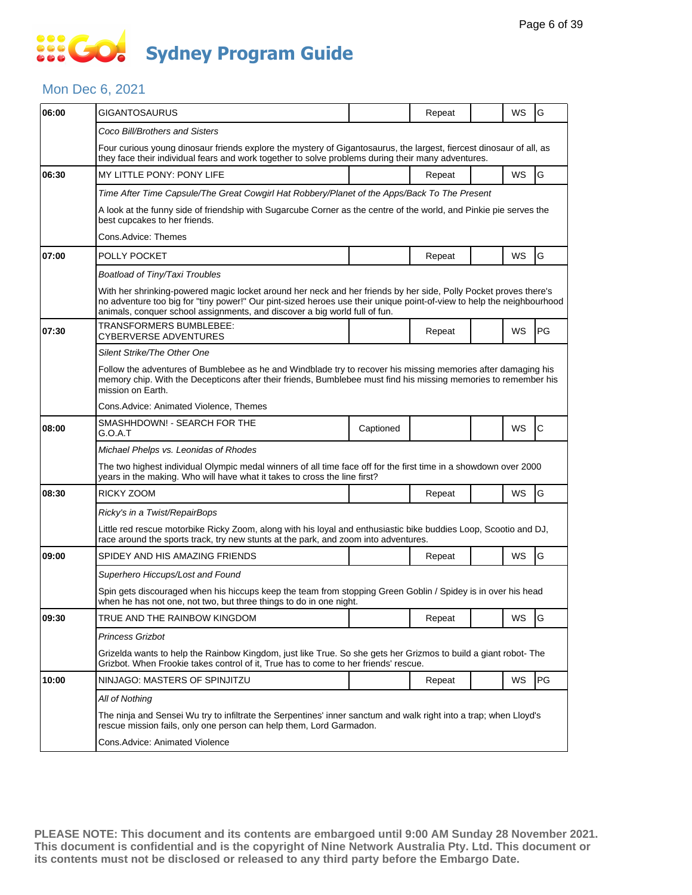# Sydney Program Guide

## Mon Dec 6, 2021

| Time | Program | Captioned | Repeat | | WS | Rating |
|---|---|---|---|---|---|---|
| 06:00 | GIGANTOSAURUS | | Repeat | | WS | G |
| | *Coco Bill/Brothers and Sisters* | | | | | |
| | Four curious young dinosaur friends explore the mystery of Gigantosaurus, the largest, fiercest dinosaur of all, as they face their individual fears and work together to solve problems during their many adventures. | | | | | |
| 06:30 | MY LITTLE PONY: PONY LIFE | | Repeat | | WS | G |
| | *Time After Time Capsule/The Great Cowgirl Hat Robbery/Planet of the Apps/Back To The Present* | | | | | |
| | A look at the funny side of friendship with Sugarcube Corner as the centre of the world, and Pinkie pie serves the best cupcakes to her friends. | | | | | |
| | Cons.Advice: Themes | | | | | |
| 07:00 | POLLY POCKET | | Repeat | | WS | G |
| | *Boatload of Tiny/Taxi Troubles* | | | | | |
| | With her shrinking-powered magic locket around her neck and her friends by her side, Polly Pocket proves there's no adventure too big for "tiny power!" Our pint-sized heroes use their unique point-of-view to help the neighbourhood animals, conquer school assignments, and discover a big world full of fun. | | | | | |
| 07:30 | TRANSFORMERS BUMBLEBEE: CYBERVERSE ADVENTURES | | Repeat | | WS | PG |
| | *Silent Strike/The Other One* | | | | | |
| | Follow the adventures of Bumblebee as he and Windblade try to recover his missing memories after damaging his memory chip. With the Decepticons after their friends, Bumblebee must find his missing memories to remember his mission on Earth. | | | | | |
| | Cons.Advice: Animated Violence, Themes | | | | | |
| 08:00 | SMASHHDOWN! - SEARCH FOR THE G.O.A.T | Captioned | | | WS | C |
| | *Michael Phelps vs. Leonidas of Rhodes* | | | | | |
| | The two highest individual Olympic medal winners of all time face off for the first time in a showdown over 2000 years in the making. Who will have what it takes to cross the line first? | | | | | |
| 08:30 | RICKY ZOOM | | Repeat | | WS | G |
| | *Ricky's in a Twist/RepairBops* | | | | | |
| | Little red rescue motorbike Ricky Zoom, along with his loyal and enthusiastic bike buddies Loop, Scootio and DJ, race around the sports track, try new stunts at the park, and zoom into adventures. | | | | | |
| 09:00 | SPIDEY AND HIS AMAZING FRIENDS | | Repeat | | WS | G |
| | *Superhero Hiccups/Lost and Found* | | | | | |
| | Spin gets discouraged when his hiccups keep the team from stopping Green Goblin / Spidey is in over his head when he has not one, not two, but three things to do in one night. | | | | | |
| 09:30 | TRUE AND THE RAINBOW KINGDOM | | Repeat | | WS | G |
| | *Princess Grizbot* | | | | | |
| | Grizelda wants to help the Rainbow Kingdom, just like True. So she gets her Grizmos to build a giant robot- The Grizbot. When Frookie takes control of it, True has to come to her friends' rescue. | | | | | |
| 10:00 | NINJAGO: MASTERS OF SPINJITZU | | Repeat | | WS | PG |
| | *All of Nothing* | | | | | |
| | The ninja and Sensei Wu try to infiltrate the Serpentines' inner sanctum and walk right into a trap; when Lloyd's rescue mission fails, only one person can help them, Lord Garmadon. | | | | | |
| | Cons.Advice: Animated Violence | | | | | |

**PLEASE NOTE: This document and its contents are embargoed until 9:00 AM Sunday 28 November 2021. This document is confidential and is the copyright of Nine Network Australia Pty. Ltd. This document or its contents must not be disclosed or released to any third party before the Embargo Date.**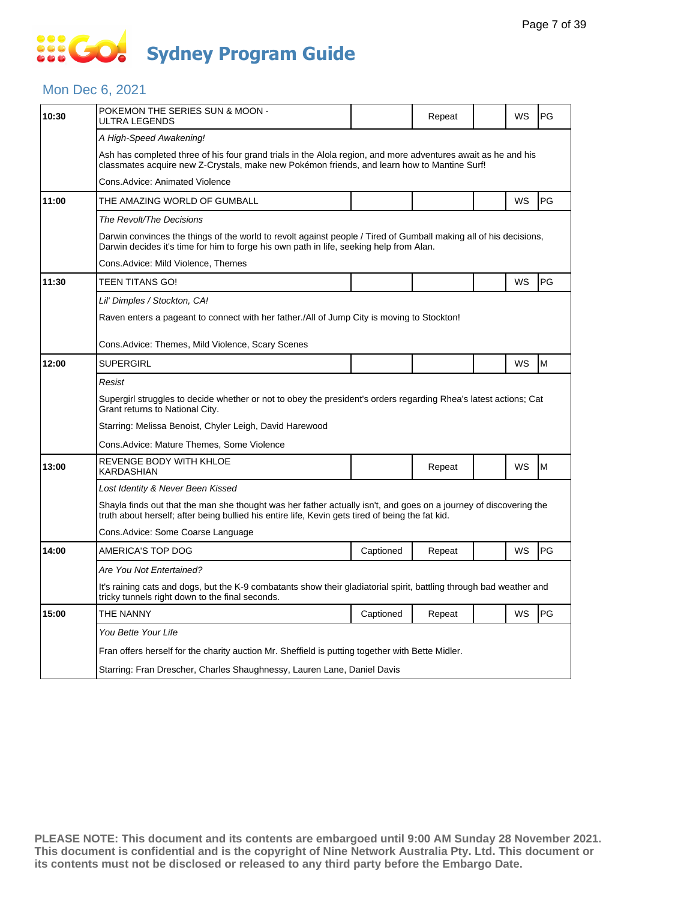# Sydney Program Guide

## Mon Dec 6, 2021

| Time | Program | Captioned | Repeat | | WS | Rating |
|---|---|---|---|---|---|---|
| 10:30 | POKEMON THE SERIES SUN & MOON - ULTRA LEGENDS | | Repeat | | WS | PG |
| | *A High-Speed Awakening!* | | | | | |
| | Ash has completed three of his four grand trials in the Alola region, and more adventures await as he and his classmates acquire new Z-Crystals, make new Pokémon friends, and learn how to Mantine Surf! | | | | | |
| | Cons.Advice: Animated Violence | | | | | |
| 11:00 | THE AMAZING WORLD OF GUMBALL | | | | WS | PG |
| | *The Revolt/The Decisions* | | | | | |
| | Darwin convinces the things of the world to revolt against people / Tired of Gumball making all of his decisions, Darwin decides it's time for him to forge his own path in life, seeking help from Alan. | | | | | |
| | Cons.Advice: Mild Violence, Themes | | | | | |
| 11:30 | TEEN TITANS GO! | | | | WS | PG |
| | *Lil' Dimples / Stockton, CA!* | | | | | |
| | Raven enters a pageant to connect with her father./All of Jump City is moving to Stockton! | | | | | |
| | Cons.Advice: Themes, Mild Violence, Scary Scenes | | | | | |
| 12:00 | SUPERGIRL | | | | WS | M |
| | *Resist* | | | | | |
| | Supergirl struggles to decide whether or not to obey the president's orders regarding Rhea's latest actions; Cat Grant returns to National City. | | | | | |
| | Starring: Melissa Benoist, Chyler Leigh, David Harewood | | | | | |
| | Cons.Advice: Mature Themes, Some Violence | | | | | |
| 13:00 | REVENGE BODY WITH KHLOE KARDASHIAN | | Repeat | | WS | M |
| | *Lost Identity & Never Been Kissed* | | | | | |
| | Shayla finds out that the man she thought was her father actually isn't, and goes on a journey of discovering the truth about herself; after being bullied his entire life, Kevin gets tired of being the fat kid. | | | | | |
| | Cons.Advice: Some Coarse Language | | | | | |
| 14:00 | AMERICA'S TOP DOG | Captioned | Repeat | | WS | PG |
| | *Are You Not Entertained?* | | | | | |
| | It's raining cats and dogs, but the K-9 combatants show their gladiatorial spirit, battling through bad weather and tricky tunnels right down to the final seconds. | | | | | |
| 15:00 | THE NANNY | Captioned | Repeat | | WS | PG |
| | *You Bette Your Life* | | | | | |
| | Fran offers herself for the charity auction Mr. Sheffield is putting together with Bette Midler. | | | | | |
| | Starring: Fran Drescher, Charles Shaughnessy, Lauren Lane, Daniel Davis | | | | | |

**PLEASE NOTE: This document and its contents are embargoed until 9:00 AM Sunday 28 November 2021. This document is confidential and is the copyright of Nine Network Australia Pty. Ltd. This document or its contents must not be disclosed or released to any third party before the Embargo Date.**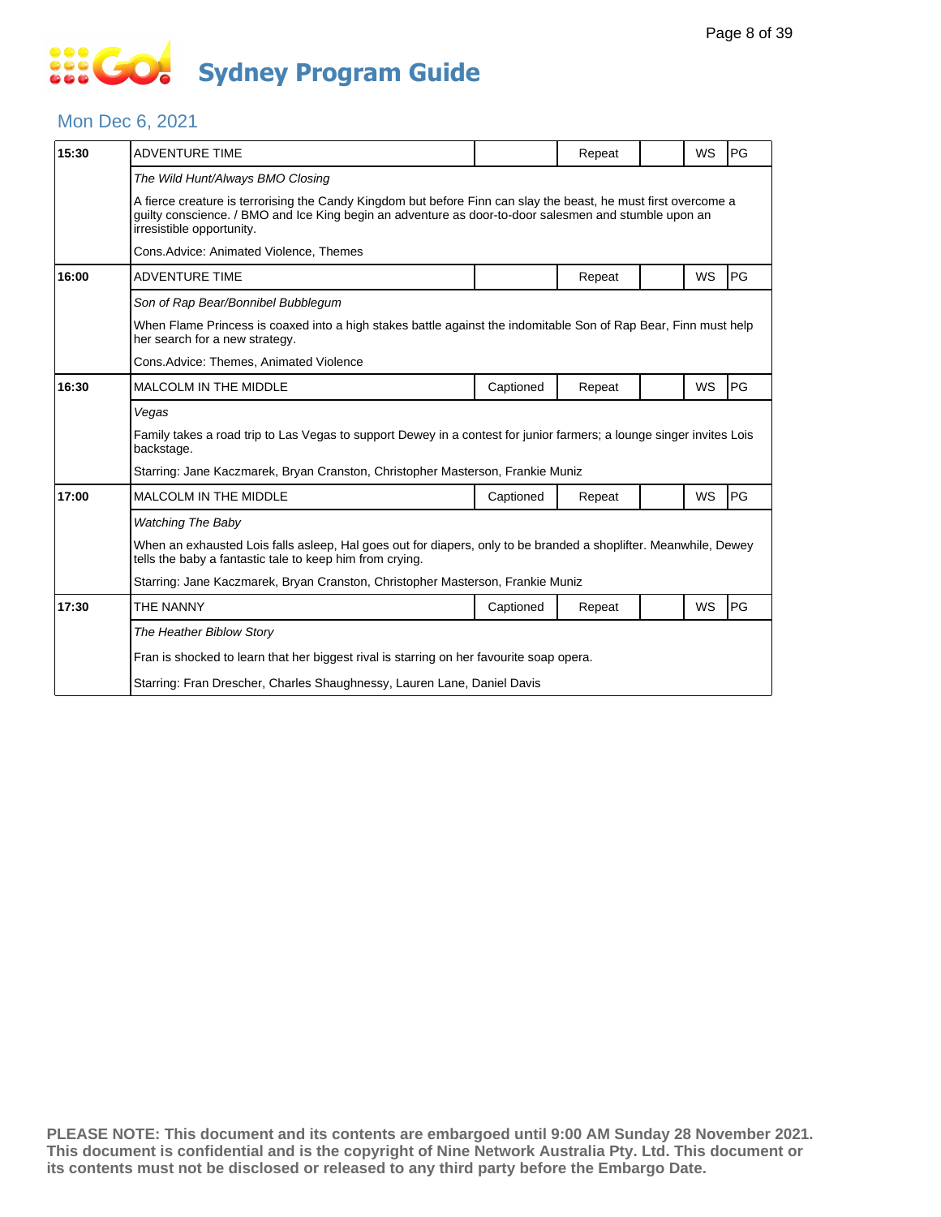# Sydney Program Guide

## Mon Dec 6, 2021

| 15:30 | ADVENTURE TIME | | Repeat | | WS | PG |
|---|---|---|---|---|---|---|

*The Wild Hunt/Always BMO Closing*

A fierce creature is terrorising the Candy Kingdom but before Finn can slay the beast, he must first overcome a guilty conscience. / BMO and Ice King begin an adventure as door-to-door salesmen and stumble upon an irresistible opportunity.

Cons.Advice: Animated Violence, Themes

| 16:00 | ADVENTURE TIME | | Repeat | | WS | PG |
|---|---|---|---|---|---|---|

*Son of Rap Bear/Bonnibel Bubblegum*

When Flame Princess is coaxed into a high stakes battle against the indomitable Son of Rap Bear, Finn must help her search for a new strategy.

Cons.Advice: Themes, Animated Violence

| 16:30 | MALCOLM IN THE MIDDLE | Captioned | Repeat | | WS | PG |
|---|---|---|---|---|---|---|

*Vegas*

Family takes a road trip to Las Vegas to support Dewey in a contest for junior farmers; a lounge singer invites Lois backstage.

Starring: Jane Kaczmarek, Bryan Cranston, Christopher Masterson, Frankie Muniz

| 17:00 | MALCOLM IN THE MIDDLE | Captioned | Repeat | | WS | PG |
|---|---|---|---|---|---|---|

*Watching The Baby*

When an exhausted Lois falls asleep, Hal goes out for diapers, only to be branded a shoplifter. Meanwhile, Dewey tells the baby a fantastic tale to keep him from crying.

Starring: Jane Kaczmarek, Bryan Cranston, Christopher Masterson, Frankie Muniz

| 17:30 | THE NANNY | Captioned | Repeat | | WS | PG |
|---|---|---|---|---|---|---|

*The Heather Biblow Story*

Fran is shocked to learn that her biggest rival is starring on her favourite soap opera.

Starring: Fran Drescher, Charles Shaughnessy, Lauren Lane, Daniel Davis

**PLEASE NOTE: This document and its contents are embargoed until 9:00 AM Sunday 28 November 2021. This document is confidential and is the copyright of Nine Network Australia Pty. Ltd. This document or its contents must not be disclosed or released to any third party before the Embargo Date.**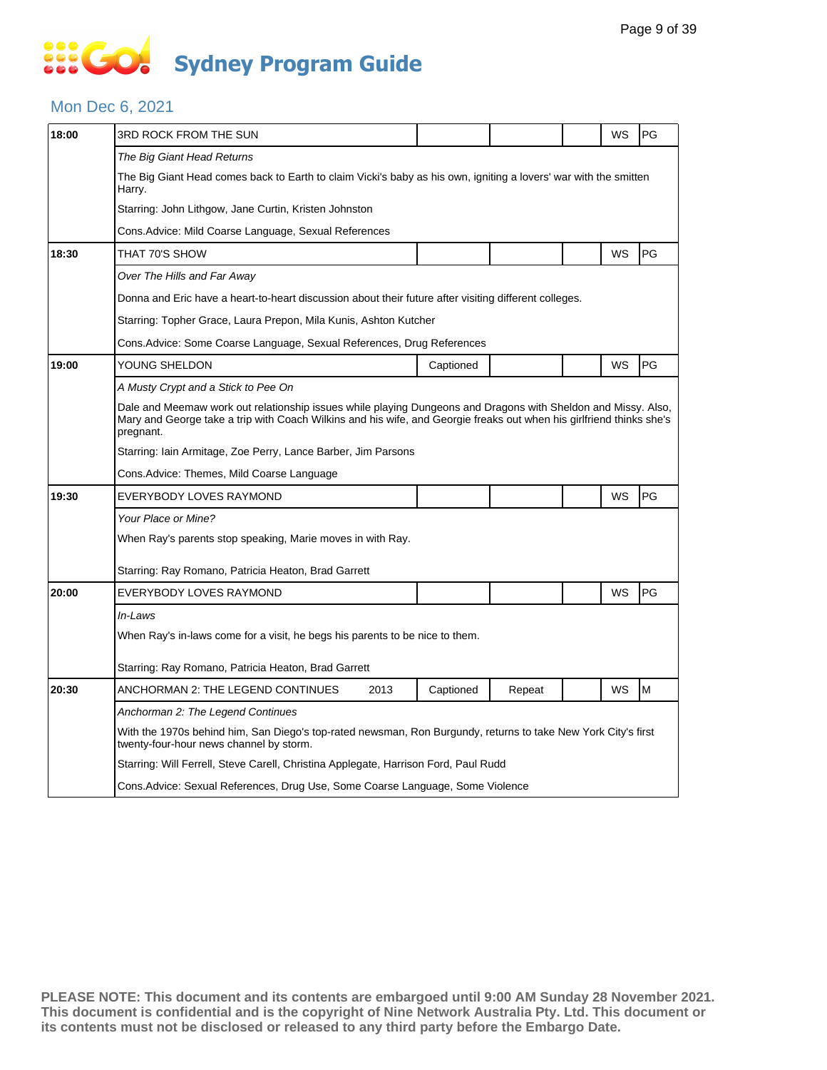# Sydney Program Guide

## Mon Dec 6, 2021

| Time | Program | | | | | |
|---|---|---|---|---|---|---|
| 18:00 | 3RD ROCK FROM THE SUN | | | | WS | PG |
| | *The Big Giant Head Returns* | | | | | |
| | The Big Giant Head comes back to Earth to claim Vicki's baby as his own, igniting a lovers' war with the smitten Harry. | | | | | |
| | Starring: John Lithgow, Jane Curtin, Kristen Johnston | | | | | |
| | Cons.Advice: Mild Coarse Language, Sexual References | | | | | |
| 18:30 | THAT 70'S SHOW | | | | WS | PG |
| | *Over The Hills and Far Away* | | | | | |
| | Donna and Eric have a heart-to-heart discussion about their future after visiting different colleges. | | | | | |
| | Starring: Topher Grace, Laura Prepon, Mila Kunis, Ashton Kutcher | | | | | |
| | Cons.Advice: Some Coarse Language, Sexual References, Drug References | | | | | |
| 19:00 | YOUNG SHELDON | Captioned | | | WS | PG |
| | *A Musty Crypt and a Stick to Pee On* | | | | | |
| | Dale and Meemaw work out relationship issues while playing Dungeons and Dragons with Sheldon and Missy. Also, Mary and George take a trip with Coach Wilkins and his wife, and Georgie freaks out when his girlfriend thinks she's pregnant. | | | | | |
| | Starring: Iain Armitage, Zoe Perry, Lance Barber, Jim Parsons | | | | | |
| | Cons.Advice: Themes, Mild Coarse Language | | | | | |
| 19:30 | EVERYBODY LOVES RAYMOND | | | | WS | PG |
| | *Your Place or Mine?* | | | | | |
| | When Ray's parents stop speaking, Marie moves in with Ray. | | | | | |
| | Starring: Ray Romano, Patricia Heaton, Brad Garrett | | | | | |
| 20:00 | EVERYBODY LOVES RAYMOND | | | | WS | PG |
| | *In-Laws* | | | | | |
| | When Ray's in-laws come for a visit, he begs his parents to be nice to them. | | | | | |
| | Starring: Ray Romano, Patricia Heaton, Brad Garrett | | | | | |
| 20:30 | ANCHORMAN 2: THE LEGEND CONTINUES 2013 | Captioned | Repeat | | WS | M |
| | *Anchorman 2: The Legend Continues* | | | | | |
| | With the 1970s behind him, San Diego's top-rated newsman, Ron Burgundy, returns to take New York City's first twenty-four-hour news channel by storm. | | | | | |
| | Starring: Will Ferrell, Steve Carell, Christina Applegate, Harrison Ford, Paul Rudd | | | | | |
| | Cons.Advice: Sexual References, Drug Use, Some Coarse Language, Some Violence | | | | | |

**PLEASE NOTE: This document and its contents are embargoed until 9:00 AM Sunday 28 November 2021. This document is confidential and is the copyright of Nine Network Australia Pty. Ltd. This document or its contents must not be disclosed or released to any third party before the Embargo Date.**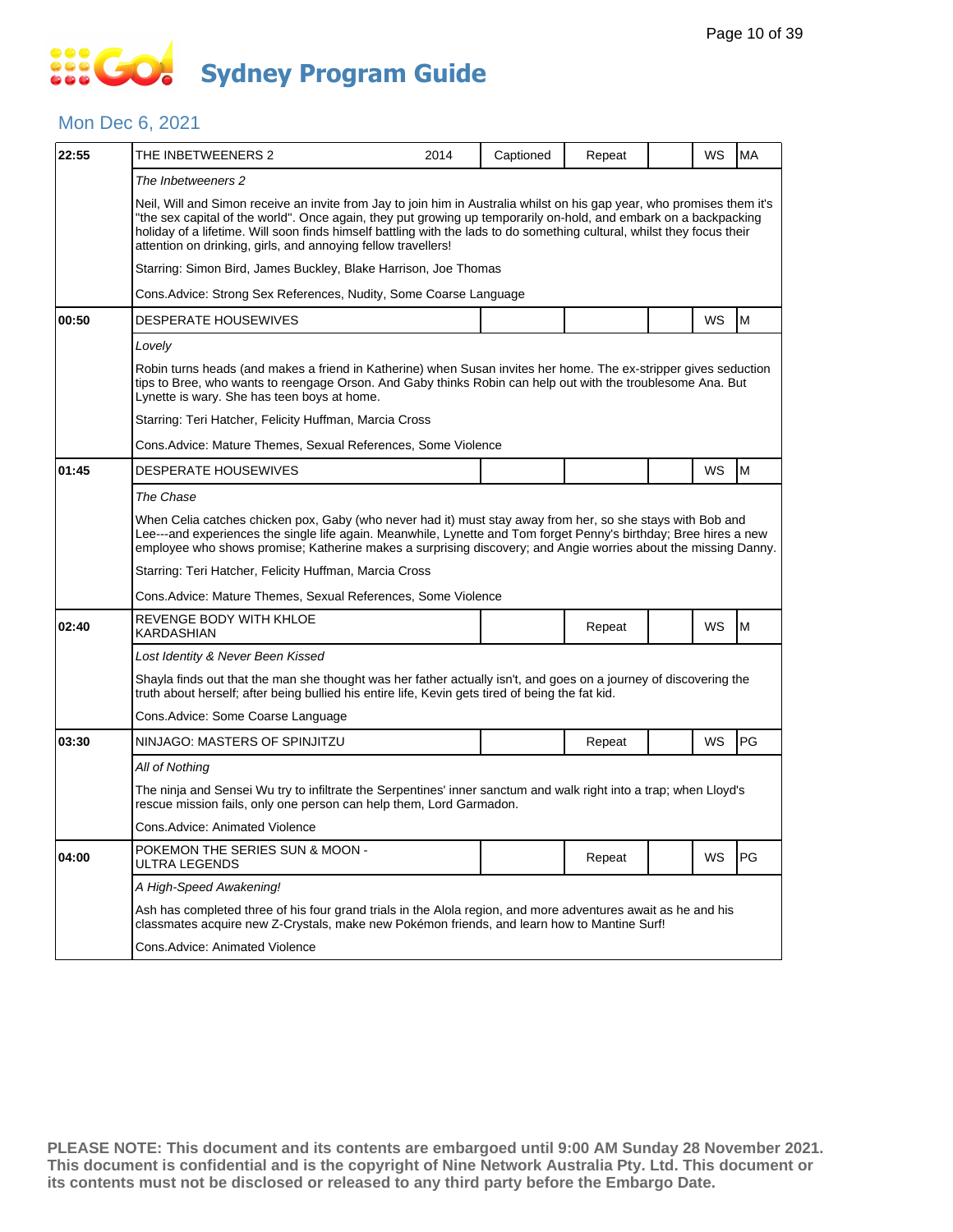# Sydney Program Guide

## Mon Dec 6, 2021

| Time | Program | Year | Captioned | Repeat | | WS | Rating |
|---|---|---|---|---|---|---|---|
| 22:55 | THE INBETWEENERS 2 | 2014 | Captioned | Repeat | | WS | MA |

*The Inbetweeners 2*

Neil, Will and Simon receive an invite from Jay to join him in Australia whilst on his gap year, who promises them it's "the sex capital of the world". Once again, they put growing up temporarily on-hold, and embark on a backpacking holiday of a lifetime. Will soon finds himself battling with the lads to do something cultural, whilst they focus their attention on drinking, girls, and annoying fellow travellers!

Starring: Simon Bird, James Buckley, Blake Harrison, Joe Thomas

Cons.Advice: Strong Sex References, Nudity, Some Coarse Language

| Time | Program | | | | WS | Rating |
|---|---|---|---|---|---|---|
| 00:50 | DESPERATE HOUSEWIVES | | | | WS | M |

*Lovely*

Robin turns heads (and makes a friend in Katherine) when Susan invites her home. The ex-stripper gives seduction tips to Bree, who wants to reengage Orson. And Gaby thinks Robin can help out with the troublesome Ana. But Lynette is wary. She has teen boys at home.

Starring: Teri Hatcher, Felicity Huffman, Marcia Cross

Cons.Advice: Mature Themes, Sexual References, Some Violence

| Time | Program | | | | WS | Rating |
|---|---|---|---|---|---|---|
| 01:45 | DESPERATE HOUSEWIVES | | | | WS | M |

*The Chase*

When Celia catches chicken pox, Gaby (who never had it) must stay away from her, so she stays with Bob and Lee---and experiences the single life again. Meanwhile, Lynette and Tom forget Penny's birthday; Bree hires a new employee who shows promise; Katherine makes a surprising discovery; and Angie worries about the missing Danny.

Starring: Teri Hatcher, Felicity Huffman, Marcia Cross

Cons.Advice: Mature Themes, Sexual References, Some Violence

| Time | Program | | Repeat | | WS | Rating |
|---|---|---|---|---|---|---|
| 02:40 | REVENGE BODY WITH KHLOE KARDASHIAN | | Repeat | | WS | M |

*Lost Identity & Never Been Kissed*

Shayla finds out that the man she thought was her father actually isn't, and goes on a journey of discovering the truth about herself; after being bullied his entire life, Kevin gets tired of being the fat kid.

Cons.Advice: Some Coarse Language

| Time | Program | | Repeat | | WS | Rating |
|---|---|---|---|---|---|---|
| 03:30 | NINJAGO: MASTERS OF SPINJITZU | | Repeat | | WS | PG |

*All of Nothing*

The ninja and Sensei Wu try to infiltrate the Serpentines' inner sanctum and walk right into a trap; when Lloyd's rescue mission fails, only one person can help them, Lord Garmadon.

Cons.Advice: Animated Violence

| Time | Program | | Repeat | | WS | Rating |
|---|---|---|---|---|---|---|
| 04:00 | POKEMON THE SERIES SUN & MOON - ULTRA LEGENDS | | Repeat | | WS | PG |

*A High-Speed Awakening!*

Ash has completed three of his four grand trials in the Alola region, and more adventures await as he and his classmates acquire new Z-Crystals, make new Pokémon friends, and learn how to Mantine Surf!

Cons.Advice: Animated Violence

**PLEASE NOTE: This document and its contents are embargoed until 9:00 AM Sunday 28 November 2021. This document is confidential and is the copyright of Nine Network Australia Pty. Ltd. This document or its contents must not be disclosed or released to any third party before the Embargo Date.**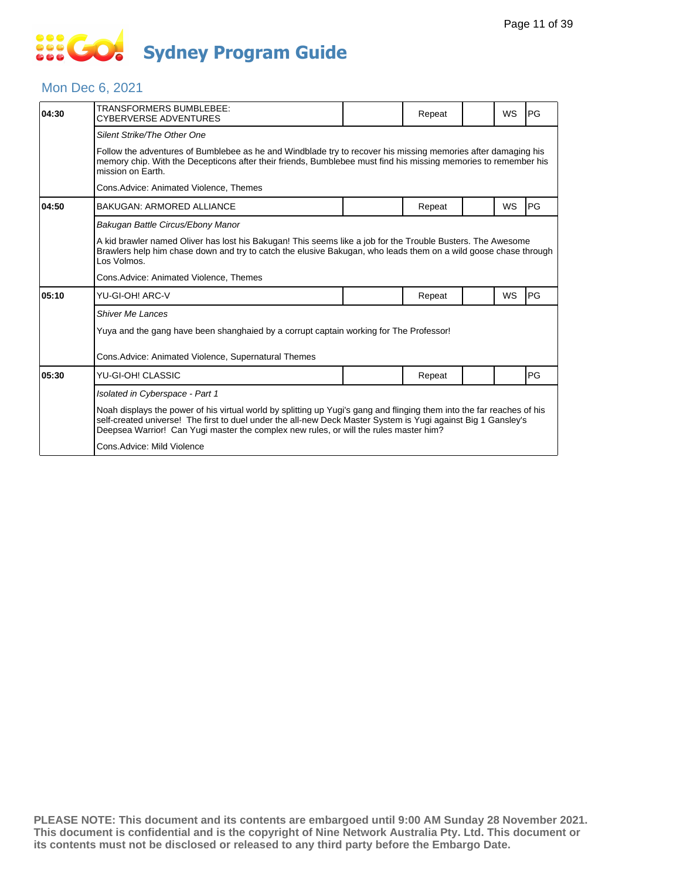# Sydney Program Guide

## Mon Dec 6, 2021

| Time | Program | | Status | | Format | Rating |
|---|---|---|---|---|---|---|
| 04:30 | TRANSFORMERS BUMBLEBEE: CYBERVERSE ADVENTURES | | Repeat | | WS | PG |

*Silent Strike/The Other One*

Follow the adventures of Bumblebee as he and Windblade try to recover his missing memories after damaging his memory chip. With the Decepticons after their friends, Bumblebee must find his missing memories to remember his mission on Earth.

Cons.Advice: Animated Violence, Themes

| Time | Program | | Status | | Format | Rating |
|---|---|---|---|---|---|---|
| 04:50 | BAKUGAN: ARMORED ALLIANCE | | Repeat | | WS | PG |

*Bakugan Battle Circus/Ebony Manor*

A kid brawler named Oliver has lost his Bakugan! This seems like a job for the Trouble Busters. The Awesome Brawlers help him chase down and try to catch the elusive Bakugan, who leads them on a wild goose chase through Los Volmos.

Cons.Advice: Animated Violence, Themes

| Time | Program | | Status | | Format | Rating |
|---|---|---|---|---|---|---|
| 05:10 | YU-GI-OH! ARC-V | | Repeat | | WS | PG |

*Shiver Me Lances*

Yuya and the gang have been shanghaied by a corrupt captain working for The Professor!

Cons.Advice: Animated Violence, Supernatural Themes

| Time | Program | | Status | | Format | Rating |
|---|---|---|---|---|---|---|
| 05:30 | YU-GI-OH! CLASSIC | | Repeat | | | PG |

*Isolated in Cyberspace - Part 1*

Noah displays the power of his virtual world by splitting up Yugi's gang and flinging them into the far reaches of his self-created universe! The first to duel under the all-new Deck Master System is Yugi against Big 1 Gansley's Deepsea Warrior! Can Yugi master the complex new rules, or will the rules master him?

Cons.Advice: Mild Violence

**PLEASE NOTE: This document and its contents are embargoed until 9:00 AM Sunday 28 November 2021. This document is confidential and is the copyright of Nine Network Australia Pty. Ltd. This document or its contents must not be disclosed or released to any third party before the Embargo Date.**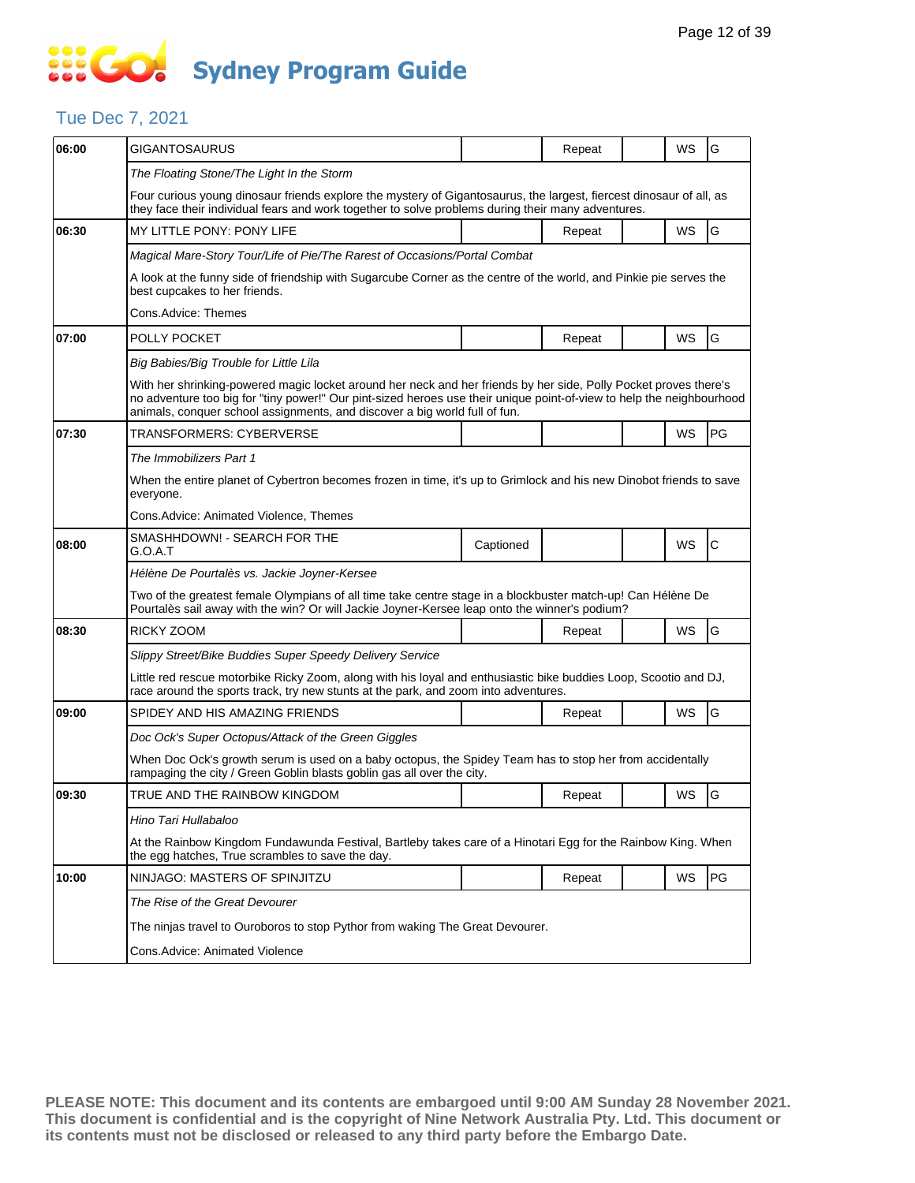# Sydney Program Guide

## Tue Dec 7, 2021

| Time | Program | Captioned | Repeat | | WS | Rating |
|---|---|---|---|---|---|---|
| 06:00 | GIGANTOSAURUS | | Repeat | | WS | G |
| | *The Floating Stone/The Light In the Storm* | | | | | |
| | Four curious young dinosaur friends explore the mystery of Gigantosaurus, the largest, fiercest dinosaur of all, as they face their individual fears and work together to solve problems during their many adventures. | | | | | |
| 06:30 | MY LITTLE PONY: PONY LIFE | | Repeat | | WS | G |
| | *Magical Mare-Story Tour/Life of Pie/The Rarest of Occasions/Portal Combat* | | | | | |
| | A look at the funny side of friendship with Sugarcube Corner as the centre of the world, and Pinkie pie serves the best cupcakes to her friends. | | | | | |
| | Cons.Advice: Themes | | | | | |
| 07:00 | POLLY POCKET | | Repeat | | WS | G |
| | *Big Babies/Big Trouble for Little Lila* | | | | | |
| | With her shrinking-powered magic locket around her neck and her friends by her side, Polly Pocket proves there's no adventure too big for "tiny power!" Our pint-sized heroes use their unique point-of-view to help the neighbourhood animals, conquer school assignments, and discover a big world full of fun. | | | | | |
| 07:30 | TRANSFORMERS: CYBERVERSE | | | | WS | PG |
| | *The Immobilizers Part 1* | | | | | |
| | When the entire planet of Cybertron becomes frozen in time, it's up to Grimlock and his new Dinobot friends to save everyone. | | | | | |
| | Cons.Advice: Animated Violence, Themes | | | | | |
| 08:00 | SMASHHDOWN! - SEARCH FOR THE G.O.A.T | Captioned | | | WS | C |
| | *Hélène De Pourtalès vs. Jackie Joyner-Kersee* | | | | | |
| | Two of the greatest female Olympians of all time take centre stage in a blockbuster match-up! Can Hélène De Pourtalès sail away with the win? Or will Jackie Joyner-Kersee leap onto the winner's podium? | | | | | |
| 08:30 | RICKY ZOOM | | Repeat | | WS | G |
| | *Slippy Street/Bike Buddies Super Speedy Delivery Service* | | | | | |
| | Little red rescue motorbike Ricky Zoom, along with his loyal and enthusiastic bike buddies Loop, Scootio and DJ, race around the sports track, try new stunts at the park, and zoom into adventures. | | | | | |
| 09:00 | SPIDEY AND HIS AMAZING FRIENDS | | Repeat | | WS | G |
| | *Doc Ock's Super Octopus/Attack of the Green Giggles* | | | | | |
| | When Doc Ock's growth serum is used on a baby octopus, the Spidey Team has to stop her from accidentally rampaging the city / Green Goblin blasts goblin gas all over the city. | | | | | |
| 09:30 | TRUE AND THE RAINBOW KINGDOM | | Repeat | | WS | G |
| | *Hino Tari Hullabaloo* | | | | | |
| | At the Rainbow Kingdom Fundawunda Festival, Bartleby takes care of a Hinotari Egg for the Rainbow King. When the egg hatches, True scrambles to save the day. | | | | | |
| 10:00 | NINJAGO: MASTERS OF SPINJITZU | | Repeat | | WS | PG |
| | *The Rise of the Great Devourer* | | | | | |
| | The ninjas travel to Ouroboros to stop Pythor from waking The Great Devourer. | | | | | |
| | Cons.Advice: Animated Violence | | | | | |

**PLEASE NOTE: This document and its contents are embargoed until 9:00 AM Sunday 28 November 2021. This document is confidential and is the copyright of Nine Network Australia Pty. Ltd. This document or its contents must not be disclosed or released to any third party before the Embargo Date.**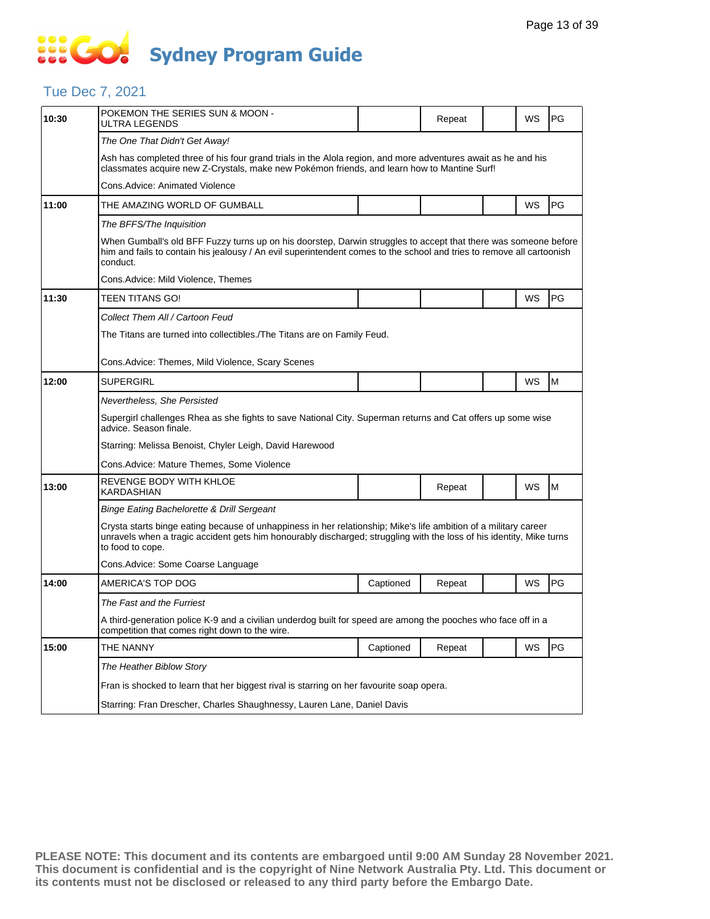# Sydney Program Guide

## Tue Dec 7, 2021

| Time | Program | | | | | |
|---|---|---|---|---|---|---|
| 10:30 | POKEMON THE SERIES SUN & MOON - ULTRA LEGENDS | | Repeat | | WS | PG |
| | *The One That Didn't Get Away!* | | | | | |
| | Ash has completed three of his four grand trials in the Alola region, and more adventures await as he and his classmates acquire new Z-Crystals, make new Pokémon friends, and learn how to Mantine Surf! | | | | | |
| | Cons.Advice: Animated Violence | | | | | |
| 11:00 | THE AMAZING WORLD OF GUMBALL | | | | WS | PG |
| | *The BFFS/The Inquisition* | | | | | |
| | When Gumball's old BFF Fuzzy turns up on his doorstep, Darwin struggles to accept that there was someone before him and fails to contain his jealousy / An evil superintendent comes to the school and tries to remove all cartoonish conduct. | | | | | |
| | Cons.Advice: Mild Violence, Themes | | | | | |
| 11:30 | TEEN TITANS GO! | | | | WS | PG |
| | *Collect Them All / Cartoon Feud* | | | | | |
| | The Titans are turned into collectibles./The Titans are on Family Feud. | | | | | |
| | Cons.Advice: Themes, Mild Violence, Scary Scenes | | | | | |
| 12:00 | SUPERGIRL | | | | WS | M |
| | *Nevertheless, She Persisted* | | | | | |
| | Supergirl challenges Rhea as she fights to save National City. Superman returns and Cat offers up some wise advice. Season finale. | | | | | |
| | Starring: Melissa Benoist, Chyler Leigh, David Harewood | | | | | |
| | Cons.Advice: Mature Themes, Some Violence | | | | | |
| 13:00 | REVENGE BODY WITH KHLOE KARDASHIAN | | Repeat | | WS | M |
| | *Binge Eating Bachelorette & Drill Sergeant* | | | | | |
| | Crysta starts binge eating because of unhappiness in her relationship; Mike's life ambition of a military career unravels when a tragic accident gets him honourably discharged; struggling with the loss of his identity, Mike turns to food to cope. | | | | | |
| | Cons.Advice: Some Coarse Language | | | | | |
| 14:00 | AMERICA'S TOP DOG | Captioned | Repeat | | WS | PG |
| | *The Fast and the Furriest* | | | | | |
| | A third-generation police K-9 and a civilian underdog built for speed are among the pooches who face off in a competition that comes right down to the wire. | | | | | |
| 15:00 | THE NANNY | Captioned | Repeat | | WS | PG |
| | *The Heather Biblow Story* | | | | | |
| | Fran is shocked to learn that her biggest rival is starring on her favourite soap opera. | | | | | |
| | Starring: Fran Drescher, Charles Shaughnessy, Lauren Lane, Daniel Davis | | | | | |

**PLEASE NOTE: This document and its contents are embargoed until 9:00 AM Sunday 28 November 2021. This document is confidential and is the copyright of Nine Network Australia Pty. Ltd. This document or its contents must not be disclosed or released to any third party before the Embargo Date.**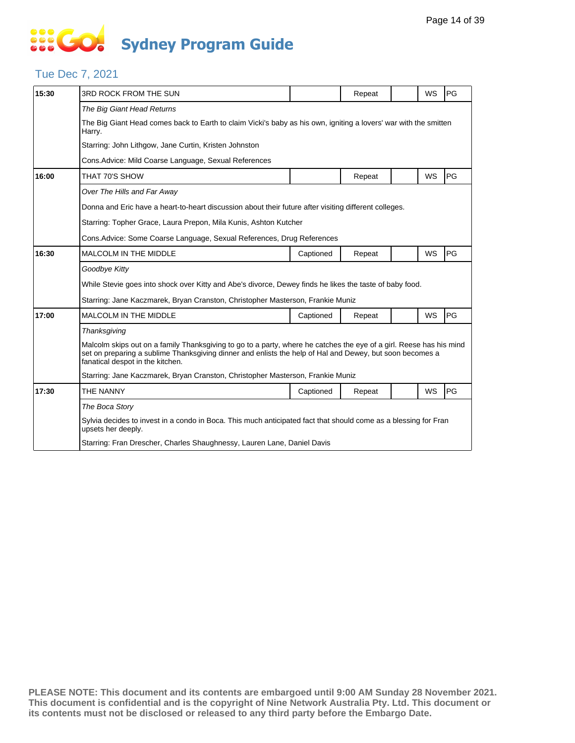# Sydney Program Guide

## Tue Dec 7, 2021

| 15:30 | 3RD ROCK FROM THE SUN | | Repeat | | WS | PG |
|---|---|---|---|---|---|---|
| | *The Big Giant Head Returns* | | | | | |
| | The Big Giant Head comes back to Earth to claim Vicki's baby as his own, igniting a lovers' war with the smitten Harry. | | | | | |
| | Starring: John Lithgow, Jane Curtin, Kristen Johnston | | | | | |
| | Cons.Advice: Mild Coarse Language, Sexual References | | | | | |
| 16:00 | THAT 70'S SHOW | | Repeat | | WS | PG |
| | *Over The Hills and Far Away* | | | | | |
| | Donna and Eric have a heart-to-heart discussion about their future after visiting different colleges. | | | | | |
| | Starring: Topher Grace, Laura Prepon, Mila Kunis, Ashton Kutcher | | | | | |
| | Cons.Advice: Some Coarse Language, Sexual References, Drug References | | | | | |
| 16:30 | MALCOLM IN THE MIDDLE | Captioned | Repeat | | WS | PG |
| | *Goodbye Kitty* | | | | | |
| | While Stevie goes into shock over Kitty and Abe's divorce, Dewey finds he likes the taste of baby food. | | | | | |
| | Starring: Jane Kaczmarek, Bryan Cranston, Christopher Masterson, Frankie Muniz | | | | | |
| 17:00 | MALCOLM IN THE MIDDLE | Captioned | Repeat | | WS | PG |
| | *Thanksgiving* | | | | | |
| | Malcolm skips out on a family Thanksgiving to go to a party, where he catches the eye of a girl. Reese has his mind set on preparing a sublime Thanksgiving dinner and enlists the help of Hal and Dewey, but soon becomes a fanatical despot in the kitchen. | | | | | |
| | Starring: Jane Kaczmarek, Bryan Cranston, Christopher Masterson, Frankie Muniz | | | | | |
| 17:30 | THE NANNY | Captioned | Repeat | | WS | PG |
| | *The Boca Story* | | | | | |
| | Sylvia decides to invest in a condo in Boca. This much anticipated fact that should come as a blessing for Fran upsets her deeply. | | | | | |
| | Starring: Fran Drescher, Charles Shaughnessy, Lauren Lane, Daniel Davis | | | | | |

**PLEASE NOTE: This document and its contents are embargoed until 9:00 AM Sunday 28 November 2021. This document is confidential and is the copyright of Nine Network Australia Pty. Ltd. This document or its contents must not be disclosed or released to any third party before the Embargo Date.**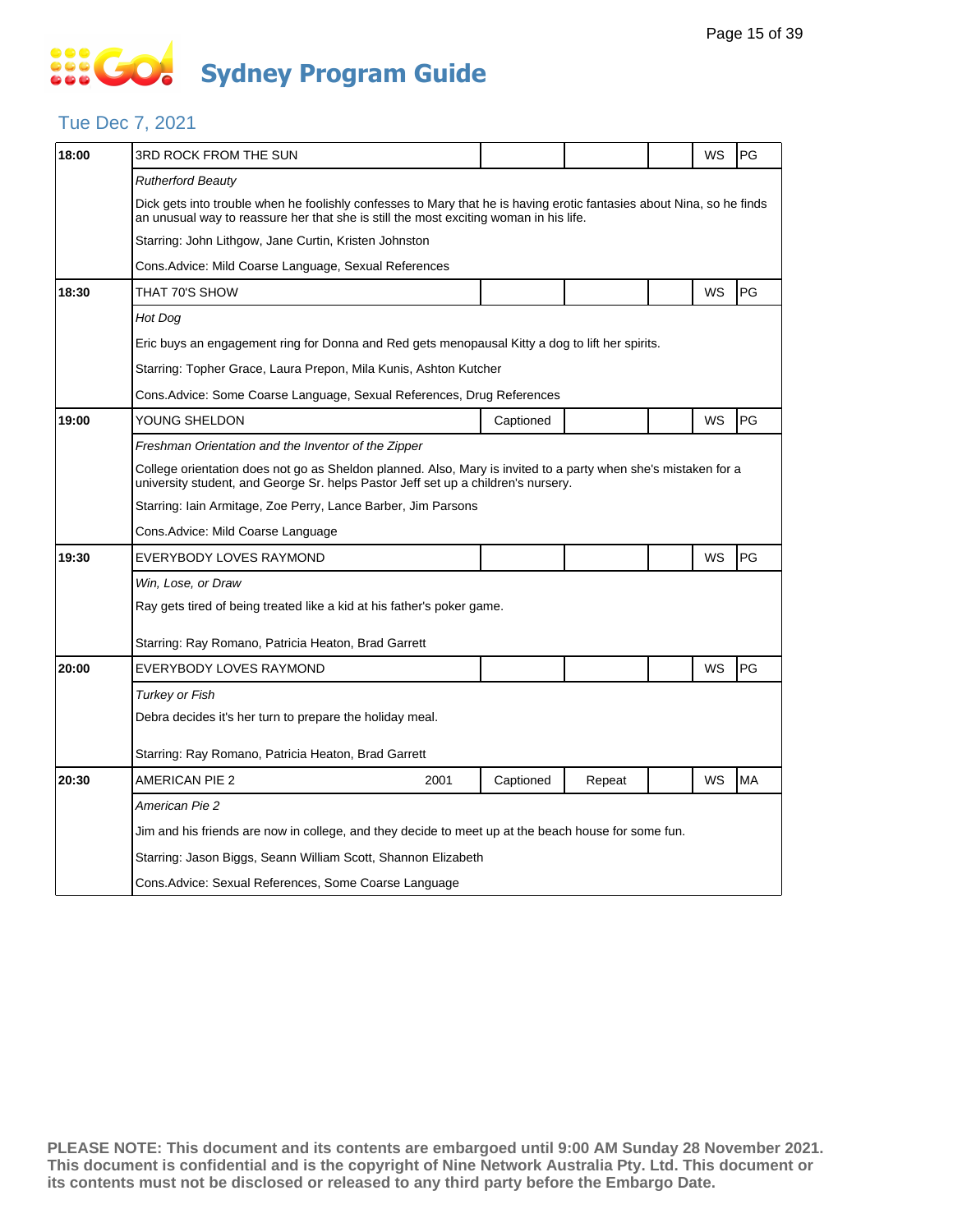# Sydney Program Guide

## Tue Dec 7, 2021

| Time | Program | | | | | | |
|---|---|---|---|---|---|---|---|
| **18:00** | 3RD ROCK FROM THE SUN | | | | | WS | PG |
| | *Rutherford Beauty* | | | | | | |
| | Dick gets into trouble when he foolishly confesses to Mary that he is having erotic fantasies about Nina, so he finds an unusual way to reassure her that she is still the most exciting woman in his life. | | | | | | |
| | Starring: John Lithgow, Jane Curtin, Kristen Johnston | | | | | | |
| | Cons.Advice: Mild Coarse Language, Sexual References | | | | | | |
| **18:30** | THAT 70'S SHOW | | | | | WS | PG |
| | *Hot Dog* | | | | | | |
| | Eric buys an engagement ring for Donna and Red gets menopausal Kitty a dog to lift her spirits. | | | | | | |
| | Starring: Topher Grace, Laura Prepon, Mila Kunis, Ashton Kutcher | | | | | | |
| | Cons.Advice: Some Coarse Language, Sexual References, Drug References | | | | | | |
| **19:00** | YOUNG SHELDON | | Captioned | | | WS | PG |
| | *Freshman Orientation and the Inventor of the Zipper* | | | | | | |
| | College orientation does not go as Sheldon planned. Also, Mary is invited to a party when she's mistaken for a university student, and George Sr. helps Pastor Jeff set up a children's nursery. | | | | | | |
| | Starring: Iain Armitage, Zoe Perry, Lance Barber, Jim Parsons | | | | | | |
| | Cons.Advice: Mild Coarse Language | | | | | | |
| **19:30** | EVERYBODY LOVES RAYMOND | | | | | WS | PG |
| | *Win, Lose, or Draw* | | | | | | |
| | Ray gets tired of being treated like a kid at his father's poker game. | | | | | | |
| | Starring: Ray Romano, Patricia Heaton, Brad Garrett | | | | | | |
| **20:00** | EVERYBODY LOVES RAYMOND | | | | | WS | PG |
| | *Turkey or Fish* | | | | | | |
| | Debra decides it's her turn to prepare the holiday meal. | | | | | | |
| | Starring: Ray Romano, Patricia Heaton, Brad Garrett | | | | | | |
| **20:30** | AMERICAN PIE 2 | 2001 | Captioned | Repeat | | WS | MA |
| | *American Pie 2* | | | | | | |
| | Jim and his friends are now in college, and they decide to meet up at the beach house for some fun. | | | | | | |
| | Starring: Jason Biggs, Seann William Scott, Shannon Elizabeth | | | | | | |
| | Cons.Advice: Sexual References, Some Coarse Language | | | | | | |

**PLEASE NOTE: This document and its contents are embargoed until 9:00 AM Sunday 28 November 2021. This document is confidential and is the copyright of Nine Network Australia Pty. Ltd. This document or its contents must not be disclosed or released to any third party before the Embargo Date.**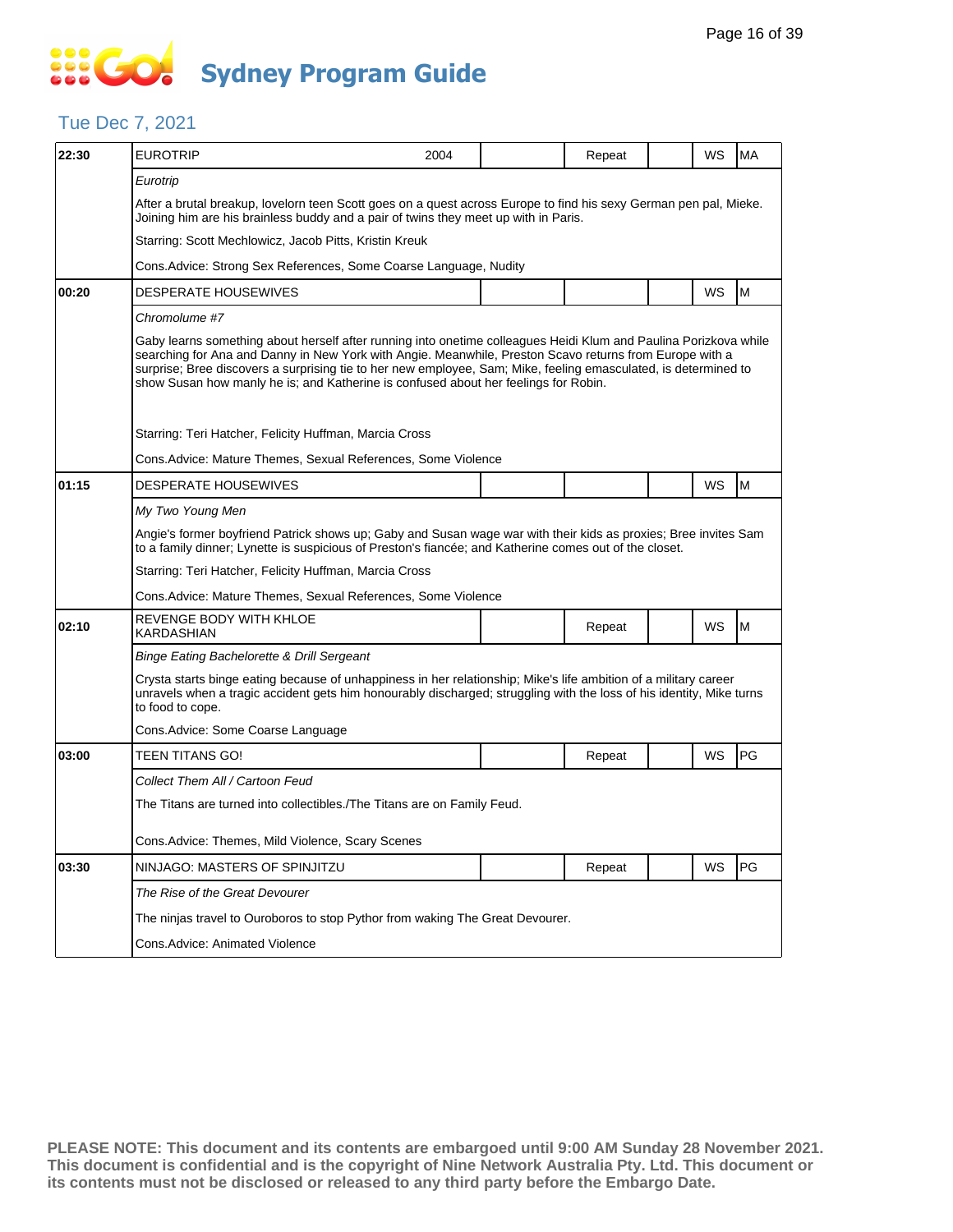# Sydney Program Guide

## Tue Dec 7, 2021

| Time | Program | Year | | Repeat | | WS | Rating |
|---|---|---|---|---|---|---|---|
| 22:30 | EUROTRIP | 2004 | | Repeat | | WS | MA |

*Eurotrip*

After a brutal breakup, lovelorn teen Scott goes on a quest across Europe to find his sexy German pen pal, Mieke. Joining him are his brainless buddy and a pair of twins they meet up with in Paris.

Starring: Scott Mechlowicz, Jacob Pitts, Kristin Kreuk

Cons.Advice: Strong Sex References, Some Coarse Language, Nudity

| Time | Program | Year | | Repeat | | WS | Rating |
|---|---|---|---|---|---|---|---|
| 00:20 | DESPERATE HOUSEWIVES | | | | | WS | M |

*Chromolume #7*

Gaby learns something about herself after running into onetime colleagues Heidi Klum and Paulina Porizkova while searching for Ana and Danny in New York with Angie. Meanwhile, Preston Scavo returns from Europe with a surprise; Bree discovers a surprising tie to her new employee, Sam; Mike, feeling emasculated, is determined to show Susan how manly he is; and Katherine is confused about her feelings for Robin.

Starring: Teri Hatcher, Felicity Huffman, Marcia Cross

Cons.Advice: Mature Themes, Sexual References, Some Violence

| Time | Program | Year | | Repeat | | WS | Rating |
|---|---|---|---|---|---|---|---|
| 01:15 | DESPERATE HOUSEWIVES | | | | | WS | M |

*My Two Young Men*

Angie's former boyfriend Patrick shows up; Gaby and Susan wage war with their kids as proxies; Bree invites Sam to a family dinner; Lynette is suspicious of Preston's fiancée; and Katherine comes out of the closet.

Starring: Teri Hatcher, Felicity Huffman, Marcia Cross

Cons.Advice: Mature Themes, Sexual References, Some Violence

| Time | Program | Year | | Repeat | | WS | Rating |
|---|---|---|---|---|---|---|---|
| 02:10 | REVENGE BODY WITH KHLOE KARDASHIAN | | | Repeat | | WS | M |

*Binge Eating Bachelorette & Drill Sergeant*

Crysta starts binge eating because of unhappiness in her relationship; Mike's life ambition of a military career unravels when a tragic accident gets him honourably discharged; struggling with the loss of his identity, Mike turns to food to cope.

Cons.Advice: Some Coarse Language

| Time | Program | Year | | Repeat | | WS | Rating |
|---|---|---|---|---|---|---|---|
| 03:00 | TEEN TITANS GO! | | | Repeat | | WS | PG |

*Collect Them All / Cartoon Feud*

The Titans are turned into collectibles./The Titans are on Family Feud.

Cons.Advice: Themes, Mild Violence, Scary Scenes

| Time | Program | Year | | Repeat | | WS | Rating |
|---|---|---|---|---|---|---|---|
| 03:30 | NINJAGO: MASTERS OF SPINJITZU | | | Repeat | | WS | PG |

*The Rise of the Great Devourer*

The ninjas travel to Ouroboros to stop Pythor from waking The Great Devourer.

Cons.Advice: Animated Violence

**PLEASE NOTE: This document and its contents are embargoed until 9:00 AM Sunday 28 November 2021. This document is confidential and is the copyright of Nine Network Australia Pty. Ltd. This document or its contents must not be disclosed or released to any third party before the Embargo Date.**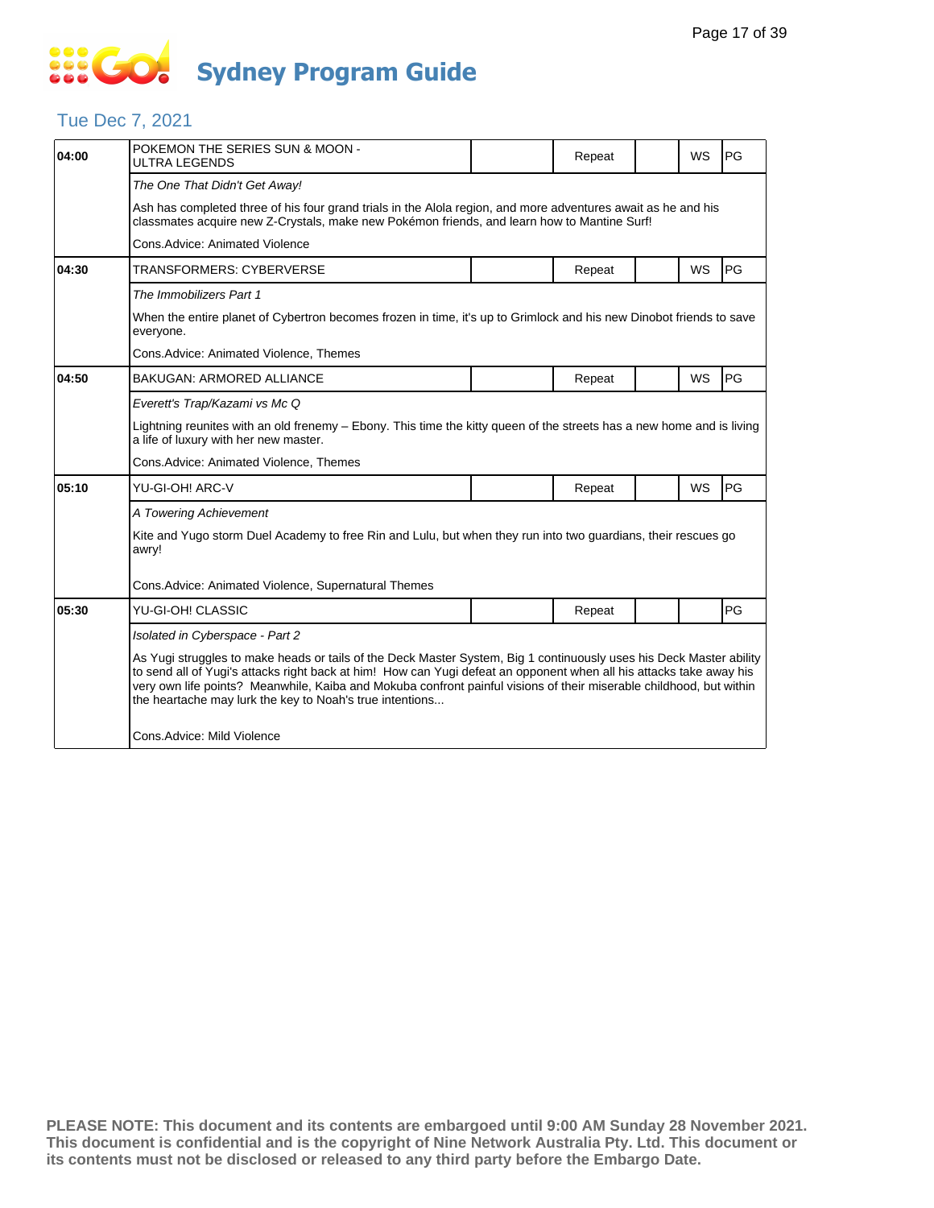# Sydney Program Guide

## Tue Dec 7, 2021

| Time | Program | | Repeat | | WS | Rating |
|---|---|---|---|---|---|---|
| 04:00 | POKEMON THE SERIES SUN & MOON - ULTRA LEGENDS | | Repeat | | WS | PG |
| | *The One That Didn't Get Away!* | | | | | |
| | Ash has completed three of his four grand trials in the Alola region, and more adventures await as he and his classmates acquire new Z-Crystals, make new Pokémon friends, and learn how to Mantine Surf! | | | | | |
| | Cons.Advice: Animated Violence | | | | | |
| 04:30 | TRANSFORMERS: CYBERVERSE | | Repeat | | WS | PG |
| | *The Immobilizers Part 1* | | | | | |
| | When the entire planet of Cybertron becomes frozen in time, it's up to Grimlock and his new Dinobot friends to save everyone. | | | | | |
| | Cons.Advice: Animated Violence, Themes | | | | | |
| 04:50 | BAKUGAN: ARMORED ALLIANCE | | Repeat | | WS | PG |
| | *Everett's Trap/Kazami vs Mc Q* | | | | | |
| | Lightning reunites with an old frenemy – Ebony. This time the kitty queen of the streets has a new home and is living a life of luxury with her new master. | | | | | |
| | Cons.Advice: Animated Violence, Themes | | | | | |
| 05:10 | YU-GI-OH! ARC-V | | Repeat | | WS | PG |
| | *A Towering Achievement* | | | | | |
| | Kite and Yugo storm Duel Academy to free Rin and Lulu, but when they run into two guardians, their rescues go awry! | | | | | |
| | Cons.Advice: Animated Violence, Supernatural Themes | | | | | |
| 05:30 | YU-GI-OH! CLASSIC | | Repeat | | | PG |
| | *Isolated in Cyberspace - Part 2* | | | | | |
| | As Yugi struggles to make heads or tails of the Deck Master System, Big 1 continuously uses his Deck Master ability to send all of Yugi's attacks right back at him! How can Yugi defeat an opponent when all his attacks take away his very own life points? Meanwhile, Kaiba and Mokuba confront painful visions of their miserable childhood, but within the heartache may lurk the key to Noah's true intentions... | | | | | |
| | Cons.Advice: Mild Violence | | | | | |

**PLEASE NOTE: This document and its contents are embargoed until 9:00 AM Sunday 28 November 2021. This document is confidential and is the copyright of Nine Network Australia Pty. Ltd. This document or its contents must not be disclosed or released to any third party before the Embargo Date.**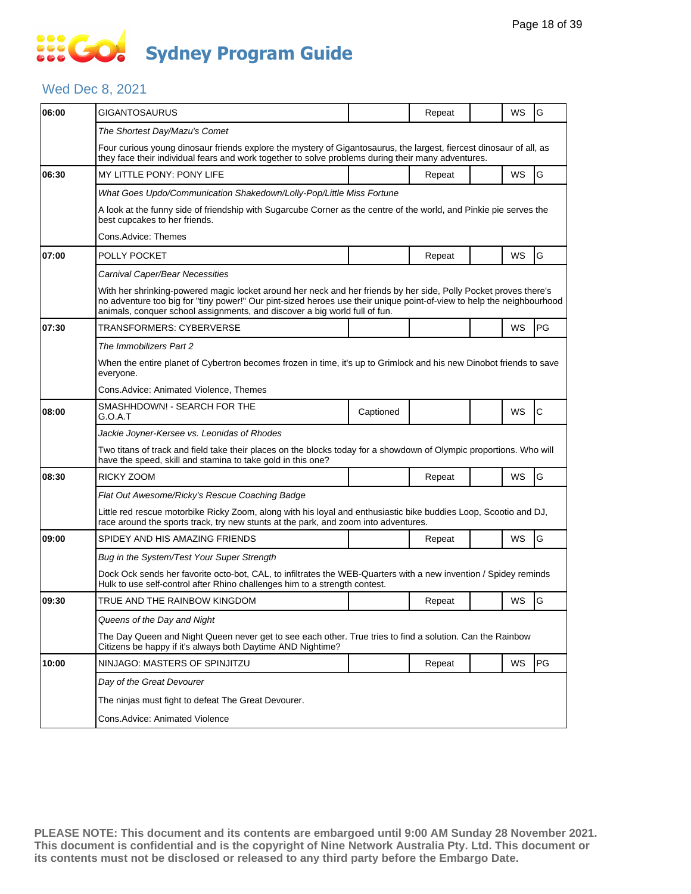# Sydney Program Guide

## Wed Dec 8, 2021

| Time | Program | Captioned | Repeat | | WS | Rating |
|---|---|---|---|---|---|---|
| 06:00 | GIGANTOSAURUS | | Repeat | | WS | G |
| | *The Shortest Day/Mazu's Comet* | | | | | |
| | Four curious young dinosaur friends explore the mystery of Gigantosaurus, the largest, fiercest dinosaur of all, as they face their individual fears and work together to solve problems during their many adventures. | | | | | |
| 06:30 | MY LITTLE PONY: PONY LIFE | | Repeat | | WS | G |
| | *What Goes Updo/Communication Shakedown/Lolly-Pop/Little Miss Fortune* | | | | | |
| | A look at the funny side of friendship with Sugarcube Corner as the centre of the world, and Pinkie pie serves the best cupcakes to her friends. | | | | | |
| | Cons.Advice: Themes | | | | | |
| 07:00 | POLLY POCKET | | Repeat | | WS | G |
| | *Carnival Caper/Bear Necessities* | | | | | |
| | With her shrinking-powered magic locket around her neck and her friends by her side, Polly Pocket proves there's no adventure too big for "tiny power!" Our pint-sized heroes use their unique point-of-view to help the neighbourhood animals, conquer school assignments, and discover a big world full of fun. | | | | | |
| 07:30 | TRANSFORMERS: CYBERVERSE | | | | WS | PG |
| | *The Immobilizers Part 2* | | | | | |
| | When the entire planet of Cybertron becomes frozen in time, it's up to Grimlock and his new Dinobot friends to save everyone. | | | | | |
| | Cons.Advice: Animated Violence, Themes | | | | | |
| 08:00 | SMASHHDOWN! - SEARCH FOR THE G.O.A.T | Captioned | | | WS | C |
| | *Jackie Joyner-Kersee vs. Leonidas of Rhodes* | | | | | |
| | Two titans of track and field take their places on the blocks today for a showdown of Olympic proportions. Who will have the speed, skill and stamina to take gold in this one? | | | | | |
| 08:30 | RICKY ZOOM | | Repeat | | WS | G |
| | *Flat Out Awesome/Ricky's Rescue Coaching Badge* | | | | | |
| | Little red rescue motorbike Ricky Zoom, along with his loyal and enthusiastic bike buddies Loop, Scootio and DJ, race around the sports track, try new stunts at the park, and zoom into adventures. | | | | | |
| 09:00 | SPIDEY AND HIS AMAZING FRIENDS | | Repeat | | WS | G |
| | *Bug in the System/Test Your Super Strength* | | | | | |
| | Dock Ock sends her favorite octo-bot, CAL, to infiltrates the WEB-Quarters with a new invention / Spidey reminds Hulk to use self-control after Rhino challenges him to a strength contest. | | | | | |
| 09:30 | TRUE AND THE RAINBOW KINGDOM | | Repeat | | WS | G |
| | *Queens of the Day and Night* | | | | | |
| | The Day Queen and Night Queen never get to see each other. True tries to find a solution. Can the Rainbow Citizens be happy if it's always both Daytime AND Nightime? | | | | | |
| 10:00 | NINJAGO: MASTERS OF SPINJITZU | | Repeat | | WS | PG |
| | *Day of the Great Devourer* | | | | | |
| | The ninjas must fight to defeat The Great Devourer. | | | | | |
| | Cons.Advice: Animated Violence | | | | | |

**PLEASE NOTE: This document and its contents are embargoed until 9:00 AM Sunday 28 November 2021. This document is confidential and is the copyright of Nine Network Australia Pty. Ltd. This document or its contents must not be disclosed or released to any third party before the Embargo Date.**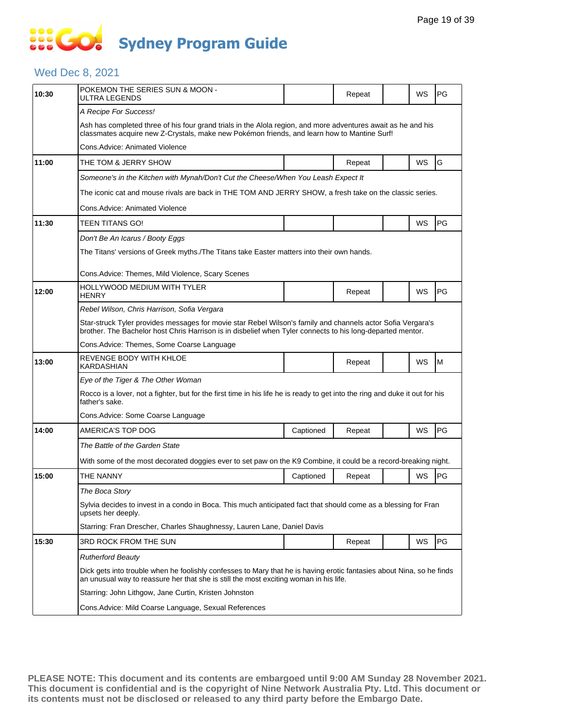# Sydney Program Guide

## Wed Dec 8, 2021

| Time | Program | Captioned | Repeat | | WS | Rating |
|---|---|---|---|---|---|---|
| 10:30 | POKEMON THE SERIES SUN & MOON - ULTRA LEGENDS | | Repeat | | WS | PG |
| | *A Recipe For Success!* | | | | | |
| | Ash has completed three of his four grand trials in the Alola region, and more adventures await as he and his classmates acquire new Z-Crystals, make new Pokémon friends, and learn how to Mantine Surf! | | | | | |
| | Cons.Advice: Animated Violence | | | | | |
| 11:00 | THE TOM & JERRY SHOW | | Repeat | | WS | G |
| | *Someone's in the Kitchen with Mynah/Don't Cut the Cheese/When You Leash Expect It* | | | | | |
| | The iconic cat and mouse rivals are back in THE TOM AND JERRY SHOW, a fresh take on the classic series. | | | | | |
| | Cons.Advice: Animated Violence | | | | | |
| 11:30 | TEEN TITANS GO! | | | | WS | PG |
| | *Don't Be An Icarus / Booty Eggs* | | | | | |
| | The Titans' versions of Greek myths./The Titans take Easter matters into their own hands. | | | | | |
| | Cons.Advice: Themes, Mild Violence, Scary Scenes | | | | | |
| 12:00 | HOLLYWOOD MEDIUM WITH TYLER HENRY | | Repeat | | WS | PG |
| | *Rebel Wilson, Chris Harrison, Sofia Vergara* | | | | | |
| | Star-struck Tyler provides messages for movie star Rebel Wilson's family and channels actor Sofia Vergara's brother. The Bachelor host Chris Harrison is in disbelief when Tyler connects to his long-departed mentor. | | | | | |
| | Cons.Advice: Themes, Some Coarse Language | | | | | |
| 13:00 | REVENGE BODY WITH KHLOE KARDASHIAN | | Repeat | | WS | M |
| | *Eye of the Tiger & The Other Woman* | | | | | |
| | Rocco is a lover, not a fighter, but for the first time in his life he is ready to get into the ring and duke it out for his father's sake. | | | | | |
| | Cons.Advice: Some Coarse Language | | | | | |
| 14:00 | AMERICA'S TOP DOG | Captioned | Repeat | | WS | PG |
| | *The Battle of the Garden State* | | | | | |
| | With some of the most decorated doggies ever to set paw on the K9 Combine, it could be a record-breaking night. | | | | | |
| 15:00 | THE NANNY | Captioned | Repeat | | WS | PG |
| | *The Boca Story* | | | | | |
| | Sylvia decides to invest in a condo in Boca. This much anticipated fact that should come as a blessing for Fran upsets her deeply. | | | | | |
| | Starring: Fran Drescher, Charles Shaughnessy, Lauren Lane, Daniel Davis | | | | | |
| 15:30 | 3RD ROCK FROM THE SUN | | Repeat | | WS | PG |
| | *Rutherford Beauty* | | | | | |
| | Dick gets into trouble when he foolishly confesses to Mary that he is having erotic fantasies about Nina, so he finds an unusual way to reassure her that she is still the most exciting woman in his life. | | | | | |
| | Starring: John Lithgow, Jane Curtin, Kristen Johnston | | | | | |
| | Cons.Advice: Mild Coarse Language, Sexual References | | | | | |

**PLEASE NOTE: This document and its contents are embargoed until 9:00 AM Sunday 28 November 2021. This document is confidential and is the copyright of Nine Network Australia Pty. Ltd. This document or its contents must not be disclosed or released to any third party before the Embargo Date.**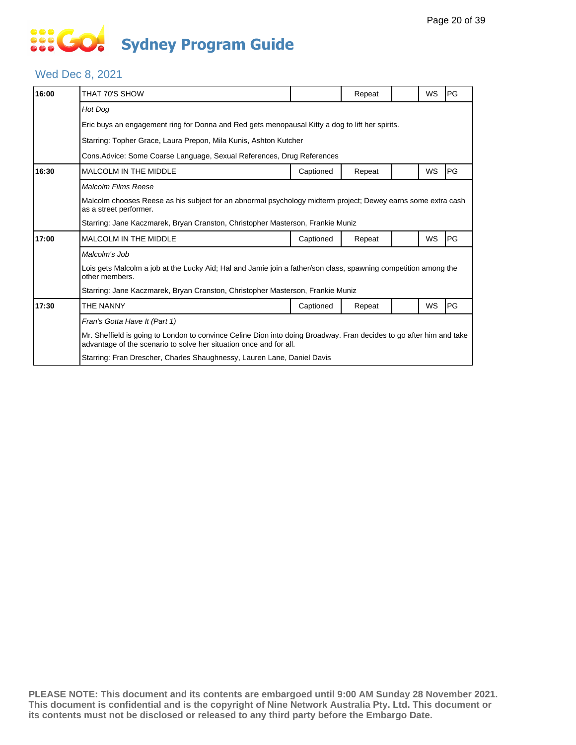# Sydney Program Guide

## Wed Dec 8, 2021

| Time | Program | Captioned | Repeat | | WS | Rating |
|---|---|---|---|---|---|---|
| **16:00** | THAT 70'S SHOW | | Repeat | | WS | PG |

*Hot Dog*

Eric buys an engagement ring for Donna and Red gets menopausal Kitty a dog to lift her spirits.

Starring: Topher Grace, Laura Prepon, Mila Kunis, Ashton Kutcher

Cons.Advice: Some Coarse Language, Sexual References, Drug References

| Time | Program | Captioned | Repeat | | WS | Rating |
|---|---|---|---|---|---|---|
| **16:30** | MALCOLM IN THE MIDDLE | Captioned | Repeat | | WS | PG |

*Malcolm Films Reese*

Malcolm chooses Reese as his subject for an abnormal psychology midterm project; Dewey earns some extra cash as a street performer.

Starring: Jane Kaczmarek, Bryan Cranston, Christopher Masterson, Frankie Muniz

| Time | Program | Captioned | Repeat | | WS | Rating |
|---|---|---|---|---|---|---|
| **17:00** | MALCOLM IN THE MIDDLE | Captioned | Repeat | | WS | PG |

*Malcolm's Job*

Lois gets Malcolm a job at the Lucky Aid; Hal and Jamie join a father/son class, spawning competition among the other members.

Starring: Jane Kaczmarek, Bryan Cranston, Christopher Masterson, Frankie Muniz

| Time | Program | Captioned | Repeat | | WS | Rating |
|---|---|---|---|---|---|---|
| **17:30** | THE NANNY | Captioned | Repeat | | WS | PG |

*Fran's Gotta Have It (Part 1)*

Mr. Sheffield is going to London to convince Celine Dion into doing Broadway. Fran decides to go after him and take advantage of the scenario to solve her situation once and for all.

Starring: Fran Drescher, Charles Shaughnessy, Lauren Lane, Daniel Davis

**PLEASE NOTE: This document and its contents are embargoed until 9:00 AM Sunday 28 November 2021. This document is confidential and is the copyright of Nine Network Australia Pty. Ltd. This document or its contents must not be disclosed or released to any third party before the Embargo Date.**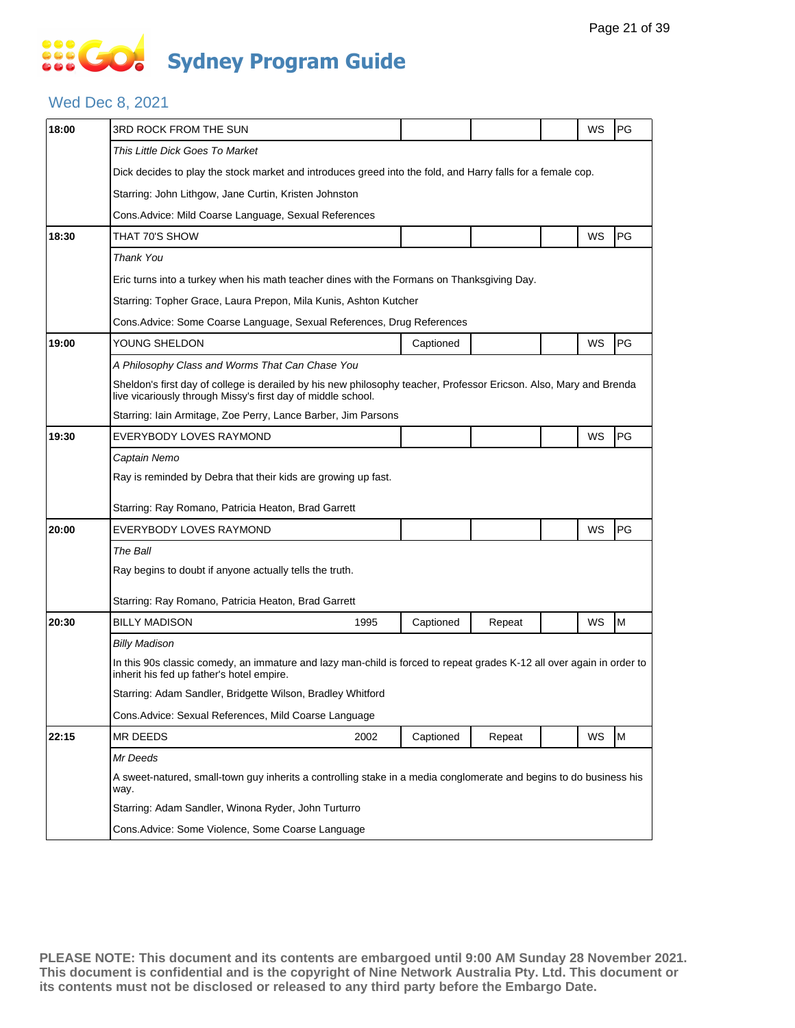# Sydney Program Guide

## Wed Dec 8, 2021

| Time | Program | Year | Captioned | Repeat | | WS | Rating |
|---|---|---|---|---|---|---|---|
| 18:00 | 3RD ROCK FROM THE SUN | | | | | WS | PG |
| | *This Little Dick Goes To Market* | | | | | | |
| | Dick decides to play the stock market and introduces greed into the fold, and Harry falls for a female cop. | | | | | | |
| | Starring: John Lithgow, Jane Curtin, Kristen Johnston | | | | | | |
| | Cons.Advice: Mild Coarse Language, Sexual References | | | | | | |
| 18:30 | THAT 70'S SHOW | | | | | WS | PG |
| | *Thank You* | | | | | | |
| | Eric turns into a turkey when his math teacher dines with the Formans on Thanksgiving Day. | | | | | | |
| | Starring: Topher Grace, Laura Prepon, Mila Kunis, Ashton Kutcher | | | | | | |
| | Cons.Advice: Some Coarse Language, Sexual References, Drug References | | | | | | |
| 19:00 | YOUNG SHELDON | | Captioned | | | WS | PG |
| | *A Philosophy Class and Worms That Can Chase You* | | | | | | |
| | Sheldon's first day of college is derailed by his new philosophy teacher, Professor Ericson. Also, Mary and Brenda live vicariously through Missy's first day of middle school. | | | | | | |
| | Starring: Iain Armitage, Zoe Perry, Lance Barber, Jim Parsons | | | | | | |
| 19:30 | EVERYBODY LOVES RAYMOND | | | | | WS | PG |
| | *Captain Nemo* | | | | | | |
| | Ray is reminded by Debra that their kids are growing up fast. | | | | | | |
| | Starring: Ray Romano, Patricia Heaton, Brad Garrett | | | | | | |
| 20:00 | EVERYBODY LOVES RAYMOND | | | | | WS | PG |
| | *The Ball* | | | | | | |
| | Ray begins to doubt if anyone actually tells the truth. | | | | | | |
| | Starring: Ray Romano, Patricia Heaton, Brad Garrett | | | | | | |
| 20:30 | BILLY MADISON | 1995 | Captioned | Repeat | | WS | M |
| | *Billy Madison* | | | | | | |
| | In this 90s classic comedy, an immature and lazy man-child is forced to repeat grades K-12 all over again in order to inherit his fed up father's hotel empire. | | | | | | |
| | Starring: Adam Sandler, Bridgette Wilson, Bradley Whitford | | | | | | |
| | Cons.Advice: Sexual References, Mild Coarse Language | | | | | | |
| 22:15 | MR DEEDS | 2002 | Captioned | Repeat | | WS | M |
| | *Mr Deeds* | | | | | | |
| | A sweet-natured, small-town guy inherits a controlling stake in a media conglomerate and begins to do business his way. | | | | | | |
| | Starring: Adam Sandler, Winona Ryder, John Turturro | | | | | | |
| | Cons.Advice: Some Violence, Some Coarse Language | | | | | | |

**PLEASE NOTE: This document and its contents are embargoed until 9:00 AM Sunday 28 November 2021. This document is confidential and is the copyright of Nine Network Australia Pty. Ltd. This document or its contents must not be disclosed or released to any third party before the Embargo Date.**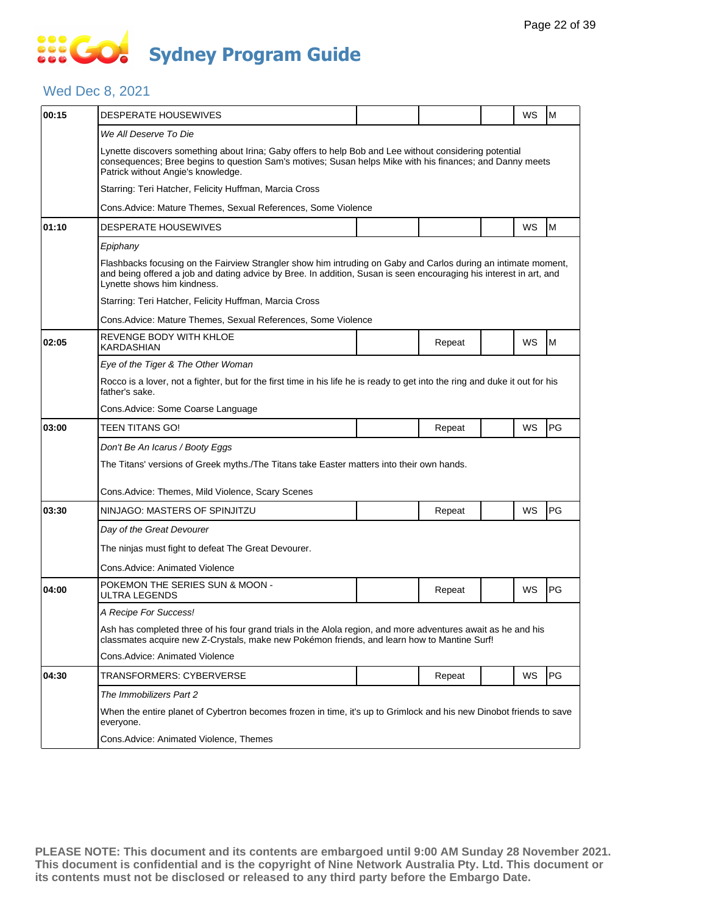# Sydney Program Guide

## Wed Dec 8, 2021

| Time | Program | | | | | |
|---|---|---|---|---|---|---|
| 00:15 | DESPERATE HOUSEWIVES | | | | WS | M |
| | *We All Deserve To Die*<br>Lynette discovers something about Irina; Gaby offers to help Bob and Lee without considering potential consequences; Bree begins to question Sam's motives; Susan helps Mike with his finances; and Danny meets Patrick without Angie's knowledge.<br>Starring: Teri Hatcher, Felicity Huffman, Marcia Cross<br>Cons.Advice: Mature Themes, Sexual References, Some Violence | | | | | |
| 01:10 | DESPERATE HOUSEWIVES | | | | WS | M |
| | *Epiphany*<br>Flashbacks focusing on the Fairview Strangler show him intruding on Gaby and Carlos during an intimate moment, and being offered a job and dating advice by Bree. In addition, Susan is seen encouraging his interest in art, and Lynette shows him kindness.<br>Starring: Teri Hatcher, Felicity Huffman, Marcia Cross<br>Cons.Advice: Mature Themes, Sexual References, Some Violence | | | | | |
| 02:05 | REVENGE BODY WITH KHLOE KARDASHIAN | | Repeat | | WS | M |
| | *Eye of the Tiger & The Other Woman*<br>Rocco is a lover, not a fighter, but for the first time in his life he is ready to get into the ring and duke it out for his father's sake.<br>Cons.Advice: Some Coarse Language | | | | | |
| 03:00 | TEEN TITANS GO! | | Repeat | | WS | PG |
| | *Don't Be An Icarus / Booty Eggs*<br>The Titans' versions of Greek myths./The Titans take Easter matters into their own hands.<br>Cons.Advice: Themes, Mild Violence, Scary Scenes | | | | | |
| 03:30 | NINJAGO: MASTERS OF SPINJITZU | | Repeat | | WS | PG |
| | *Day of the Great Devourer*<br>The ninjas must fight to defeat The Great Devourer.<br>Cons.Advice: Animated Violence | | | | | |
| 04:00 | POKEMON THE SERIES SUN & MOON - ULTRA LEGENDS | | Repeat | | WS | PG |
| | *A Recipe For Success!*<br>Ash has completed three of his four grand trials in the Alola region, and more adventures await as he and his classmates acquire new Z-Crystals, make new Pokémon friends, and learn how to Mantine Surf!<br>Cons.Advice: Animated Violence | | | | | |
| 04:30 | TRANSFORMERS: CYBERVERSE | | Repeat | | WS | PG |
| | *The Immobilizers Part 2*<br>When the entire planet of Cybertron becomes frozen in time, it's up to Grimlock and his new Dinobot friends to save everyone.<br>Cons.Advice: Animated Violence, Themes | | | | | |

**PLEASE NOTE: This document and its contents are embargoed until 9:00 AM Sunday 28 November 2021. This document is confidential and is the copyright of Nine Network Australia Pty. Ltd. This document or its contents must not be disclosed or released to any third party before the Embargo Date.**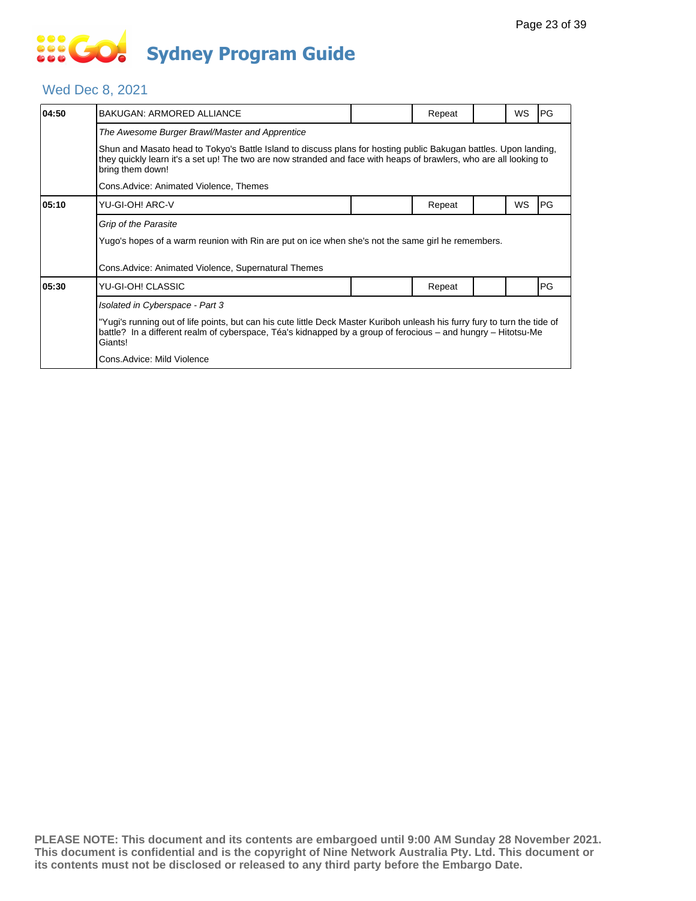# Sydney Program Guide

## Wed Dec 8, 2021

| Time | Program | | Status | | WS | Rating |
|---|---|---|---|---|---|---|
| 04:50 | BAKUGAN: ARMORED ALLIANCE | | Repeat | | WS | PG |
| | *The Awesome Burger Brawl/Master and Apprentice* | | | | | |
| | Shun and Masato head to Tokyo's Battle Island to discuss plans for hosting public Bakugan battles. Upon landing, they quickly learn it's a set up! The two are now stranded and face with heaps of brawlers, who are all looking to bring them down! | | | | | |
| | Cons.Advice: Animated Violence, Themes | | | | | |
| 05:10 | YU-GI-OH! ARC-V | | Repeat | | WS | PG |
| | *Grip of the Parasite* | | | | | |
| | Yugo's hopes of a warm reunion with Rin are put on ice when she's not the same girl he remembers. | | | | | |
| | Cons.Advice: Animated Violence, Supernatural Themes | | | | | |
| 05:30 | YU-GI-OH! CLASSIC | | Repeat | | | PG |
| | *Isolated in Cyberspace - Part 3* | | | | | |
| | "Yugi's running out of life points, but can his cute little Deck Master Kuriboh unleash his furry fury to turn the tide of battle? In a different realm of cyberspace, Téa's kidnapped by a group of ferocious – and hungry – Hitotsu-Me Giants! | | | | | |
| | Cons.Advice: Mild Violence | | | | | |

**PLEASE NOTE: This document and its contents are embargoed until 9:00 AM Sunday 28 November 2021. This document is confidential and is the copyright of Nine Network Australia Pty. Ltd. This document or its contents must not be disclosed or released to any third party before the Embargo Date.**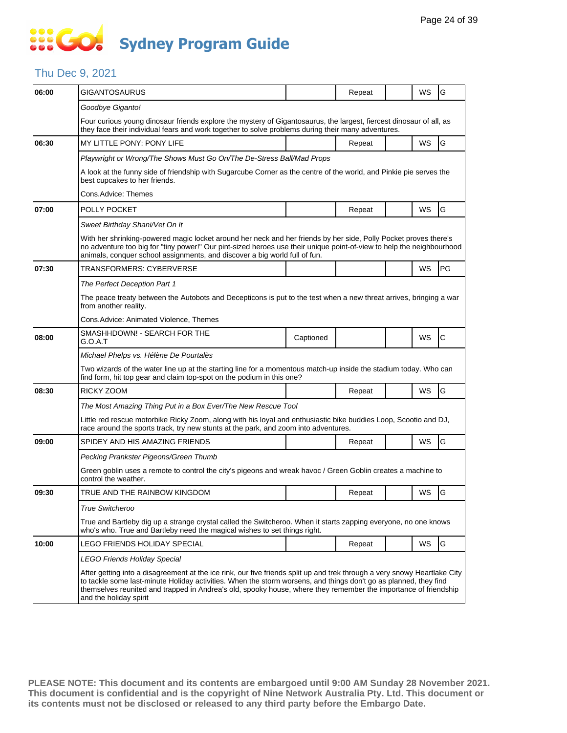# Sydney Program Guide

## Thu Dec 9, 2021

| Time | Program | Captioned | Repeat | | WS | Rating |
|---|---|---|---|---|---|---|
| 06:00 | GIGANTOSAURUS | | Repeat | | WS | G |
| | *Goodbye Giganto!* | | | | | |
| | Four curious young dinosaur friends explore the mystery of Gigantosaurus, the largest, fiercest dinosaur of all, as they face their individual fears and work together to solve problems during their many adventures. | | | | | |
| 06:30 | MY LITTLE PONY: PONY LIFE | | Repeat | | WS | G |
| | *Playwright or Wrong/The Shows Must Go On/The De-Stress Ball/Mad Props* | | | | | |
| | A look at the funny side of friendship with Sugarcube Corner as the centre of the world, and Pinkie pie serves the best cupcakes to her friends. | | | | | |
| | Cons.Advice: Themes | | | | | |
| 07:00 | POLLY POCKET | | Repeat | | WS | G |
| | *Sweet Birthday Shani/Vet On It* | | | | | |
| | With her shrinking-powered magic locket around her neck and her friends by her side, Polly Pocket proves there's no adventure too big for "tiny power!" Our pint-sized heroes use their unique point-of-view to help the neighbourhood animals, conquer school assignments, and discover a big world full of fun. | | | | | |
| 07:30 | TRANSFORMERS: CYBERVERSE | | | | WS | PG |
| | *The Perfect Deception Part 1* | | | | | |
| | The peace treaty between the Autobots and Decepticons is put to the test when a new threat arrives, bringing a war from another reality. | | | | | |
| | Cons.Advice: Animated Violence, Themes | | | | | |
| 08:00 | SMASHHDOWN! - SEARCH FOR THE G.O.A.T | Captioned | | | WS | C |
| | *Michael Phelps vs. Hélène De Pourtalès* | | | | | |
| | Two wizards of the water line up at the starting line for a momentous match-up inside the stadium today. Who can find form, hit top gear and claim top-spot on the podium in this one? | | | | | |
| 08:30 | RICKY ZOOM | | Repeat | | WS | G |
| | *The Most Amazing Thing Put in a Box Ever/The New Rescue Tool* | | | | | |
| | Little red rescue motorbike Ricky Zoom, along with his loyal and enthusiastic bike buddies Loop, Scootio and DJ, race around the sports track, try new stunts at the park, and zoom into adventures. | | | | | |
| 09:00 | SPIDEY AND HIS AMAZING FRIENDS | | Repeat | | WS | G |
| | *Pecking Prankster Pigeons/Green Thumb* | | | | | |
| | Green goblin uses a remote to control the city's pigeons and wreak havoc / Green Goblin creates a machine to control the weather. | | | | | |
| 09:30 | TRUE AND THE RAINBOW KINGDOM | | Repeat | | WS | G |
| | *True Switcheroo* | | | | | |
| | True and Bartleby dig up a strange crystal called the Switcheroo. When it starts zapping everyone, no one knows who's who. True and Bartleby need the magical wishes to set things right. | | | | | |
| 10:00 | LEGO FRIENDS HOLIDAY SPECIAL | | Repeat | | WS | G |
| | *LEGO Friends Holiday Special* | | | | | |
| | After getting into a disagreement at the ice rink, our five friends split up and trek through a very snowy Heartlake City to tackle some last-minute Holiday activities. When the storm worsens, and things don't go as planned, they find themselves reunited and trapped in Andrea's old, spooky house, where they remember the importance of friendship and the holiday spirit | | | | | |

**PLEASE NOTE: This document and its contents are embargoed until 9:00 AM Sunday 28 November 2021. This document is confidential and is the copyright of Nine Network Australia Pty. Ltd. This document or its contents must not be disclosed or released to any third party before the Embargo Date.**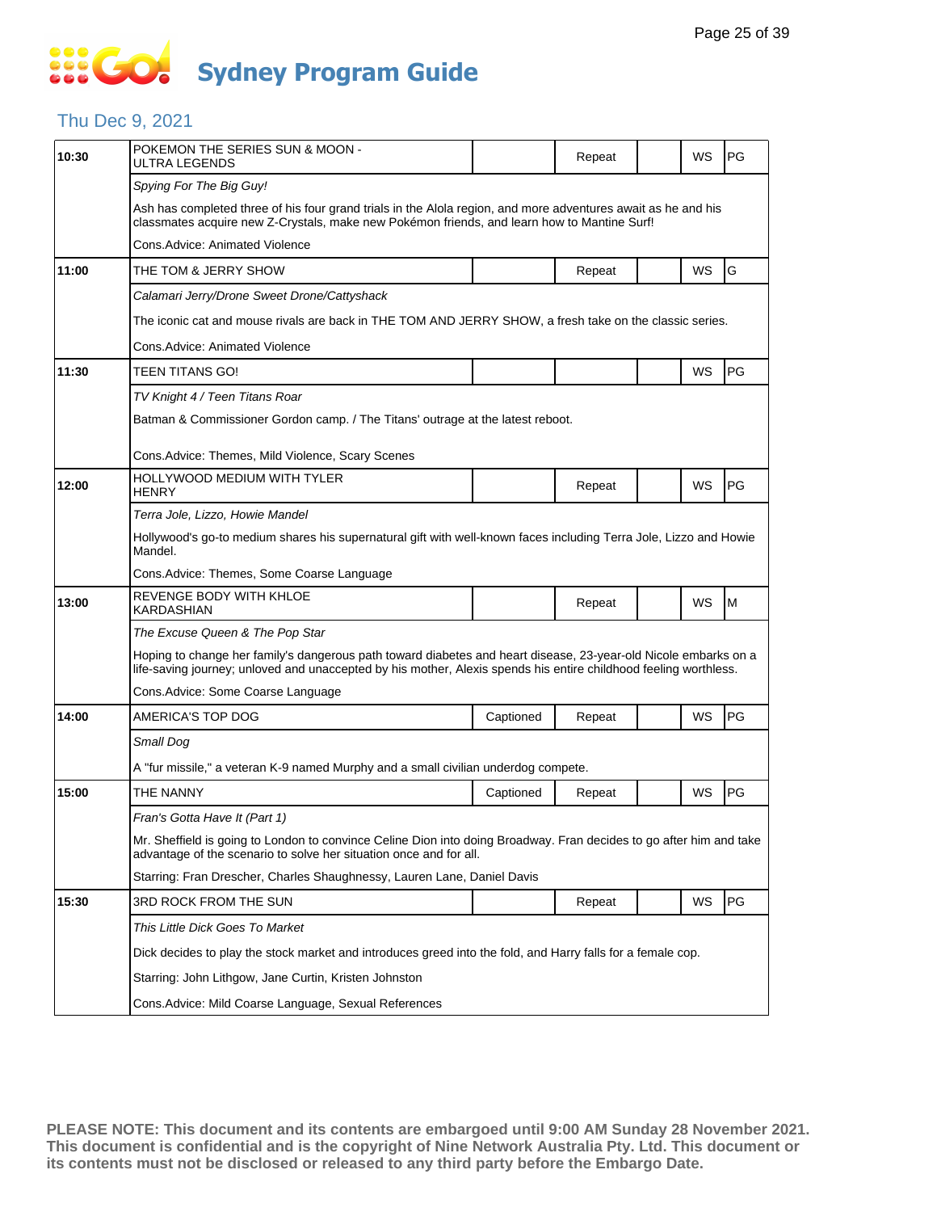# Sydney Program Guide

## Thu Dec 9, 2021

| Time | Program | Captioned | Repeat | | WS | Rating |
|---|---|---|---|---|---|---|
| 10:30 | POKEMON THE SERIES SUN & MOON - ULTRA LEGENDS | | Repeat | | WS | PG |
| | *Spying For The Big Guy!* | | | | | |
| | Ash has completed three of his four grand trials in the Alola region, and more adventures await as he and his classmates acquire new Z-Crystals, make new Pokémon friends, and learn how to Mantine Surf! | | | | | |
| | Cons.Advice: Animated Violence | | | | | |
| 11:00 | THE TOM & JERRY SHOW | | Repeat | | WS | G |
| | *Calamari Jerry/Drone Sweet Drone/Cattyshack* | | | | | |
| | The iconic cat and mouse rivals are back in THE TOM AND JERRY SHOW, a fresh take on the classic series. | | | | | |
| | Cons.Advice: Animated Violence | | | | | |
| 11:30 | TEEN TITANS GO! | | | | WS | PG |
| | *TV Knight 4 / Teen Titans Roar* | | | | | |
| | Batman & Commissioner Gordon camp. / The Titans' outrage at the latest reboot. | | | | | |
| | Cons.Advice: Themes, Mild Violence, Scary Scenes | | | | | |
| 12:00 | HOLLYWOOD MEDIUM WITH TYLER HENRY | | Repeat | | WS | PG |
| | *Terra Jole, Lizzo, Howie Mandel* | | | | | |
| | Hollywood's go-to medium shares his supernatural gift with well-known faces including Terra Jole, Lizzo and Howie Mandel. | | | | | |
| | Cons.Advice: Themes, Some Coarse Language | | | | | |
| 13:00 | REVENGE BODY WITH KHLOE KARDASHIAN | | Repeat | | WS | M |
| | *The Excuse Queen & The Pop Star* | | | | | |
| | Hoping to change her family's dangerous path toward diabetes and heart disease, 23-year-old Nicole embarks on a life-saving journey; unloved and unaccepted by his mother, Alexis spends his entire childhood feeling worthless. | | | | | |
| | Cons.Advice: Some Coarse Language | | | | | |
| 14:00 | AMERICA'S TOP DOG | Captioned | Repeat | | WS | PG |
| | *Small Dog* | | | | | |
| | A "fur missile," a veteran K-9 named Murphy and a small civilian underdog compete. | | | | | |
| 15:00 | THE NANNY | Captioned | Repeat | | WS | PG |
| | *Fran's Gotta Have It (Part 1)* | | | | | |
| | Mr. Sheffield is going to London to convince Celine Dion into doing Broadway. Fran decides to go after him and take advantage of the scenario to solve her situation once and for all. | | | | | |
| | Starring: Fran Drescher, Charles Shaughnessy, Lauren Lane, Daniel Davis | | | | | |
| 15:30 | 3RD ROCK FROM THE SUN | | Repeat | | WS | PG |
| | *This Little Dick Goes To Market* | | | | | |
| | Dick decides to play the stock market and introduces greed into the fold, and Harry falls for a female cop. | | | | | |
| | Starring: John Lithgow, Jane Curtin, Kristen Johnston | | | | | |
| | Cons.Advice: Mild Coarse Language, Sexual References | | | | | |

**PLEASE NOTE: This document and its contents are embargoed until 9:00 AM Sunday 28 November 2021. This document is confidential and is the copyright of Nine Network Australia Pty. Ltd. This document or its contents must not be disclosed or released to any third party before the Embargo Date.**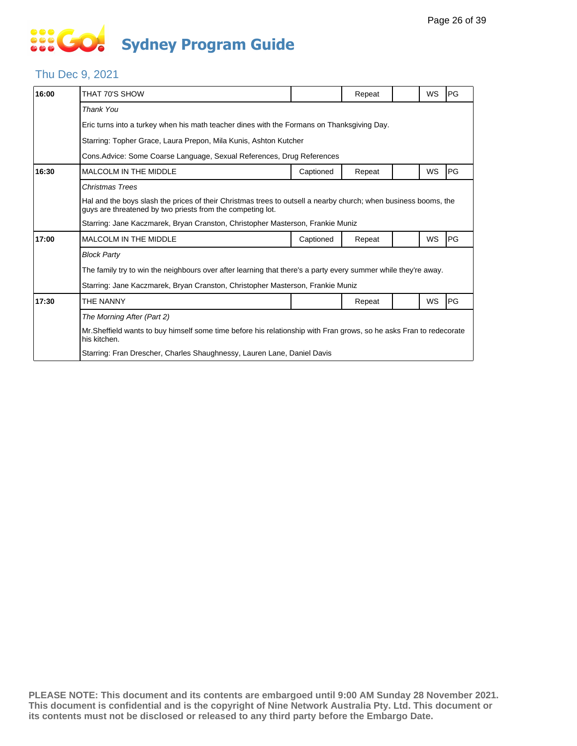# Sydney Program Guide

## Thu Dec 9, 2021

| | | | | | | |
|---|---|---|---|---|---|---|
| **16:00** | THAT 70'S SHOW | | Repeat | | WS | PG |
| | *Thank You* | | | | | |
| | Eric turns into a turkey when his math teacher dines with the Formans on Thanksgiving Day. | | | | | |
| | Starring: Topher Grace, Laura Prepon, Mila Kunis, Ashton Kutcher | | | | | |
| | Cons.Advice: Some Coarse Language, Sexual References, Drug References | | | | | |
| **16:30** | MALCOLM IN THE MIDDLE | Captioned | Repeat | | WS | PG |
| | *Christmas Trees* | | | | | |
| | Hal and the boys slash the prices of their Christmas trees to outsell a nearby church; when business booms, the guys are threatened by two priests from the competing lot. | | | | | |
| | Starring: Jane Kaczmarek, Bryan Cranston, Christopher Masterson, Frankie Muniz | | | | | |
| **17:00** | MALCOLM IN THE MIDDLE | Captioned | Repeat | | WS | PG |
| | *Block Party* | | | | | |
| | The family try to win the neighbours over after learning that there's a party every summer while they're away. | | | | | |
| | Starring: Jane Kaczmarek, Bryan Cranston, Christopher Masterson, Frankie Muniz | | | | | |
| **17:30** | THE NANNY | | Repeat | | WS | PG |
| | *The Morning After (Part 2)* | | | | | |
| | Mr.Sheffield wants to buy himself some time before his relationship with Fran grows, so he asks Fran to redecorate his kitchen. | | | | | |
| | Starring: Fran Drescher, Charles Shaughnessy, Lauren Lane, Daniel Davis | | | | | |

**PLEASE NOTE: This document and its contents are embargoed until 9:00 AM Sunday 28 November 2021. This document is confidential and is the copyright of Nine Network Australia Pty. Ltd. This document or its contents must not be disclosed or released to any third party before the Embargo Date.**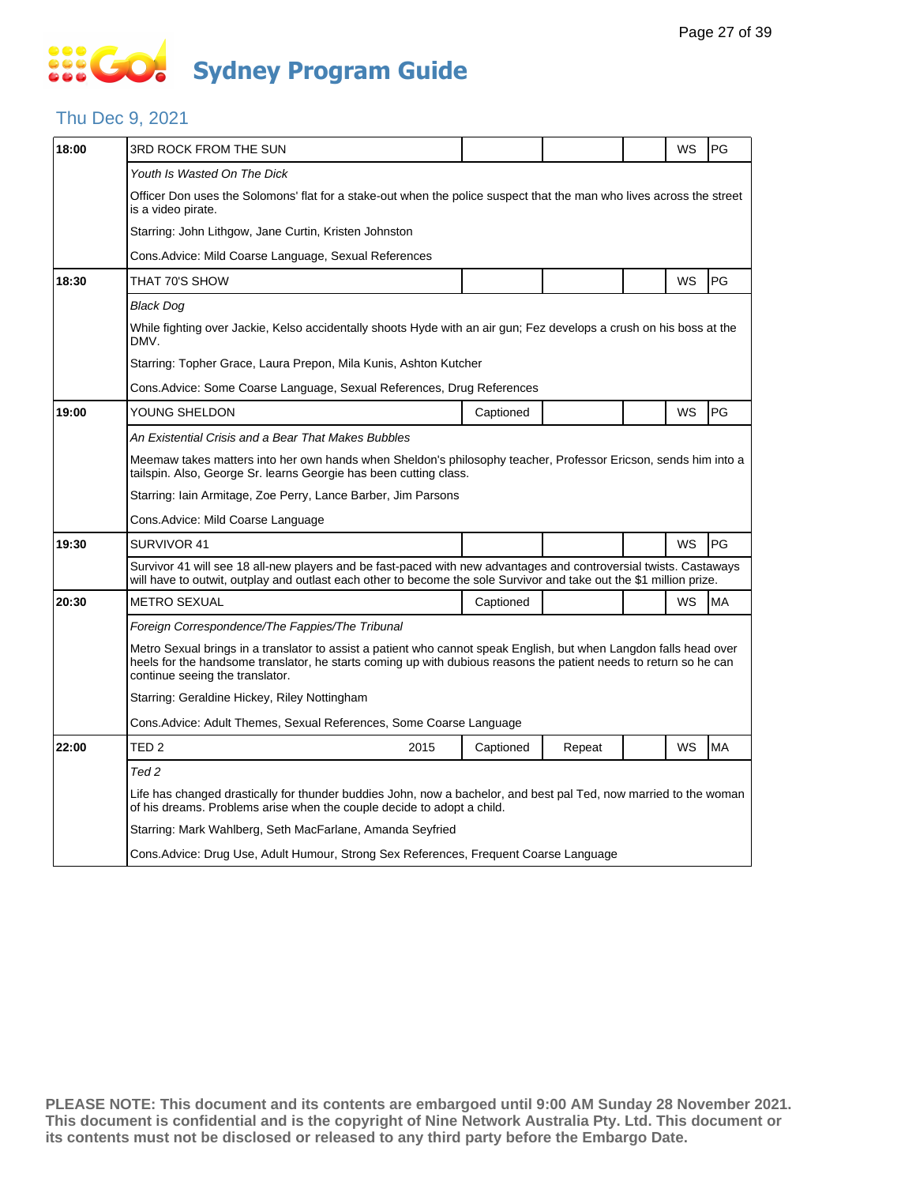# Sydney Program Guide

## Thu Dec 9, 2021

| Time | Program | | | | | |
|---|---|---|---|---|---|---|
| 18:00 | 3RD ROCK FROM THE SUN | | | | WS | PG |
| | *Youth Is Wasted On The Dick* | | | | | |
| | Officer Don uses the Solomons' flat for a stake-out when the police suspect that the man who lives across the street is a video pirate. | | | | | |
| | Starring: John Lithgow, Jane Curtin, Kristen Johnston | | | | | |
| | Cons.Advice: Mild Coarse Language, Sexual References | | | | | |
| 18:30 | THAT 70'S SHOW | | | | WS | PG |
| | *Black Dog* | | | | | |
| | While fighting over Jackie, Kelso accidentally shoots Hyde with an air gun; Fez develops a crush on his boss at the DMV. | | | | | |
| | Starring: Topher Grace, Laura Prepon, Mila Kunis, Ashton Kutcher | | | | | |
| | Cons.Advice: Some Coarse Language, Sexual References, Drug References | | | | | |
| 19:00 | YOUNG SHELDON | Captioned | | | WS | PG |
| | *An Existential Crisis and a Bear That Makes Bubbles* | | | | | |
| | Meemaw takes matters into her own hands when Sheldon's philosophy teacher, Professor Ericson, sends him into a tailspin. Also, George Sr. learns Georgie has been cutting class. | | | | | |
| | Starring: Iain Armitage, Zoe Perry, Lance Barber, Jim Parsons | | | | | |
| | Cons.Advice: Mild Coarse Language | | | | | |
| 19:30 | SURVIVOR 41 | | | | WS | PG |
| | Survivor 41 will see 18 all-new players and be fast-paced with new advantages and controversial twists. Castaways will have to outwit, outplay and outlast each other to become the sole Survivor and take out the $1 million prize. | | | | | |
| 20:30 | METRO SEXUAL | Captioned | | | WS | MA |
| | *Foreign Correspondence/The Fappies/The Tribunal* | | | | | |
| | Metro Sexual brings in a translator to assist a patient who cannot speak English, but when Langdon falls head over heels for the handsome translator, he starts coming up with dubious reasons the patient needs to return so he can continue seeing the translator. | | | | | |
| | Starring: Geraldine Hickey, Riley Nottingham | | | | | |
| | Cons.Advice: Adult Themes, Sexual References, Some Coarse Language | | | | | |
| 22:00 | TED 2 2015 | Captioned | Repeat | | WS | MA |
| | *Ted 2* | | | | | |
| | Life has changed drastically for thunder buddies John, now a bachelor, and best pal Ted, now married to the woman of his dreams. Problems arise when the couple decide to adopt a child. | | | | | |
| | Starring: Mark Wahlberg, Seth MacFarlane, Amanda Seyfried | | | | | |
| | Cons.Advice: Drug Use, Adult Humour, Strong Sex References, Frequent Coarse Language | | | | | |

**PLEASE NOTE: This document and its contents are embargoed until 9:00 AM Sunday 28 November 2021. This document is confidential and is the copyright of Nine Network Australia Pty. Ltd. This document or its contents must not be disclosed or released to any third party before the Embargo Date.**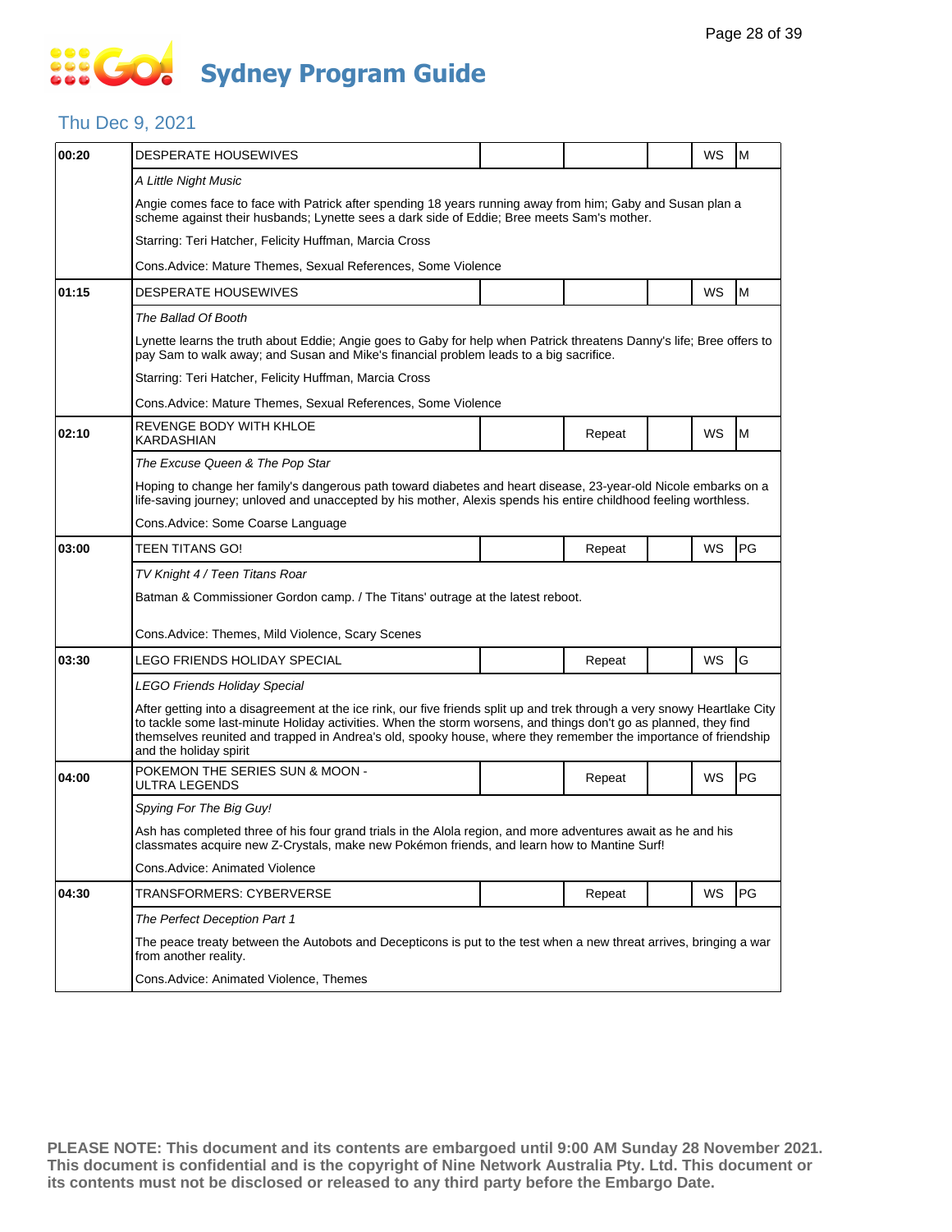# Sydney Program Guide

## Thu Dec 9, 2021

| Time | Program | | | | | Rating |
|---|---|---|---|---|---|---|
| 00:20 | DESPERATE HOUSEWIVES | | | | WS | M |
| | *A Little Night Music* | | | | | |
| | Angie comes face to face with Patrick after spending 18 years running away from him; Gaby and Susan plan a scheme against their husbands; Lynette sees a dark side of Eddie; Bree meets Sam's mother. | | | | | |
| | Starring: Teri Hatcher, Felicity Huffman, Marcia Cross | | | | | |
| | Cons.Advice: Mature Themes, Sexual References, Some Violence | | | | | |
| 01:15 | DESPERATE HOUSEWIVES | | | | WS | M |
| | *The Ballad Of Booth* | | | | | |
| | Lynette learns the truth about Eddie; Angie goes to Gaby for help when Patrick threatens Danny's life; Bree offers to pay Sam to walk away; and Susan and Mike's financial problem leads to a big sacrifice. | | | | | |
| | Starring: Teri Hatcher, Felicity Huffman, Marcia Cross | | | | | |
| | Cons.Advice: Mature Themes, Sexual References, Some Violence | | | | | |
| 02:10 | REVENGE BODY WITH KHLOE KARDASHIAN | | Repeat | | WS | M |
| | *The Excuse Queen & The Pop Star* | | | | | |
| | Hoping to change her family's dangerous path toward diabetes and heart disease, 23-year-old Nicole embarks on a life-saving journey; unloved and unaccepted by his mother, Alexis spends his entire childhood feeling worthless. | | | | | |
| | Cons.Advice: Some Coarse Language | | | | | |
| 03:00 | TEEN TITANS GO! | | Repeat | | WS | PG |
| | *TV Knight 4 / Teen Titans Roar* | | | | | |
| | Batman & Commissioner Gordon camp. / The Titans' outrage at the latest reboot. | | | | | |
| | Cons.Advice: Themes, Mild Violence, Scary Scenes | | | | | |
| 03:30 | LEGO FRIENDS HOLIDAY SPECIAL | | Repeat | | WS | G |
| | *LEGO Friends Holiday Special* | | | | | |
| | After getting into a disagreement at the ice rink, our five friends split up and trek through a very snowy Heartlake City to tackle some last-minute Holiday activities. When the storm worsens, and things don't go as planned, they find themselves reunited and trapped in Andrea's old, spooky house, where they remember the importance of friendship and the holiday spirit | | | | | |
| 04:00 | POKEMON THE SERIES SUN & MOON - ULTRA LEGENDS | | Repeat | | WS | PG |
| | *Spying For The Big Guy!* | | | | | |
| | Ash has completed three of his four grand trials in the Alola region, and more adventures await as he and his classmates acquire new Z-Crystals, make new Pokémon friends, and learn how to Mantine Surf! | | | | | |
| | Cons.Advice: Animated Violence | | | | | |
| 04:30 | TRANSFORMERS: CYBERVERSE | | Repeat | | WS | PG |
| | *The Perfect Deception Part 1* | | | | | |
| | The peace treaty between the Autobots and Decepticons is put to the test when a new threat arrives, bringing a war from another reality. | | | | | |
| | Cons.Advice: Animated Violence, Themes | | | | | |

**PLEASE NOTE: This document and its contents are embargoed until 9:00 AM Sunday 28 November 2021. This document is confidential and is the copyright of Nine Network Australia Pty. Ltd. This document or its contents must not be disclosed or released to any third party before the Embargo Date.**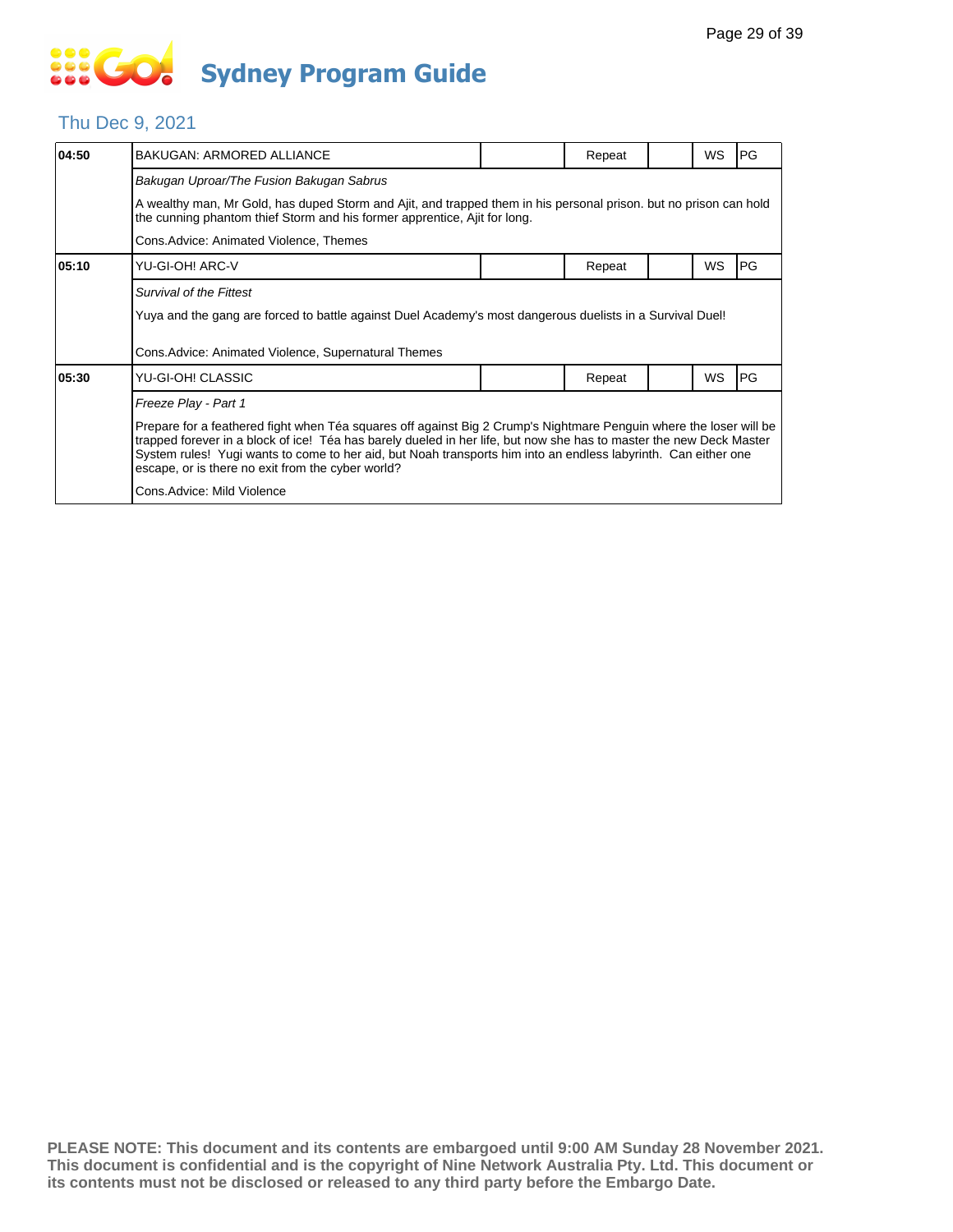# Sydney Program Guide

## Thu Dec 9, 2021

| Time | Program | | Status | | Format | Rating |
|---|---|---|---|---|---|---|
| 04:50 | BAKUGAN: ARMORED ALLIANCE | | Repeat | | WS | PG |
| | *Bakugan Uproar/The Fusion Bakugan Sabrus* | | | | | |
| | A wealthy man, Mr Gold, has duped Storm and Ajit, and trapped them in his personal prison. but no prison can hold the cunning phantom thief Storm and his former apprentice, Ajit for long. | | | | | |
| | Cons.Advice: Animated Violence, Themes | | | | | |
| 05:10 | YU-GI-OH! ARC-V | | Repeat | | WS | PG |
| | *Survival of the Fittest* | | | | | |
| | Yuya and the gang are forced to battle against Duel Academy's most dangerous duelists in a Survival Duel! | | | | | |
| | Cons.Advice: Animated Violence, Supernatural Themes | | | | | |
| 05:30 | YU-GI-OH! CLASSIC | | Repeat | | WS | PG |
| | *Freeze Play - Part 1* | | | | | |
| | Prepare for a feathered fight when Téa squares off against Big 2 Crump's Nightmare Penguin where the loser will be trapped forever in a block of ice! Téa has barely dueled in her life, but now she has to master the new Deck Master System rules! Yugi wants to come to her aid, but Noah transports him into an endless labyrinth. Can either one escape, or is there no exit from the cyber world? | | | | | |
| | Cons.Advice: Mild Violence | | | | | |

**PLEASE NOTE: This document and its contents are embargoed until 9:00 AM Sunday 28 November 2021. This document is confidential and is the copyright of Nine Network Australia Pty. Ltd. This document or its contents must not be disclosed or released to any third party before the Embargo Date.**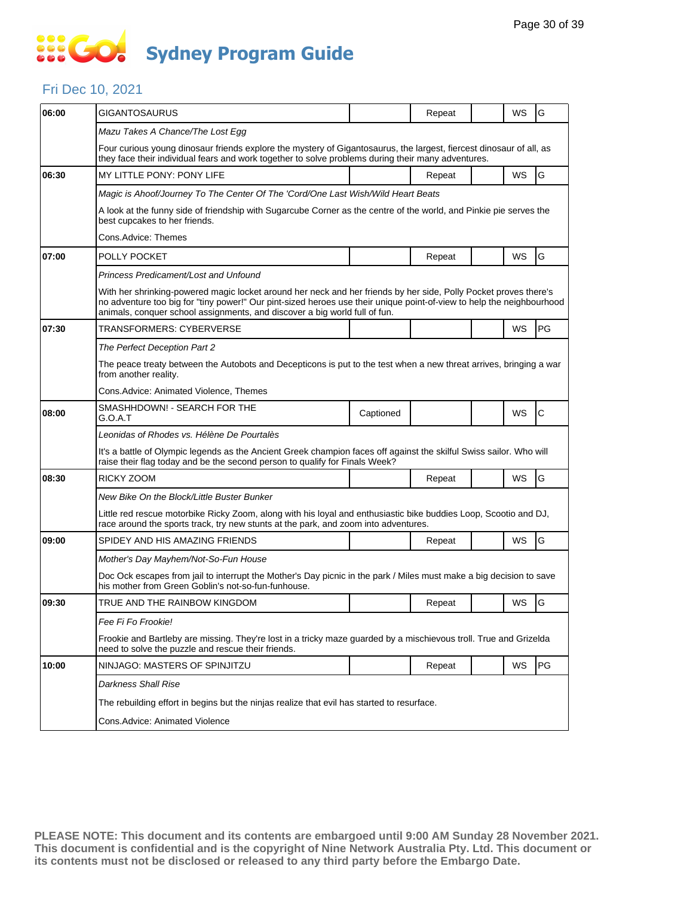# Sydney Program Guide

## Fri Dec 10, 2021

| Time | Program | Captioned | Repeat | | WS | Rating |
|---|---|---|---|---|---|---|
| 06:00 | GIGANTOSAURUS | | Repeat | | WS | G |
| | *Mazu Takes A Chance/The Lost Egg* | | | | | |
| | Four curious young dinosaur friends explore the mystery of Gigantosaurus, the largest, fiercest dinosaur of all, as they face their individual fears and work together to solve problems during their many adventures. | | | | | |
| 06:30 | MY LITTLE PONY: PONY LIFE | | Repeat | | WS | G |
| | *Magic is Ahoof/Journey To The Center Of The 'Cord/One Last Wish/Wild Heart Beats* | | | | | |
| | A look at the funny side of friendship with Sugarcube Corner as the centre of the world, and Pinkie pie serves the best cupcakes to her friends. | | | | | |
| | Cons.Advice: Themes | | | | | |
| 07:00 | POLLY POCKET | | Repeat | | WS | G |
| | *Princess Predicament/Lost and Unfound* | | | | | |
| | With her shrinking-powered magic locket around her neck and her friends by her side, Polly Pocket proves there's no adventure too big for "tiny power!" Our pint-sized heroes use their unique point-of-view to help the neighbourhood animals, conquer school assignments, and discover a big world full of fun. | | | | | |
| 07:30 | TRANSFORMERS: CYBERVERSE | | | | WS | PG |
| | *The Perfect Deception Part 2* | | | | | |
| | The peace treaty between the Autobots and Decepticons is put to the test when a new threat arrives, bringing a war from another reality. | | | | | |
| | Cons.Advice: Animated Violence, Themes | | | | | |
| 08:00 | SMASHHDOWN! - SEARCH FOR THE G.O.A.T | Captioned | | | WS | C |
| | *Leonidas of Rhodes vs. Hélène De Pourtalès* | | | | | |
| | It's a battle of Olympic legends as the Ancient Greek champion faces off against the skilful Swiss sailor. Who will raise their flag today and be the second person to qualify for Finals Week? | | | | | |
| 08:30 | RICKY ZOOM | | Repeat | | WS | G |
| | *New Bike On the Block/Little Buster Bunker* | | | | | |
| | Little red rescue motorbike Ricky Zoom, along with his loyal and enthusiastic bike buddies Loop, Scootio and DJ, race around the sports track, try new stunts at the park, and zoom into adventures. | | | | | |
| 09:00 | SPIDEY AND HIS AMAZING FRIENDS | | Repeat | | WS | G |
| | *Mother's Day Mayhem/Not-So-Fun House* | | | | | |
| | Doc Ock escapes from jail to interrupt the Mother's Day picnic in the park / Miles must make a big decision to save his mother from Green Goblin's not-so-fun-funhouse. | | | | | |
| 09:30 | TRUE AND THE RAINBOW KINGDOM | | Repeat | | WS | G |
| | *Fee Fi Fo Frookie!* | | | | | |
| | Frookie and Bartleby are missing. They're lost in a tricky maze guarded by a mischievous troll. True and Grizelda need to solve the puzzle and rescue their friends. | | | | | |
| 10:00 | NINJAGO: MASTERS OF SPINJITZU | | Repeat | | WS | PG |
| | *Darkness Shall Rise* | | | | | |
| | The rebuilding effort in begins but the ninjas realize that evil has started to resurface. | | | | | |
| | Cons.Advice: Animated Violence | | | | | |

**PLEASE NOTE: This document and its contents are embargoed until 9:00 AM Sunday 28 November 2021. This document is confidential and is the copyright of Nine Network Australia Pty. Ltd. This document or its contents must not be disclosed or released to any third party before the Embargo Date.**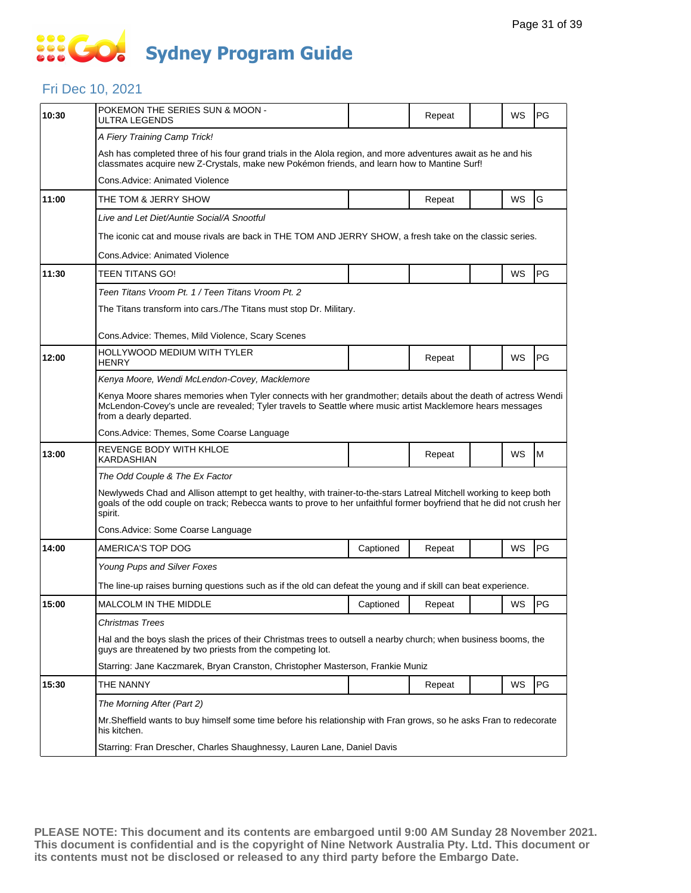# Sydney Program Guide

## Fri Dec 10, 2021

| Time | Program | Captioned | Repeat | | WS | Rating |
|---|---|---|---|---|---|---|
| 10:30 | POKEMON THE SERIES SUN & MOON - ULTRA LEGENDS | | Repeat | | WS | PG |
| | *A Fiery Training Camp Trick!* | | | | | |
| | Ash has completed three of his four grand trials in the Alola region, and more adventures await as he and his classmates acquire new Z-Crystals, make new Pokémon friends, and learn how to Mantine Surf! | | | | | |
| | Cons.Advice: Animated Violence | | | | | |
| 11:00 | THE TOM & JERRY SHOW | | Repeat | | WS | G |
| | *Live and Let Diet/Auntie Social/A Snootful* | | | | | |
| | The iconic cat and mouse rivals are back in THE TOM AND JERRY SHOW, a fresh take on the classic series. | | | | | |
| | Cons.Advice: Animated Violence | | | | | |
| 11:30 | TEEN TITANS GO! | | | | WS | PG |
| | *Teen Titans Vroom Pt. 1 / Teen Titans Vroom Pt. 2* | | | | | |
| | The Titans transform into cars./The Titans must stop Dr. Military. | | | | | |
| | Cons.Advice: Themes, Mild Violence, Scary Scenes | | | | | |
| 12:00 | HOLLYWOOD MEDIUM WITH TYLER HENRY | | Repeat | | WS | PG |
| | *Kenya Moore, Wendi McLendon-Covey, Macklemore* | | | | | |
| | Kenya Moore shares memories when Tyler connects with her grandmother; details about the death of actress Wendi McLendon-Covey's uncle are revealed; Tyler travels to Seattle where music artist Macklemore hears messages from a dearly departed. | | | | | |
| | Cons.Advice: Themes, Some Coarse Language | | | | | |
| 13:00 | REVENGE BODY WITH KHLOE KARDASHIAN | | Repeat | | WS | M |
| | *The Odd Couple & The Ex Factor* | | | | | |
| | Newlyweds Chad and Allison attempt to get healthy, with trainer-to-the-stars Latreal Mitchell working to keep both goals of the odd couple on track; Rebecca wants to prove to her unfaithful former boyfriend that he did not crush her spirit. | | | | | |
| | Cons.Advice: Some Coarse Language | | | | | |
| 14:00 | AMERICA'S TOP DOG | Captioned | Repeat | | WS | PG |
| | *Young Pups and Silver Foxes* | | | | | |
| | The line-up raises burning questions such as if the old can defeat the young and if skill can beat experience. | | | | | |
| 15:00 | MALCOLM IN THE MIDDLE | Captioned | Repeat | | WS | PG |
| | *Christmas Trees* | | | | | |
| | Hal and the boys slash the prices of their Christmas trees to outsell a nearby church; when business booms, the guys are threatened by two priests from the competing lot. | | | | | |
| | Starring: Jane Kaczmarek, Bryan Cranston, Christopher Masterson, Frankie Muniz | | | | | |
| 15:30 | THE NANNY | | Repeat | | WS | PG |
| | *The Morning After (Part 2)* | | | | | |
| | Mr.Sheffield wants to buy himself some time before his relationship with Fran grows, so he asks Fran to redecorate his kitchen. | | | | | |
| | Starring: Fran Drescher, Charles Shaughnessy, Lauren Lane, Daniel Davis | | | | | |

**PLEASE NOTE: This document and its contents are embargoed until 9:00 AM Sunday 28 November 2021. This document is confidential and is the copyright of Nine Network Australia Pty. Ltd. This document or its contents must not be disclosed or released to any third party before the Embargo Date.**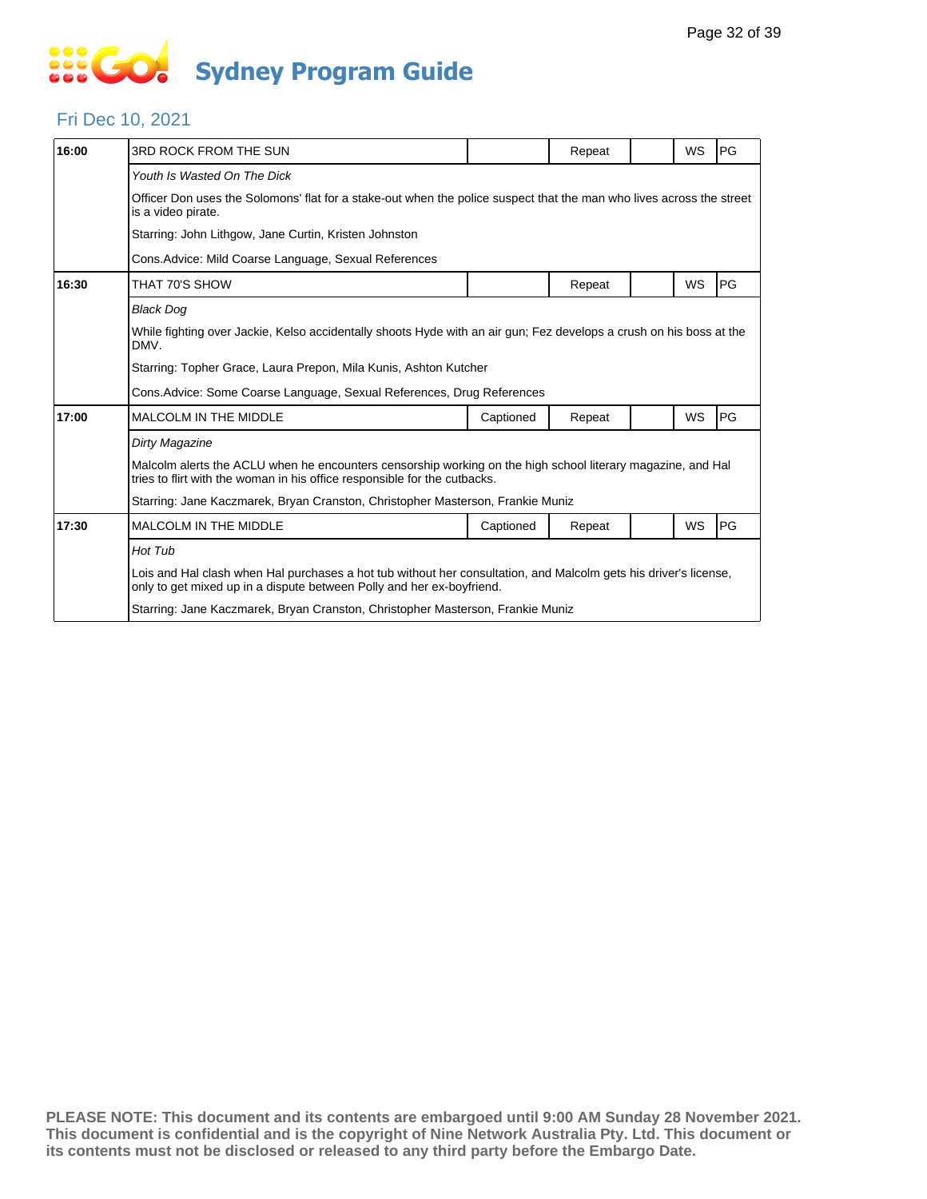# Sydney Program Guide

## Fri Dec 10, 2021

| | | | | | | |
|---|---|---|---|---|---|---|
| **16:00** | 3RD ROCK FROM THE SUN | | Repeat | | WS | PG |
| | *Youth Is Wasted On The Dick* | | | | | |
| | Officer Don uses the Solomons' flat for a stake-out when the police suspect that the man who lives across the street is a video pirate. | | | | | |
| | Starring: John Lithgow, Jane Curtin, Kristen Johnston | | | | | |
| | Cons.Advice: Mild Coarse Language, Sexual References | | | | | |
| **16:30** | THAT 70'S SHOW | | Repeat | | WS | PG |
| | *Black Dog* | | | | | |
| | While fighting over Jackie, Kelso accidentally shoots Hyde with an air gun; Fez develops a crush on his boss at the DMV. | | | | | |
| | Starring: Topher Grace, Laura Prepon, Mila Kunis, Ashton Kutcher | | | | | |
| | Cons.Advice: Some Coarse Language, Sexual References, Drug References | | | | | |
| **17:00** | MALCOLM IN THE MIDDLE | Captioned | Repeat | | WS | PG |
| | *Dirty Magazine* | | | | | |
| | Malcolm alerts the ACLU when he encounters censorship working on the high school literary magazine, and Hal tries to flirt with the woman in his office responsible for the cutbacks. | | | | | |
| | Starring: Jane Kaczmarek, Bryan Cranston, Christopher Masterson, Frankie Muniz | | | | | |
| **17:30** | MALCOLM IN THE MIDDLE | Captioned | Repeat | | WS | PG |
| | *Hot Tub* | | | | | |
| | Lois and Hal clash when Hal purchases a hot tub without her consultation, and Malcolm gets his driver's license, only to get mixed up in a dispute between Polly and her ex-boyfriend. | | | | | |
| | Starring: Jane Kaczmarek, Bryan Cranston, Christopher Masterson, Frankie Muniz | | | | | |

**PLEASE NOTE: This document and its contents are embargoed until 9:00 AM Sunday 28 November 2021. This document is confidential and is the copyright of Nine Network Australia Pty. Ltd. This document or its contents must not be disclosed or released to any third party before the Embargo Date.**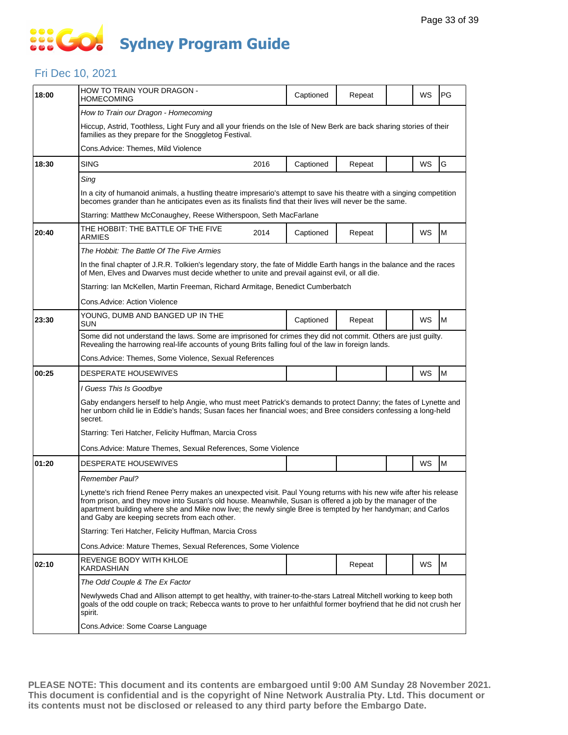# Go! Sydney Program Guide

## Fri Dec 10, 2021

| Time | Program | Year | Captioned | Repeat | | WS | Rating |
|---|---|---|---|---|---|---|---|
| 18:00 | HOW TO TRAIN YOUR DRAGON - HOMECOMING | | Captioned | Repeat | | WS | PG |
| | *How to Train our Dragon - Homecoming* | | | | | | |
| | Hiccup, Astrid, Toothless, Light Fury and all your friends on the Isle of New Berk are back sharing stories of their families as they prepare for the Snoggletog Festival. | | | | | | |
| | Cons.Advice: Themes, Mild Violence | | | | | | |
| 18:30 | SING | 2016 | Captioned | Repeat | | WS | G |
| | *Sing* | | | | | | |
| | In a city of humanoid animals, a hustling theatre impresario's attempt to save his theatre with a singing competition becomes grander than he anticipates even as its finalists find that their lives will never be the same. | | | | | | |
| | Starring: Matthew McConaughey, Reese Witherspoon, Seth MacFarlane | | | | | | |
| 20:40 | THE HOBBIT: THE BATTLE OF THE FIVE ARMIES | 2014 | Captioned | Repeat | | WS | M |
| | *The Hobbit: The Battle Of The Five Armies* | | | | | | |
| | In the final chapter of J.R.R. Tolkien's legendary story, the fate of Middle Earth hangs in the balance and the races of Men, Elves and Dwarves must decide whether to unite and prevail against evil, or all die. | | | | | | |
| | Starring: Ian McKellen, Martin Freeman, Richard Armitage, Benedict Cumberbatch | | | | | | |
| | Cons.Advice: Action Violence | | | | | | |
| 23:30 | YOUNG, DUMB AND BANGED UP IN THE SUN | | Captioned | Repeat | | WS | M |
| | Some did not understand the laws. Some are imprisoned for crimes they did not commit. Others are just guilty. Revealing the harrowing real-life accounts of young Brits falling foul of the law in foreign lands. | | | | | | |
| | Cons.Advice: Themes, Some Violence, Sexual References | | | | | | |
| 00:25 | DESPERATE HOUSEWIVES | | | | | WS | M |
| | *I Guess This Is Goodbye* | | | | | | |
| | Gaby endangers herself to help Angie, who must meet Patrick's demands to protect Danny; the fates of Lynette and her unborn child lie in Eddie's hands; Susan faces her financial woes; and Bree considers confessing a long-held secret. | | | | | | |
| | Starring: Teri Hatcher, Felicity Huffman, Marcia Cross | | | | | | |
| | Cons.Advice: Mature Themes, Sexual References, Some Violence | | | | | | |
| 01:20 | DESPERATE HOUSEWIVES | | | | | WS | M |
| | *Remember Paul?* | | | | | | |
| | Lynette's rich friend Renee Perry makes an unexpected visit. Paul Young returns with his new wife after his release from prison, and they move into Susan's old house. Meanwhile, Susan is offered a job by the manager of the apartment building where she and Mike now live; the newly single Bree is tempted by her handyman; and Carlos and Gaby are keeping secrets from each other. | | | | | | |
| | Starring: Teri Hatcher, Felicity Huffman, Marcia Cross | | | | | | |
| | Cons.Advice: Mature Themes, Sexual References, Some Violence | | | | | | |
| 02:10 | REVENGE BODY WITH KHLOE KARDASHIAN | | | Repeat | | WS | M |
| | *The Odd Couple & The Ex Factor* | | | | | | |
| | Newlyweds Chad and Allison attempt to get healthy, with trainer-to-the-stars Latreal Mitchell working to keep both goals of the odd couple on track; Rebecca wants to prove to her unfaithful former boyfriend that he did not crush her spirit. | | | | | | |
| | Cons.Advice: Some Coarse Language | | | | | | |

**PLEASE NOTE: This document and its contents are embargoed until 9:00 AM Sunday 28 November 2021. This document is confidential and is the copyright of Nine Network Australia Pty. Ltd. This document or its contents must not be disclosed or released to any third party before the Embargo Date.**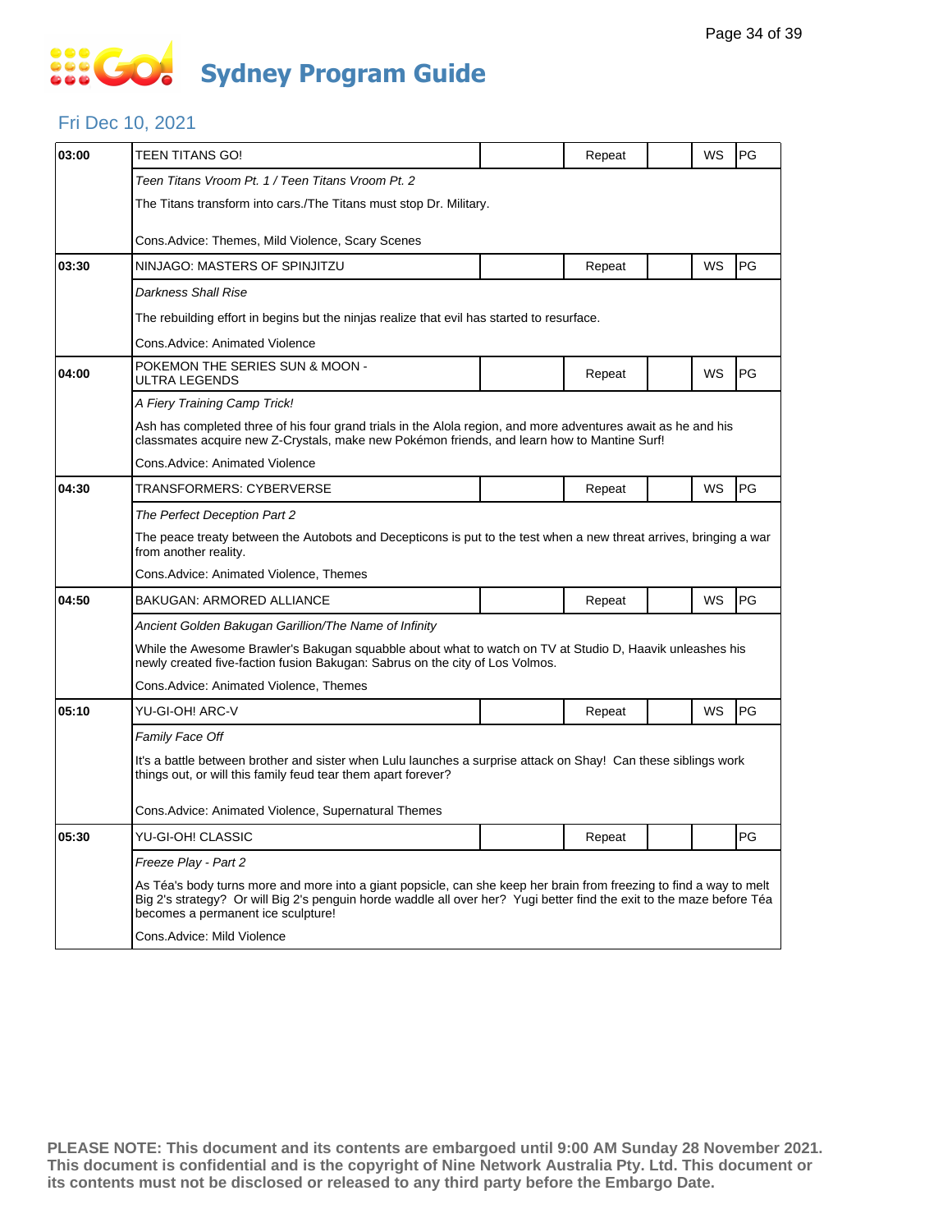# Sydney Program Guide

## Fri Dec 10, 2021

| Time | Program | | Status | | WS | Rating |
|---|---|---|---|---|---|---|
| 03:00 | TEEN TITANS GO! | | Repeat | | WS | PG |
| | *Teen Titans Vroom Pt. 1 / Teen Titans Vroom Pt. 2* | | | | | |
| | The Titans transform into cars./The Titans must stop Dr. Military. | | | | | |
| | Cons.Advice: Themes, Mild Violence, Scary Scenes | | | | | |
| 03:30 | NINJAGO: MASTERS OF SPINJITZU | | Repeat | | WS | PG |
| | *Darkness Shall Rise* | | | | | |
| | The rebuilding effort in begins but the ninjas realize that evil has started to resurface. | | | | | |
| | Cons.Advice: Animated Violence | | | | | |
| 04:00 | POKEMON THE SERIES SUN & MOON - ULTRA LEGENDS | | Repeat | | WS | PG |
| | *A Fiery Training Camp Trick!* | | | | | |
| | Ash has completed three of his four grand trials in the Alola region, and more adventures await as he and his classmates acquire new Z-Crystals, make new Pokémon friends, and learn how to Mantine Surf! | | | | | |
| | Cons.Advice: Animated Violence | | | | | |
| 04:30 | TRANSFORMERS: CYBERVERSE | | Repeat | | WS | PG |
| | *The Perfect Deception Part 2* | | | | | |
| | The peace treaty between the Autobots and Decepticons is put to the test when a new threat arrives, bringing a war from another reality. | | | | | |
| | Cons.Advice: Animated Violence, Themes | | | | | |
| 04:50 | BAKUGAN: ARMORED ALLIANCE | | Repeat | | WS | PG |
| | *Ancient Golden Bakugan Garillion/The Name of Infinity* | | | | | |
| | While the Awesome Brawler's Bakugan squabble about what to watch on TV at Studio D, Haavik unleashes his newly created five-faction fusion Bakugan: Sabrus on the city of Los Volmos. | | | | | |
| | Cons.Advice: Animated Violence, Themes | | | | | |
| 05:10 | YU-GI-OH! ARC-V | | Repeat | | WS | PG |
| | *Family Face Off* | | | | | |
| | It's a battle between brother and sister when Lulu launches a surprise attack on Shay! Can these siblings work things out, or will this family feud tear them apart forever? | | | | | |
| | Cons.Advice: Animated Violence, Supernatural Themes | | | | | |
| 05:30 | YU-GI-OH! CLASSIC | | Repeat | | | PG |
| | *Freeze Play - Part 2* | | | | | |
| | As Téa's body turns more and more into a giant popsicle, can she keep her brain from freezing to find a way to melt Big 2's strategy? Or will Big 2's penguin horde waddle all over her? Yugi better find the exit to the maze before Téa becomes a permanent ice sculpture! | | | | | |
| | Cons.Advice: Mild Violence | | | | | |

**PLEASE NOTE: This document and its contents are embargoed until 9:00 AM Sunday 28 November 2021. This document is confidential and is the copyright of Nine Network Australia Pty. Ltd. This document or its contents must not be disclosed or released to any third party before the Embargo Date.**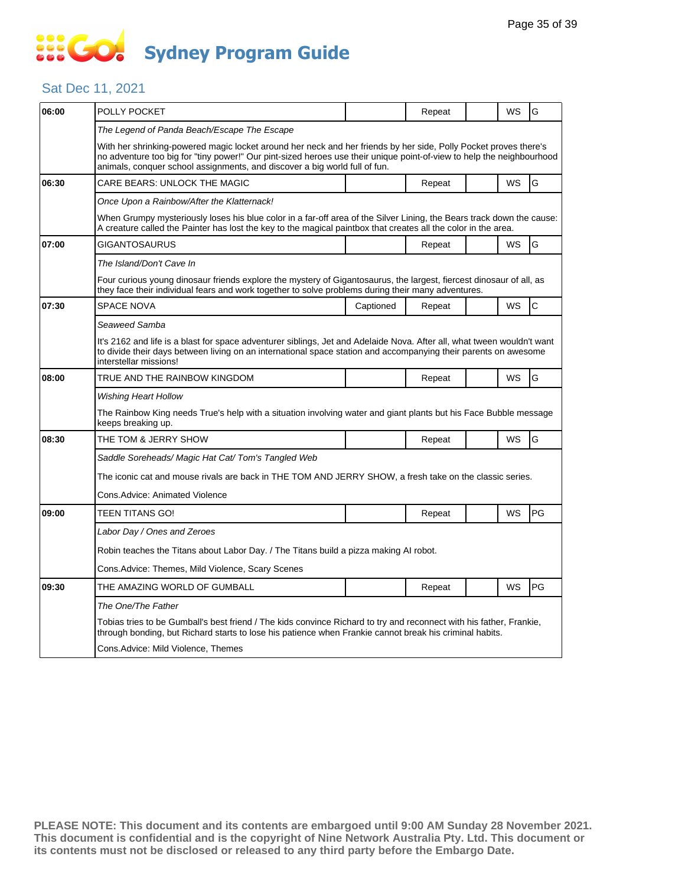# Sydney Program Guide

## Sat Dec 11, 2021

| Time | Program | Captioned | Repeat | | WS | Rating |
|---|---|---|---|---|---|---|
| 06:00 | POLLY POCKET | | Repeat | | WS | G |
| | *The Legend of Panda Beach/Escape The Escape* | | | | | |
| | With her shrinking-powered magic locket around her neck and her friends by her side, Polly Pocket proves there's no adventure too big for "tiny power!" Our pint-sized heroes use their unique point-of-view to help the neighbourhood animals, conquer school assignments, and discover a big world full of fun. | | | | | |
| 06:30 | CARE BEARS: UNLOCK THE MAGIC | | Repeat | | WS | G |
| | *Once Upon a Rainbow/After the Klatternack!* | | | | | |
| | When Grumpy mysteriously loses his blue color in a far-off area of the Silver Lining, the Bears track down the cause: A creature called the Painter has lost the key to the magical paintbox that creates all the color in the area. | | | | | |
| 07:00 | GIGANTOSAURUS | | Repeat | | WS | G |
| | *The Island/Don't Cave In* | | | | | |
| | Four curious young dinosaur friends explore the mystery of Gigantosaurus, the largest, fiercest dinosaur of all, as they face their individual fears and work together to solve problems during their many adventures. | | | | | |
| 07:30 | SPACE NOVA | Captioned | Repeat | | WS | C |
| | *Seaweed Samba* | | | | | |
| | It's 2162 and life is a blast for space adventurer siblings, Jet and Adelaide Nova. After all, what tween wouldn't want to divide their days between living on an international space station and accompanying their parents on awesome interstellar missions! | | | | | |
| 08:00 | TRUE AND THE RAINBOW KINGDOM | | Repeat | | WS | G |
| | *Wishing Heart Hollow* | | | | | |
| | The Rainbow King needs True's help with a situation involving water and giant plants but his Face Bubble message keeps breaking up. | | | | | |
| 08:30 | THE TOM & JERRY SHOW | | Repeat | | WS | G |
| | *Saddle Soreheads/ Magic Hat Cat/ Tom's Tangled Web* | | | | | |
| | The iconic cat and mouse rivals are back in THE TOM AND JERRY SHOW, a fresh take on the classic series. | | | | | |
| | Cons.Advice: Animated Violence | | | | | |
| 09:00 | TEEN TITANS GO! | | Repeat | | WS | PG |
| | *Labor Day / Ones and Zeroes* | | | | | |
| | Robin teaches the Titans about Labor Day. / The Titans build a pizza making AI robot. | | | | | |
| | Cons.Advice: Themes, Mild Violence, Scary Scenes | | | | | |
| 09:30 | THE AMAZING WORLD OF GUMBALL | | Repeat | | WS | PG |
| | *The One/The Father* | | | | | |
| | Tobias tries to be Gumball's best friend / The kids convince Richard to try and reconnect with his father, Frankie, through bonding, but Richard starts to lose his patience when Frankie cannot break his criminal habits. | | | | | |
| | Cons.Advice: Mild Violence, Themes | | | | | |

**PLEASE NOTE: This document and its contents are embargoed until 9:00 AM Sunday 28 November 2021. This document is confidential and is the copyright of Nine Network Australia Pty. Ltd. This document or its contents must not be disclosed or released to any third party before the Embargo Date.**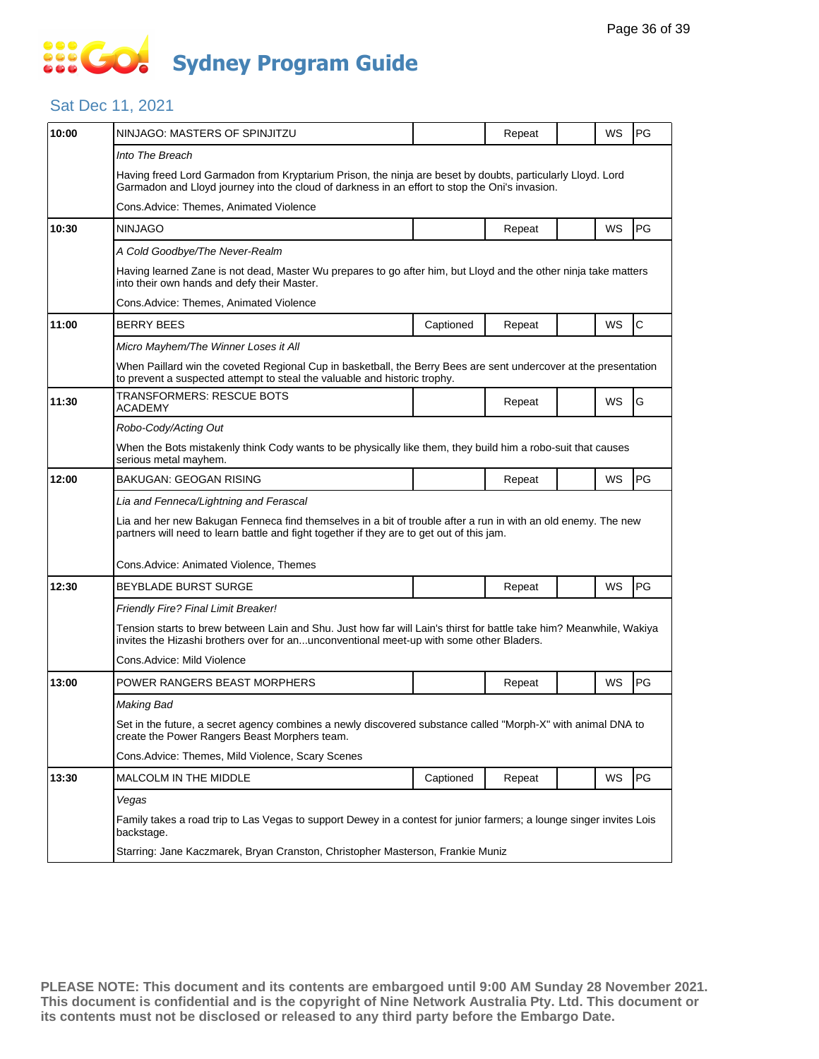# Sydney Program Guide

## Sat Dec 11, 2021

| Time | Program | Captioned | Repeat | | WS | Rating |
|---|---|---|---|---|---|---|
| 10:00 | NINJAGO: MASTERS OF SPINJITZU | | Repeat | | WS | PG |
| | *Into The Breach* | | | | | |
| | Having freed Lord Garmadon from Kryptarium Prison, the ninja are beset by doubts, particularly Lloyd. Lord Garmadon and Lloyd journey into the cloud of darkness in an effort to stop the Oni's invasion. | | | | | |
| | Cons.Advice: Themes, Animated Violence | | | | | |
| 10:30 | NINJAGO | | Repeat | | WS | PG |
| | *A Cold Goodbye/The Never-Realm* | | | | | |
| | Having learned Zane is not dead, Master Wu prepares to go after him, but Lloyd and the other ninja take matters into their own hands and defy their Master. | | | | | |
| | Cons.Advice: Themes, Animated Violence | | | | | |
| 11:00 | BERRY BEES | Captioned | Repeat | | WS | C |
| | *Micro Mayhem/The Winner Loses it All* | | | | | |
| | When Paillard win the coveted Regional Cup in basketball, the Berry Bees are sent undercover at the presentation to prevent a suspected attempt to steal the valuable and historic trophy. | | | | | |
| 11:30 | TRANSFORMERS: RESCUE BOTS ACADEMY | | Repeat | | WS | G |
| | *Robo-Cody/Acting Out* | | | | | |
| | When the Bots mistakenly think Cody wants to be physically like them, they build him a robo-suit that causes serious metal mayhem. | | | | | |
| 12:00 | BAKUGAN: GEOGAN RISING | | Repeat | | WS | PG |
| | *Lia and Fenneca/Lightning and Ferascal* | | | | | |
| | Lia and her new Bakugan Fenneca find themselves in a bit of trouble after a run in with an old enemy. The new partners will need to learn battle and fight together if they are to get out of this jam. | | | | | |
| | Cons.Advice: Animated Violence, Themes | | | | | |
| 12:30 | BEYBLADE BURST SURGE | | Repeat | | WS | PG |
| | *Friendly Fire? Final Limit Breaker!* | | | | | |
| | Tension starts to brew between Lain and Shu. Just how far will Lain's thirst for battle take him? Meanwhile, Wakiya invites the Hizashi brothers over for an...unconventional meet-up with some other Bladers. | | | | | |
| | Cons.Advice: Mild Violence | | | | | |
| 13:00 | POWER RANGERS BEAST MORPHERS | | Repeat | | WS | PG |
| | *Making Bad* | | | | | |
| | Set in the future, a secret agency combines a newly discovered substance called "Morph-X" with animal DNA to create the Power Rangers Beast Morphers team. | | | | | |
| | Cons.Advice: Themes, Mild Violence, Scary Scenes | | | | | |
| 13:30 | MALCOLM IN THE MIDDLE | Captioned | Repeat | | WS | PG |
| | *Vegas* | | | | | |
| | Family takes a road trip to Las Vegas to support Dewey in a contest for junior farmers; a lounge singer invites Lois backstage. | | | | | |
| | Starring: Jane Kaczmarek, Bryan Cranston, Christopher Masterson, Frankie Muniz | | | | | |

**PLEASE NOTE: This document and its contents are embargoed until 9:00 AM Sunday 28 November 2021. This document is confidential and is the copyright of Nine Network Australia Pty. Ltd. This document or its contents must not be disclosed or released to any third party before the Embargo Date.**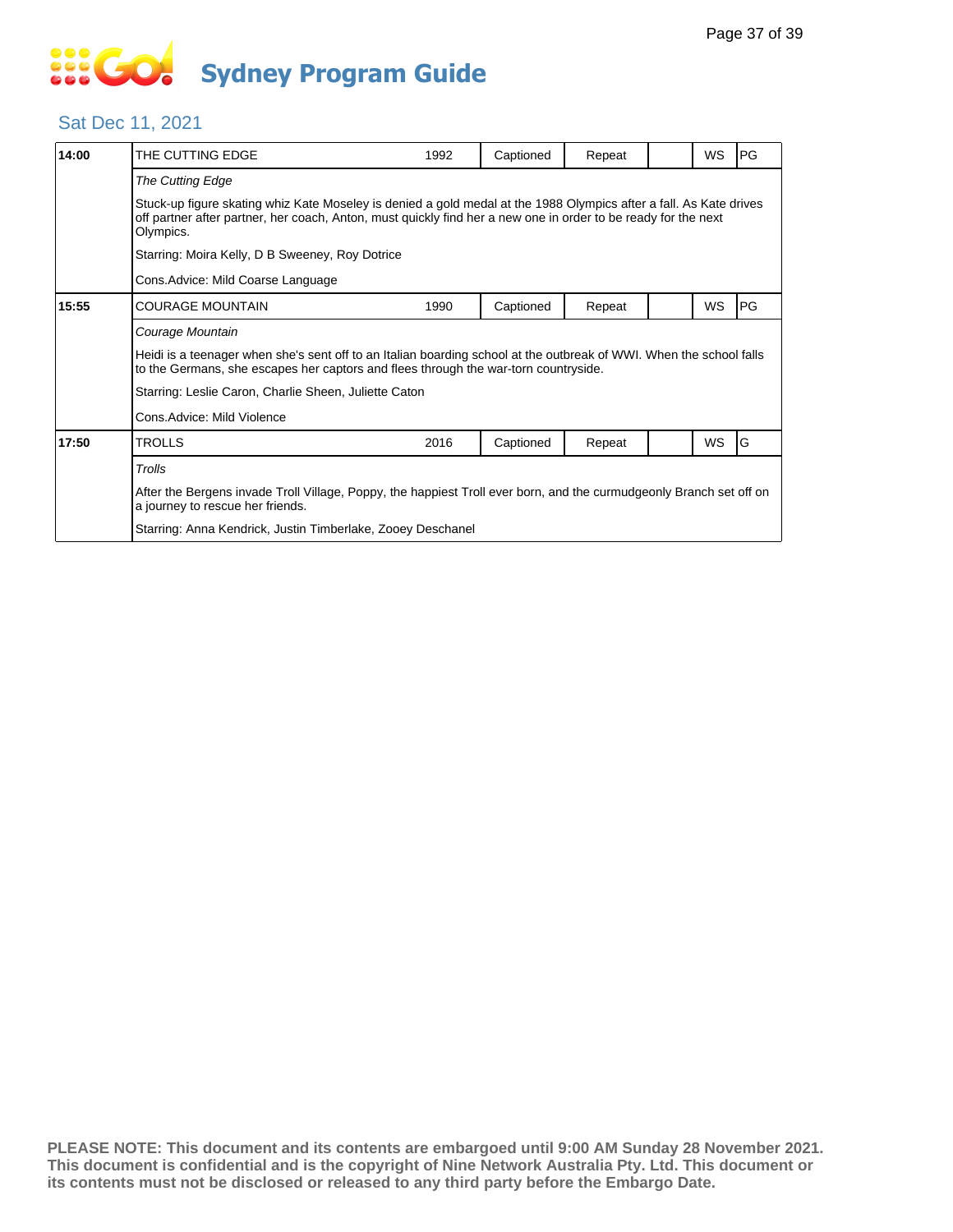# Sydney Program Guide

## Sat Dec 11, 2021

| | | | | | | | |
|---|---|---|---|---|---|---|---|
| **14:00** | THE CUTTING EDGE | 1992 | Captioned | Repeat | | WS | PG |

*The Cutting Edge*

Stuck-up figure skating whiz Kate Moseley is denied a gold medal at the 1988 Olympics after a fall. As Kate drives off partner after partner, her coach, Anton, must quickly find her a new one in order to be ready for the next Olympics.

Starring: Moira Kelly, D B Sweeney, Roy Dotrice

Cons.Advice: Mild Coarse Language

| | | | | | | | |
|---|---|---|---|---|---|---|---|
| **15:55** | COURAGE MOUNTAIN | 1990 | Captioned | Repeat | | WS | PG |

*Courage Mountain*

Heidi is a teenager when she's sent off to an Italian boarding school at the outbreak of WWI. When the school falls to the Germans, she escapes her captors and flees through the war-torn countryside.

Starring: Leslie Caron, Charlie Sheen, Juliette Caton

Cons.Advice: Mild Violence

| | | | | | | | |
|---|---|---|---|---|---|---|---|
| **17:50** | TROLLS | 2016 | Captioned | Repeat | | WS | G |

*Trolls*

After the Bergens invade Troll Village, Poppy, the happiest Troll ever born, and the curmudgeonly Branch set off on a journey to rescue her friends.

Starring: Anna Kendrick, Justin Timberlake, Zooey Deschanel

**PLEASE NOTE: This document and its contents are embargoed until 9:00 AM Sunday 28 November 2021. This document is confidential and is the copyright of Nine Network Australia Pty. Ltd. This document or its contents must not be disclosed or released to any third party before the Embargo Date.**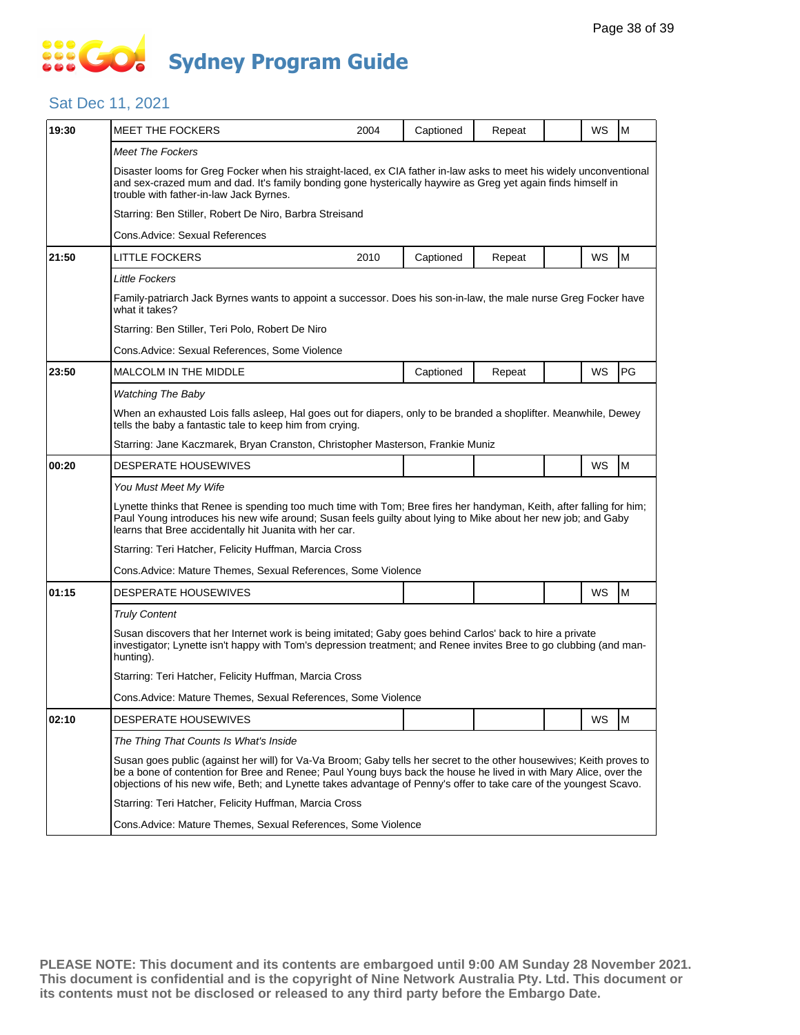# Sydney Program Guide

## Sat Dec 11, 2021

| Time | Program | Year | Captioned | Repeat | | WS | Rating |
|---|---|---|---|---|---|---|---|
| 19:30 | MEET THE FOCKERS | 2004 | Captioned | Repeat | | WS | M |
| | *Meet The Fockers* | | | | | | |
| | Disaster looms for Greg Focker when his straight-laced, ex CIA father in-law asks to meet his widely unconventional and sex-crazed mum and dad. It's family bonding gone hysterically haywire as Greg yet again finds himself in trouble with father-in-law Jack Byrnes. | | | | | | |
| | Starring: Ben Stiller, Robert De Niro, Barbra Streisand | | | | | | |
| | Cons.Advice: Sexual References | | | | | | |
| 21:50 | LITTLE FOCKERS | 2010 | Captioned | Repeat | | WS | M |
| | *Little Fockers* | | | | | | |
| | Family-patriarch Jack Byrnes wants to appoint a successor. Does his son-in-law, the male nurse Greg Focker have what it takes? | | | | | | |
| | Starring: Ben Stiller, Teri Polo, Robert De Niro | | | | | | |
| | Cons.Advice: Sexual References, Some Violence | | | | | | |
| 23:50 | MALCOLM IN THE MIDDLE | | Captioned | Repeat | | WS | PG |
| | *Watching The Baby* | | | | | | |
| | When an exhausted Lois falls asleep, Hal goes out for diapers, only to be branded a shoplifter. Meanwhile, Dewey tells the baby a fantastic tale to keep him from crying. | | | | | | |
| | Starring: Jane Kaczmarek, Bryan Cranston, Christopher Masterson, Frankie Muniz | | | | | | |
| 00:20 | DESPERATE HOUSEWIVES | | | | | WS | M |
| | *You Must Meet My Wife* | | | | | | |
| | Lynette thinks that Renee is spending too much time with Tom; Bree fires her handyman, Keith, after falling for him; Paul Young introduces his new wife around; Susan feels guilty about lying to Mike about her new job; and Gaby learns that Bree accidentally hit Juanita with her car. | | | | | | |
| | Starring: Teri Hatcher, Felicity Huffman, Marcia Cross | | | | | | |
| | Cons.Advice: Mature Themes, Sexual References, Some Violence | | | | | | |
| 01:15 | DESPERATE HOUSEWIVES | | | | | WS | M |
| | *Truly Content* | | | | | | |
| | Susan discovers that her Internet work is being imitated; Gaby goes behind Carlos' back to hire a private investigator; Lynette isn't happy with Tom's depression treatment; and Renee invites Bree to go clubbing (and man-hunting). | | | | | | |
| | Starring: Teri Hatcher, Felicity Huffman, Marcia Cross | | | | | | |
| | Cons.Advice: Mature Themes, Sexual References, Some Violence | | | | | | |
| 02:10 | DESPERATE HOUSEWIVES | | | | | WS | M |
| | *The Thing That Counts Is What's Inside* | | | | | | |
| | Susan goes public (against her will) for Va-Va Broom; Gaby tells her secret to the other housewives; Keith proves to be a bone of contention for Bree and Renee; Paul Young buys back the house he lived in with Mary Alice, over the objections of his new wife, Beth; and Lynette takes advantage of Penny's offer to take care of the youngest Scavo. | | | | | | |
| | Starring: Teri Hatcher, Felicity Huffman, Marcia Cross | | | | | | |
| | Cons.Advice: Mature Themes, Sexual References, Some Violence | | | | | | |

**PLEASE NOTE: This document and its contents are embargoed until 9:00 AM Sunday 28 November 2021. This document is confidential and is the copyright of Nine Network Australia Pty. Ltd. This document or its contents must not be disclosed or released to any third party before the Embargo Date.**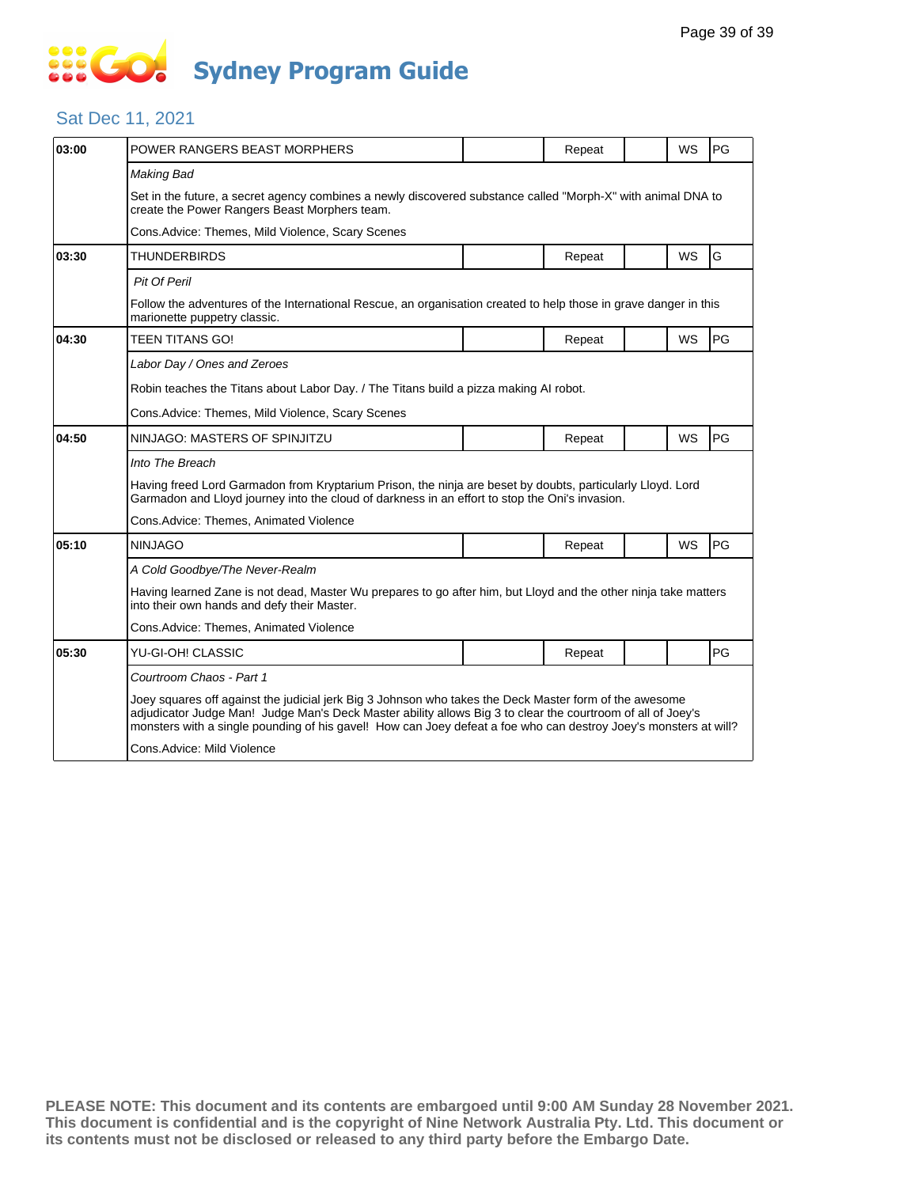# Sydney Program Guide

## Sat Dec 11, 2021

| | | | | | | |
|---|---|---|---|---|---|---|
| **03:00** | POWER RANGERS BEAST MORPHERS | | Repeat | | WS | PG |
| | *Making Bad* | | | | | |
| | Set in the future, a secret agency combines a newly discovered substance called "Morph-X" with animal DNA to create the Power Rangers Beast Morphers team. | | | | | |
| | Cons.Advice: Themes, Mild Violence, Scary Scenes | | | | | |
| **03:30** | THUNDERBIRDS | | Repeat | | WS | G |
| | *Pit Of Peril* | | | | | |
| | Follow the adventures of the International Rescue, an organisation created to help those in grave danger in this marionette puppetry classic. | | | | | |
| **04:30** | TEEN TITANS GO! | | Repeat | | WS | PG |
| | *Labor Day / Ones and Zeroes* | | | | | |
| | Robin teaches the Titans about Labor Day. / The Titans build a pizza making AI robot. | | | | | |
| | Cons.Advice: Themes, Mild Violence, Scary Scenes | | | | | |
| **04:50** | NINJAGO: MASTERS OF SPINJITZU | | Repeat | | WS | PG |
| | *Into The Breach* | | | | | |
| | Having freed Lord Garmadon from Kryptarium Prison, the ninja are beset by doubts, particularly Lloyd. Lord Garmadon and Lloyd journey into the cloud of darkness in an effort to stop the Oni's invasion. | | | | | |
| | Cons.Advice: Themes, Animated Violence | | | | | |
| **05:10** | NINJAGO | | Repeat | | WS | PG |
| | *A Cold Goodbye/The Never-Realm* | | | | | |
| | Having learned Zane is not dead, Master Wu prepares to go after him, but Lloyd and the other ninja take matters into their own hands and defy their Master. | | | | | |
| | Cons.Advice: Themes, Animated Violence | | | | | |
| **05:30** | YU-GI-OH! CLASSIC | | Repeat | | | PG |
| | *Courtroom Chaos - Part 1* | | | | | |
| | Joey squares off against the judicial jerk Big 3 Johnson who takes the Deck Master form of the awesome adjudicator Judge Man! Judge Man's Deck Master ability allows Big 3 to clear the courtroom of all of Joey's monsters with a single pounding of his gavel! How can Joey defeat a foe who can destroy Joey's monsters at will? | | | | | |
| | Cons.Advice: Mild Violence | | | | | |

**PLEASE NOTE: This document and its contents are embargoed until 9:00 AM Sunday 28 November 2021. This document is confidential and is the copyright of Nine Network Australia Pty. Ltd. This document or its contents must not be disclosed or released to any third party before the Embargo Date.**